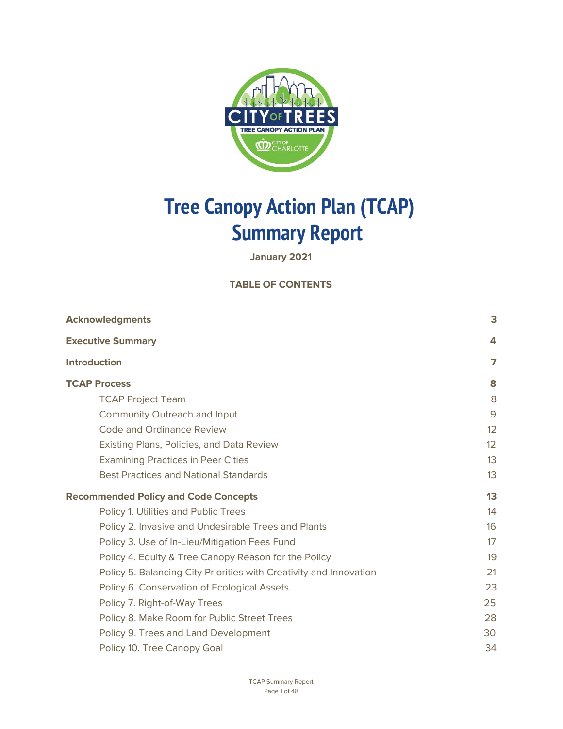# Tree Canopy Action Plan (TCAP)
# Summary Report

**January 2021**

**TABLE OF CONTENTS**

| | |
|---|---|
| **Acknowledgments** | **3** |
| **Executive Summary** | **4** |
| **Introduction** | **7** |
| **TCAP Process** | **8** |
| TCAP Project Team | 8 |
| Community Outreach and Input | 9 |
| Code and Ordinance Review | 12 |
| Existing Plans, Policies, and Data Review | 12 |
| Examining Practices in Peer Cities | 13 |
| Best Practices and National Standards | 13 |
| **Recommended Policy and Code Concepts** | **13** |
| Policy 1. Utilities and Public Trees | 14 |
| Policy 2. Invasive and Undesirable Trees and Plants | 16 |
| Policy 3. Use of In-Lieu/Mitigation Fees Fund | 17 |
| Policy 4. Equity & Tree Canopy Reason for the Policy | 19 |
| Policy 5. Balancing City Priorities with Creativity and Innovation | 21 |
| Policy 6. Conservation of Ecological Assets | 23 |
| Policy 7. Right-of-Way Trees | 25 |
| Policy 8. Make Room for Public Street Trees | 28 |
| Policy 9. Trees and Land Development | 30 |
| Policy 10. Tree Canopy Goal | 34 |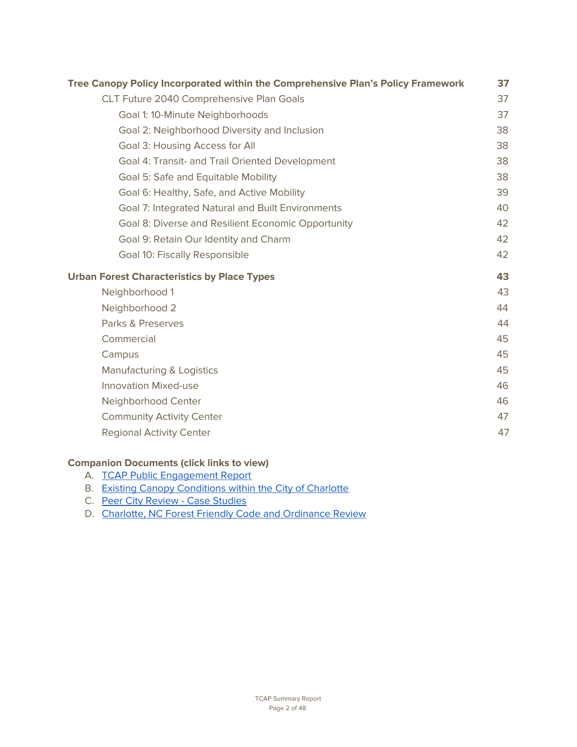| | |
| --- | --- |
| **Tree Canopy Policy Incorporated within the Comprehensive Plan's Policy Framework** | **37** |
| CLT Future 2040 Comprehensive Plan Goals | 37 |
| Goal 1: 10-Minute Neighborhoods | 37 |
| Goal 2: Neighborhood Diversity and Inclusion | 38 |
| Goal 3: Housing Access for All | 38 |
| Goal 4: Transit- and Trail Oriented Development | 38 |
| Goal 5: Safe and Equitable Mobility | 38 |
| Goal 6: Healthy, Safe, and Active Mobility | 39 |
| Goal 7: Integrated Natural and Built Environments | 40 |
| Goal 8: Diverse and Resilient Economic Opportunity | 42 |
| Goal 9: Retain Our Identity and Charm | 42 |
| Goal 10: Fiscally Responsible | 42 |
| **Urban Forest Characteristics by Place Types** | **43** |
| Neighborhood 1 | 43 |
| Neighborhood 2 | 44 |
| Parks & Preserves | 44 |
| Commercial | 45 |
| Campus | 45 |
| Manufacturing & Logistics | 45 |
| Innovation Mixed-use | 46 |
| Neighborhood Center | 46 |
| Community Activity Center | 47 |
| Regional Activity Center | 47 |

**Companion Documents (click links to view)**

A. TCAP Public Engagement Report
B. Existing Canopy Conditions within the City of Charlotte
C. Peer City Review - Case Studies
D. Charlotte, NC Forest Friendly Code and Ordinance Review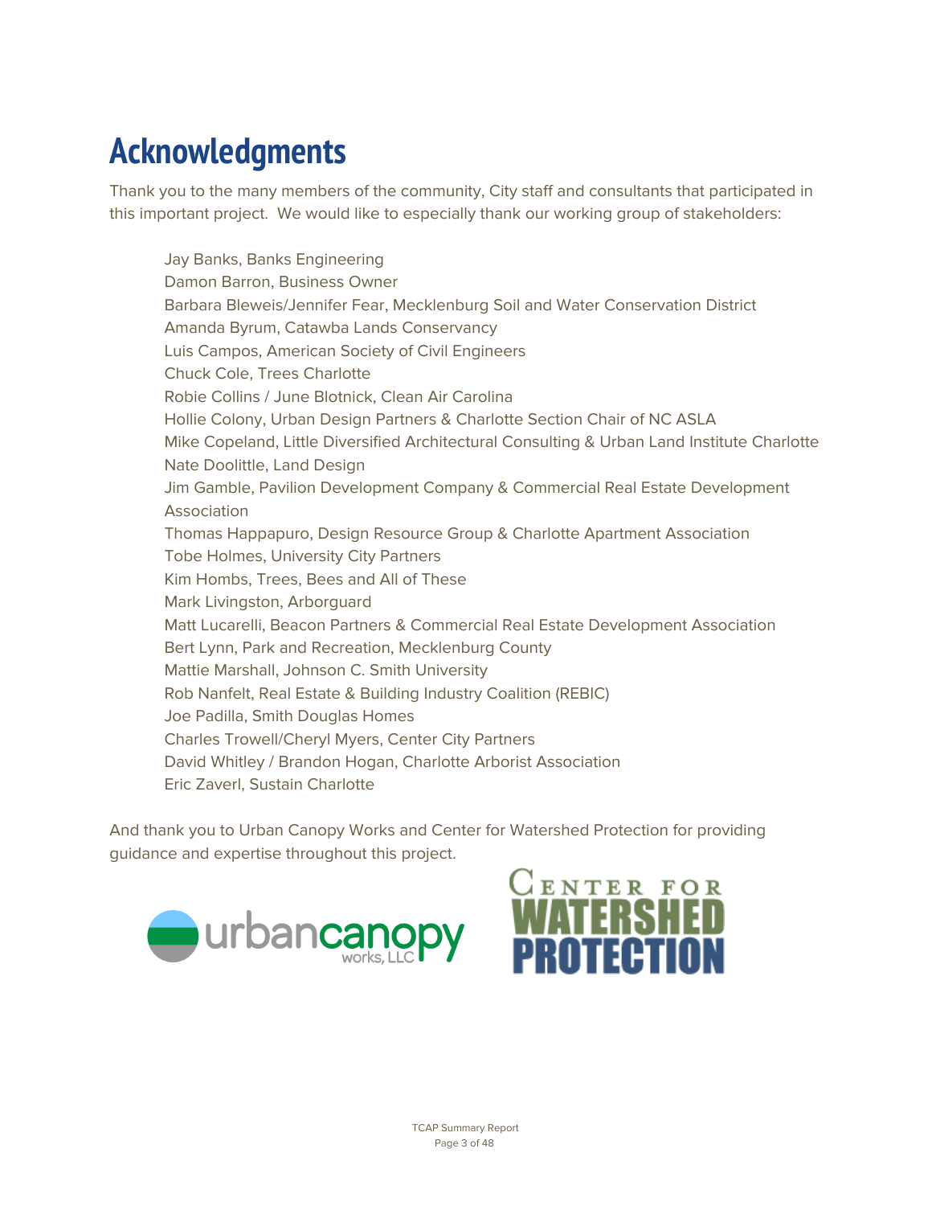# Acknowledgments

Thank you to the many members of the community, City staff and consultants that participated in this important project. We would like to especially thank our working group of stakeholders:

Jay Banks, Banks Engineering
Damon Barron, Business Owner
Barbara Bleweis/Jennifer Fear, Mecklenburg Soil and Water Conservation District
Amanda Byrum, Catawba Lands Conservancy
Luis Campos, American Society of Civil Engineers
Chuck Cole, Trees Charlotte
Robie Collins / June Blotnick, Clean Air Carolina
Hollie Colony, Urban Design Partners & Charlotte Section Chair of NC ASLA
Mike Copeland, Little Diversified Architectural Consulting & Urban Land Institute Charlotte
Nate Doolittle, Land Design
Jim Gamble, Pavilion Development Company & Commercial Real Estate Development Association
Thomas Happapuro, Design Resource Group & Charlotte Apartment Association
Tobe Holmes, University City Partners
Kim Hombs, Trees, Bees and All of These
Mark Livingston, Arborguard
Matt Lucarelli, Beacon Partners & Commercial Real Estate Development Association
Bert Lynn, Park and Recreation, Mecklenburg County
Mattie Marshall, Johnson C. Smith University
Rob Nanfelt, Real Estate & Building Industry Coalition (REBIC)
Joe Padilla, Smith Douglas Homes
Charles Trowell/Cheryl Myers, Center City Partners
David Whitley / Brandon Hogan, Charlotte Arborist Association
Eric Zaverl, Sustain Charlotte

And thank you to Urban Canopy Works and Center for Watershed Protection for providing guidance and expertise throughout this project.

urbancanopy works, LLC

Center for Watershed Protection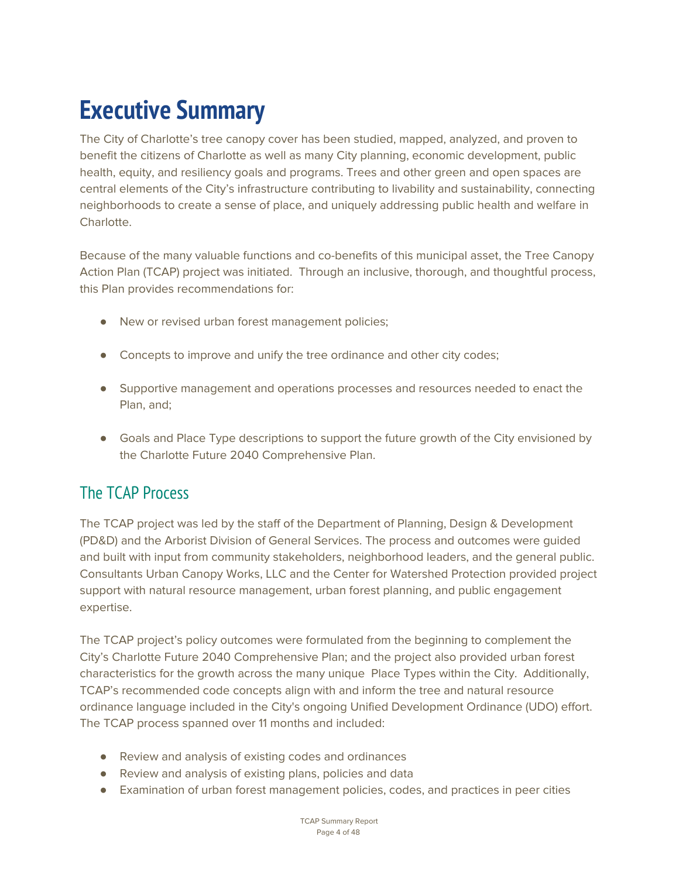# Executive Summary

The City of Charlotte's tree canopy cover has been studied, mapped, analyzed, and proven to benefit the citizens of Charlotte as well as many City planning, economic development, public health, equity, and resiliency goals and programs. Trees and other green and open spaces are central elements of the City's infrastructure contributing to livability and sustainability, connecting neighborhoods to create a sense of place, and uniquely addressing public health and welfare in Charlotte.

Because of the many valuable functions and co-benefits of this municipal asset, the Tree Canopy Action Plan (TCAP) project was initiated. Through an inclusive, thorough, and thoughtful process, this Plan provides recommendations for:

- New or revised urban forest management policies;
- Concepts to improve and unify the tree ordinance and other city codes;
- Supportive management and operations processes and resources needed to enact the Plan, and;
- Goals and Place Type descriptions to support the future growth of the City envisioned by the Charlotte Future 2040 Comprehensive Plan.

## The TCAP Process

The TCAP project was led by the staff of the Department of Planning, Design & Development (PD&D) and the Arborist Division of General Services. The process and outcomes were guided and built with input from community stakeholders, neighborhood leaders, and the general public. Consultants Urban Canopy Works, LLC and the Center for Watershed Protection provided project support with natural resource management, urban forest planning, and public engagement expertise.

The TCAP project's policy outcomes were formulated from the beginning to complement the City's Charlotte Future 2040 Comprehensive Plan; and the project also provided urban forest characteristics for the growth across the many unique Place Types within the City. Additionally, TCAP's recommended code concepts align with and inform the tree and natural resource ordinance language included in the City's ongoing Unified Development Ordinance (UDO) effort. The TCAP process spanned over 11 months and included:

- Review and analysis of existing codes and ordinances
- Review and analysis of existing plans, policies and data
- Examination of urban forest management policies, codes, and practices in peer cities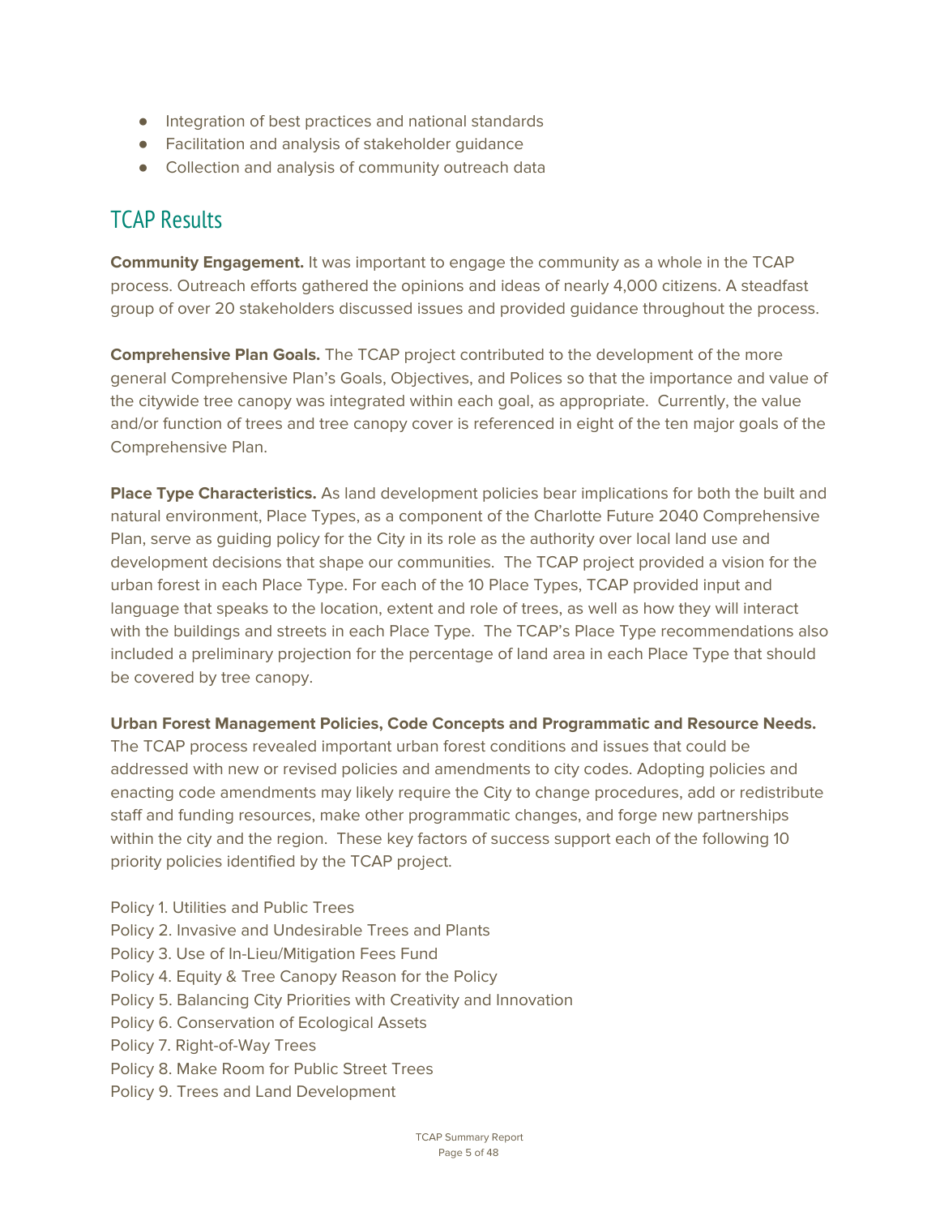- Integration of best practices and national standards
- Facilitation and analysis of stakeholder guidance
- Collection and analysis of community outreach data

## TCAP Results

**Community Engagement.** It was important to engage the community as a whole in the TCAP process. Outreach efforts gathered the opinions and ideas of nearly 4,000 citizens. A steadfast group of over 20 stakeholders discussed issues and provided guidance throughout the process.

**Comprehensive Plan Goals.** The TCAP project contributed to the development of the more general Comprehensive Plan's Goals, Objectives, and Polices so that the importance and value of the citywide tree canopy was integrated within each goal, as appropriate. Currently, the value and/or function of trees and tree canopy cover is referenced in eight of the ten major goals of the Comprehensive Plan.

**Place Type Characteristics.** As land development policies bear implications for both the built and natural environment, Place Types, as a component of the Charlotte Future 2040 Comprehensive Plan, serve as guiding policy for the City in its role as the authority over local land use and development decisions that shape our communities. The TCAP project provided a vision for the urban forest in each Place Type. For each of the 10 Place Types, TCAP provided input and language that speaks to the location, extent and role of trees, as well as how they will interact with the buildings and streets in each Place Type. The TCAP's Place Type recommendations also included a preliminary projection for the percentage of land area in each Place Type that should be covered by tree canopy.

**Urban Forest Management Policies, Code Concepts and Programmatic and Resource Needs.** The TCAP process revealed important urban forest conditions and issues that could be addressed with new or revised policies and amendments to city codes. Adopting policies and enacting code amendments may likely require the City to change procedures, add or redistribute staff and funding resources, make other programmatic changes, and forge new partnerships within the city and the region. These key factors of success support each of the following 10 priority policies identified by the TCAP project.

Policy 1. Utilities and Public Trees
Policy 2. Invasive and Undesirable Trees and Plants
Policy 3. Use of In-Lieu/Mitigation Fees Fund
Policy 4. Equity & Tree Canopy Reason for the Policy
Policy 5. Balancing City Priorities with Creativity and Innovation
Policy 6. Conservation of Ecological Assets
Policy 7. Right-of-Way Trees
Policy 8. Make Room for Public Street Trees
Policy 9. Trees and Land Development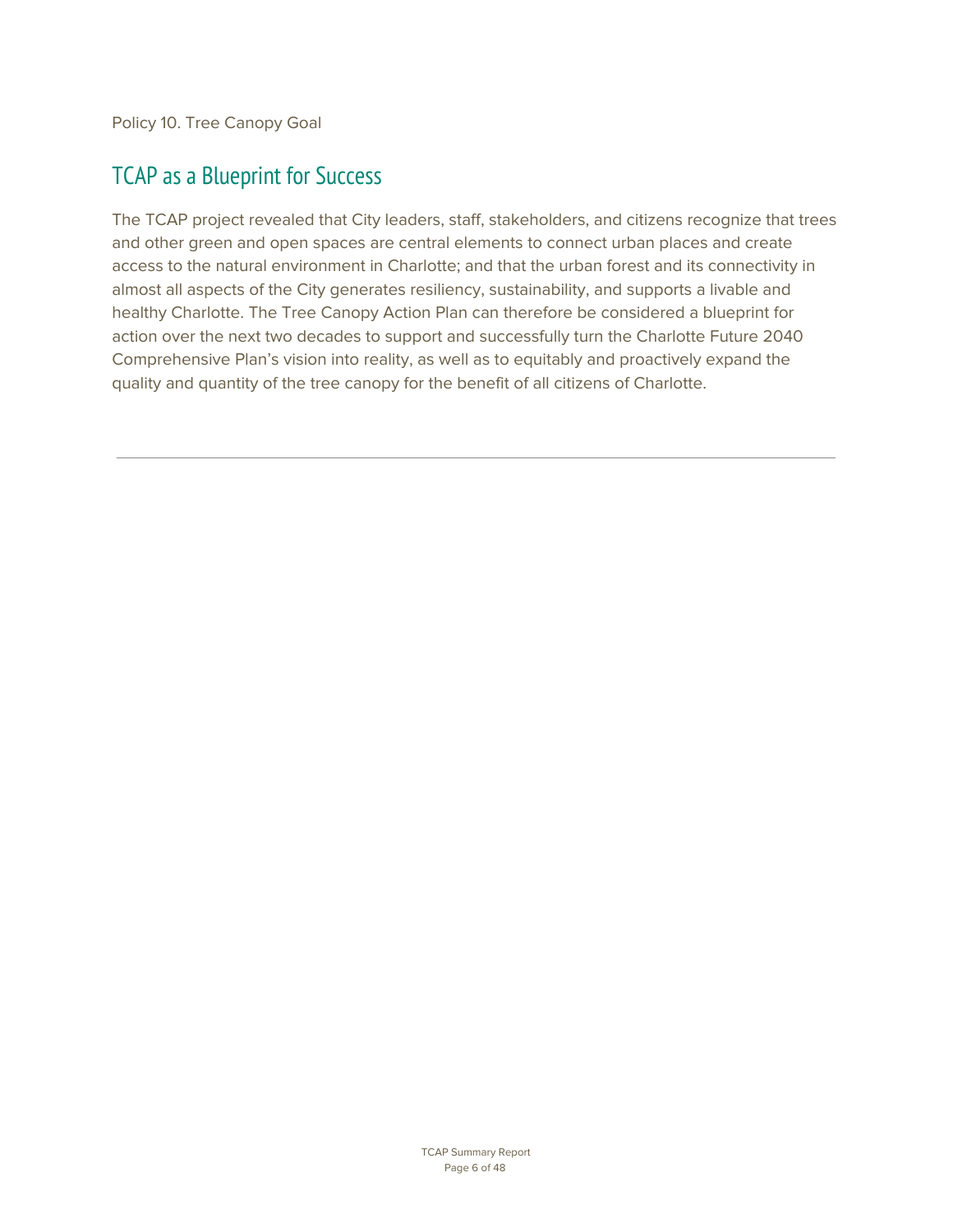Policy 10. Tree Canopy Goal

## TCAP as a Blueprint for Success

The TCAP project revealed that City leaders, staff, stakeholders, and citizens recognize that trees and other green and open spaces are central elements to connect urban places and create access to the natural environment in Charlotte; and that the urban forest and its connectivity in almost all aspects of the City generates resiliency, sustainability, and supports a livable and healthy Charlotte. The Tree Canopy Action Plan can therefore be considered a blueprint for action over the next two decades to support and successfully turn the Charlotte Future 2040 Comprehensive Plan's vision into reality, as well as to equitably and proactively expand the quality and quantity of the tree canopy for the benefit of all citizens of Charlotte.

---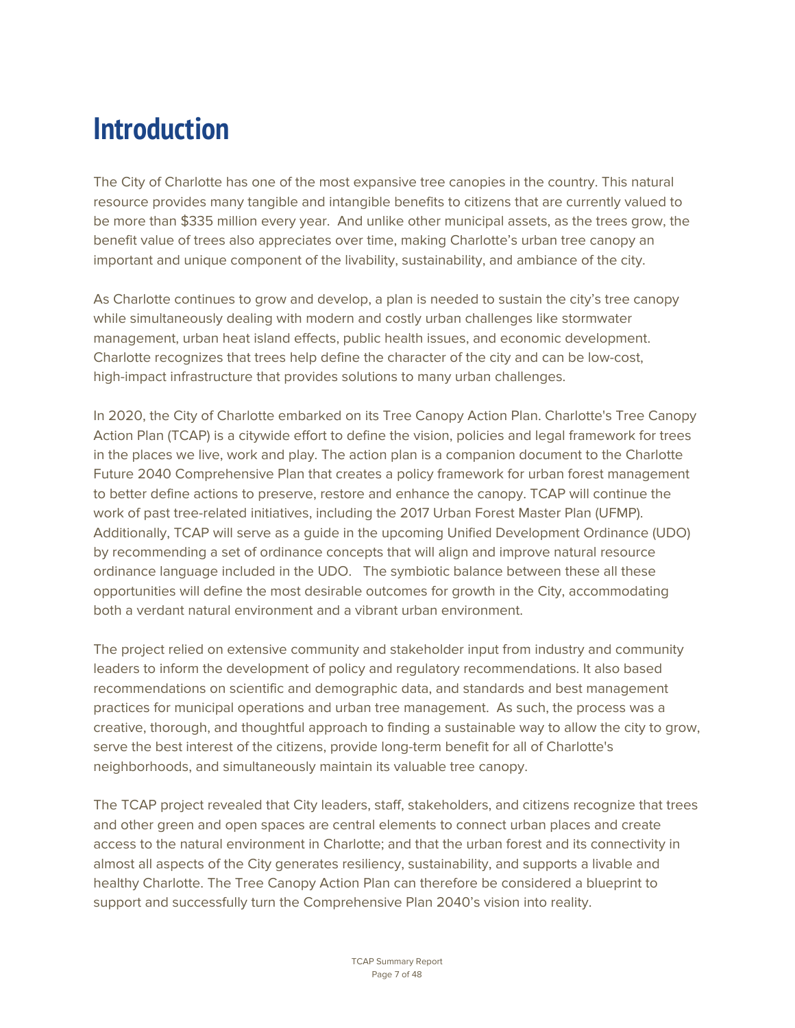# Introduction

The City of Charlotte has one of the most expansive tree canopies in the country. This natural resource provides many tangible and intangible benefits to citizens that are currently valued to be more than $335 million every year. And unlike other municipal assets, as the trees grow, the benefit value of trees also appreciates over time, making Charlotte's urban tree canopy an important and unique component of the livability, sustainability, and ambiance of the city.

As Charlotte continues to grow and develop, a plan is needed to sustain the city's tree canopy while simultaneously dealing with modern and costly urban challenges like stormwater management, urban heat island effects, public health issues, and economic development. Charlotte recognizes that trees help define the character of the city and can be low-cost, high-impact infrastructure that provides solutions to many urban challenges.

In 2020, the City of Charlotte embarked on its Tree Canopy Action Plan. Charlotte's Tree Canopy Action Plan (TCAP) is a citywide effort to define the vision, policies and legal framework for trees in the places we live, work and play. The action plan is a companion document to the Charlotte Future 2040 Comprehensive Plan that creates a policy framework for urban forest management to better define actions to preserve, restore and enhance the canopy. TCAP will continue the work of past tree-related initiatives, including the 2017 Urban Forest Master Plan (UFMP). Additionally, TCAP will serve as a guide in the upcoming Unified Development Ordinance (UDO) by recommending a set of ordinance concepts that will align and improve natural resource ordinance language included in the UDO. The symbiotic balance between these all these opportunities will define the most desirable outcomes for growth in the City, accommodating both a verdant natural environment and a vibrant urban environment.

The project relied on extensive community and stakeholder input from industry and community leaders to inform the development of policy and regulatory recommendations. It also based recommendations on scientific and demographic data, and standards and best management practices for municipal operations and urban tree management. As such, the process was a creative, thorough, and thoughtful approach to finding a sustainable way to allow the city to grow, serve the best interest of the citizens, provide long-term benefit for all of Charlotte's neighborhoods, and simultaneously maintain its valuable tree canopy.

The TCAP project revealed that City leaders, staff, stakeholders, and citizens recognize that trees and other green and open spaces are central elements to connect urban places and create access to the natural environment in Charlotte; and that the urban forest and its connectivity in almost all aspects of the City generates resiliency, sustainability, and supports a livable and healthy Charlotte. The Tree Canopy Action Plan can therefore be considered a blueprint to support and successfully turn the Comprehensive Plan 2040's vision into reality.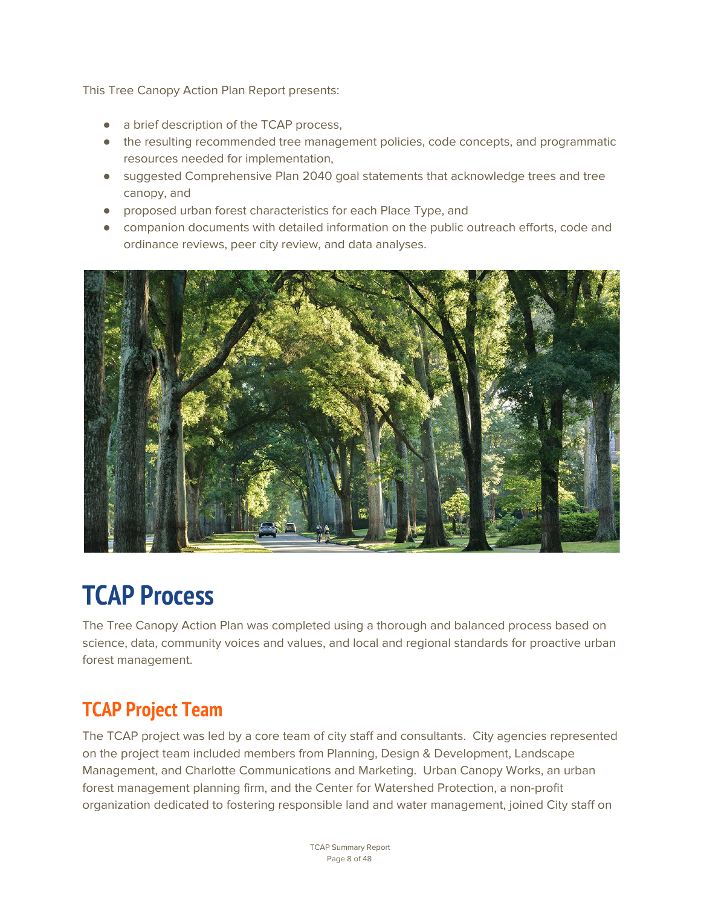This Tree Canopy Action Plan Report presents:

- a brief description of the TCAP process,
- the resulting recommended tree management policies, code concepts, and programmatic resources needed for implementation,
- suggested Comprehensive Plan 2040 goal statements that acknowledge trees and tree canopy, and
- proposed urban forest characteristics for each Place Type, and
- companion documents with detailed information on the public outreach efforts, code and ordinance reviews, peer city review, and data analyses.

# TCAP Process

The Tree Canopy Action Plan was completed using a thorough and balanced process based on science, data, community voices and values, and local and regional standards for proactive urban forest management.

## TCAP Project Team

The TCAP project was led by a core team of city staff and consultants. City agencies represented on the project team included members from Planning, Design & Development, Landscape Management, and Charlotte Communications and Marketing. Urban Canopy Works, an urban forest management planning firm, and the Center for Watershed Protection, a non-profit organization dedicated to fostering responsible land and water management, joined City staff on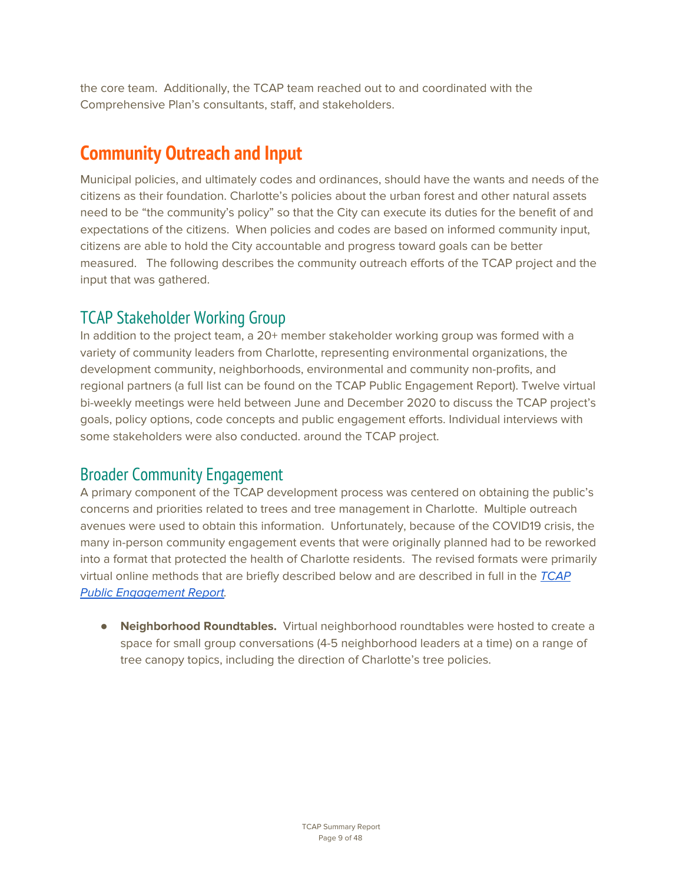the core team. Additionally, the TCAP team reached out to and coordinated with the Comprehensive Plan's consultants, staff, and stakeholders.

# Community Outreach and Input

Municipal policies, and ultimately codes and ordinances, should have the wants and needs of the citizens as their foundation. Charlotte's policies about the urban forest and other natural assets need to be "the community's policy" so that the City can execute its duties for the benefit of and expectations of the citizens. When policies and codes are based on informed community input, citizens are able to hold the City accountable and progress toward goals can be better measured. The following describes the community outreach efforts of the TCAP project and the input that was gathered.

## TCAP Stakeholder Working Group

In addition to the project team, a 20+ member stakeholder working group was formed with a variety of community leaders from Charlotte, representing environmental organizations, the development community, neighborhoods, environmental and community non-profits, and regional partners (a full list can be found on the TCAP Public Engagement Report). Twelve virtual bi-weekly meetings were held between June and December 2020 to discuss the TCAP project's goals, policy options, code concepts and public engagement efforts. Individual interviews with some stakeholders were also conducted. around the TCAP project.

## Broader Community Engagement

A primary component of the TCAP development process was centered on obtaining the public's concerns and priorities related to trees and tree management in Charlotte. Multiple outreach avenues were used to obtain this information. Unfortunately, because of the COVID19 crisis, the many in-person community engagement events that were originally planned had to be reworked into a format that protected the health of Charlotte residents. The revised formats were primarily virtual online methods that are briefly described below and are described in full in the *TCAP Public Engagement Report*.

- **Neighborhood Roundtables.** Virtual neighborhood roundtables were hosted to create a space for small group conversations (4-5 neighborhood leaders at a time) on a range of tree canopy topics, including the direction of Charlotte's tree policies.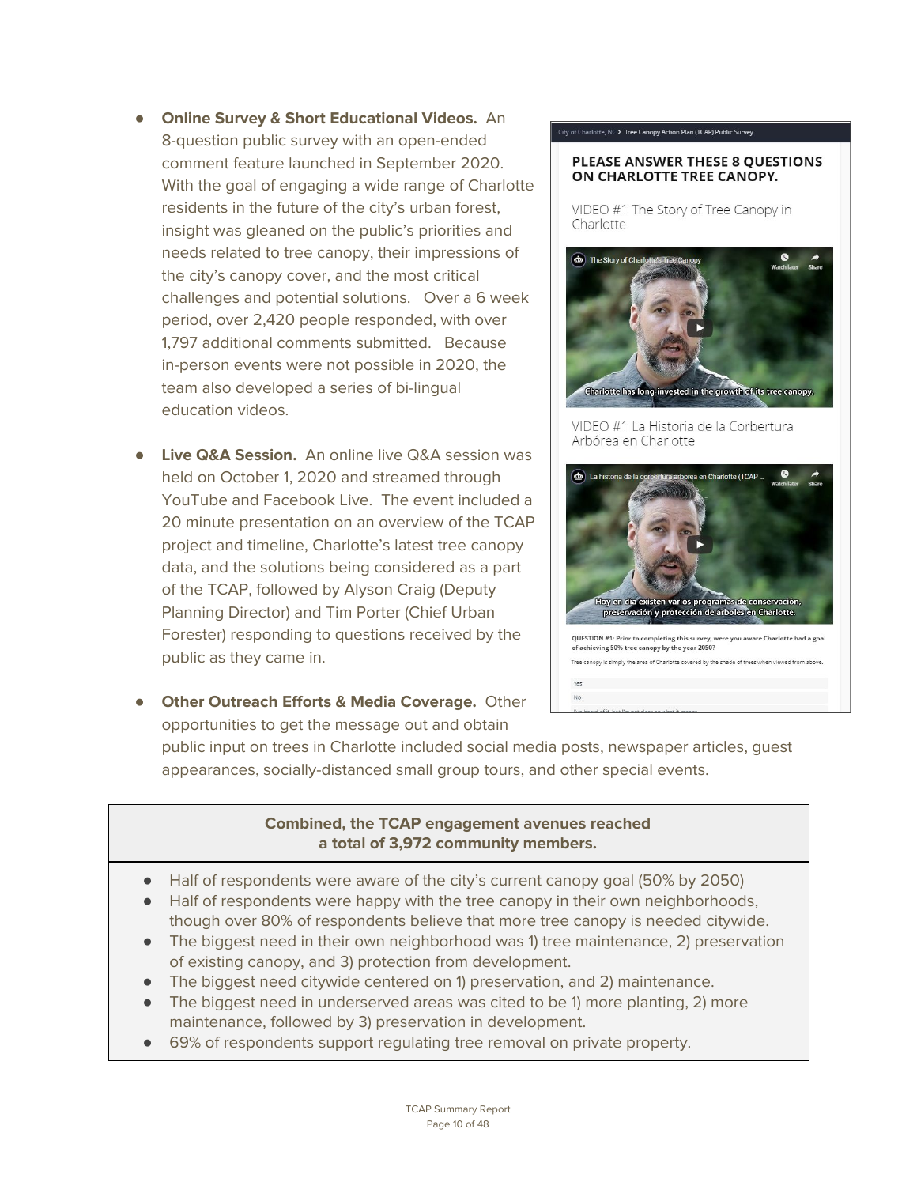- **Online Survey & Short Educational Videos.** An 8-question public survey with an open-ended comment feature launched in September 2020. With the goal of engaging a wide range of Charlotte residents in the future of the city's urban forest, insight was gleaned on the public's priorities and needs related to tree canopy, their impressions of the city's canopy cover, and the most critical challenges and potential solutions. Over a 6 week period, over 2,420 people responded, with over 1,797 additional comments submitted. Because in-person events were not possible in 2020, the team also developed a series of bi-lingual education videos.

- **Live Q&A Session.** An online live Q&A session was held on October 1, 2020 and streamed through YouTube and Facebook Live. The event included a 20 minute presentation on an overview of the TCAP project and timeline, Charlotte's latest tree canopy data, and the solutions being considered as a part of the TCAP, followed by Alyson Craig (Deputy Planning Director) and Tim Porter (Chief Urban Forester) responding to questions received by the public as they came in.

- **Other Outreach Efforts & Media Coverage.** Other opportunities to get the message out and obtain public input on trees in Charlotte included social media posts, newspaper articles, guest appearances, socially-distanced small group tours, and other special events.

**Combined, the TCAP engagement avenues reached a total of 3,972 community members.**

- Half of respondents were aware of the city's current canopy goal (50% by 2050)
- Half of respondents were happy with the tree canopy in their own neighborhoods, though over 80% of respondents believe that more tree canopy is needed citywide.
- The biggest need in their own neighborhood was 1) tree maintenance, 2) preservation of existing canopy, and 3) protection from development.
- The biggest need citywide centered on 1) preservation, and 2) maintenance.
- The biggest need in underserved areas was cited to be 1) more planting, 2) more maintenance, followed by 3) preservation in development.
- 69% of respondents support regulating tree removal on private property.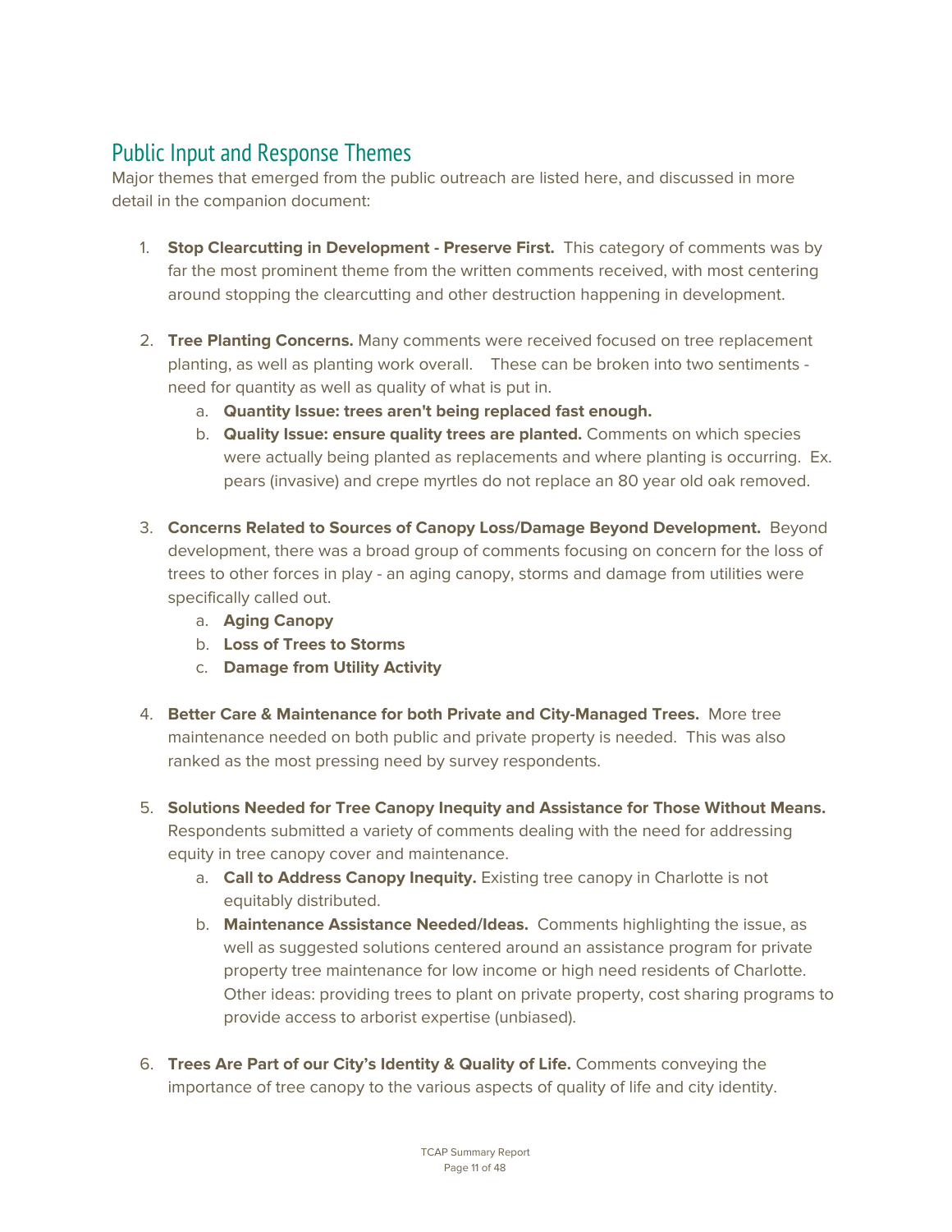## Public Input and Response Themes

Major themes that emerged from the public outreach are listed here, and discussed in more detail in the companion document:

1. **Stop Clearcutting in Development - Preserve First.** This category of comments was by far the most prominent theme from the written comments received, with most centering around stopping the clearcutting and other destruction happening in development.

2. **Tree Planting Concerns.** Many comments were received focused on tree replacement planting, as well as planting work overall. These can be broken into two sentiments - need for quantity as well as quality of what is put in.
    a. **Quantity Issue: trees aren't being replaced fast enough.**
    b. **Quality Issue: ensure quality trees are planted.** Comments on which species were actually being planted as replacements and where planting is occurring. Ex. pears (invasive) and crepe myrtles do not replace an 80 year old oak removed.

3. **Concerns Related to Sources of Canopy Loss/Damage Beyond Development.** Beyond development, there was a broad group of comments focusing on concern for the loss of trees to other forces in play - an aging canopy, storms and damage from utilities were specifically called out.
    a. **Aging Canopy**
    b. **Loss of Trees to Storms**
    c. **Damage from Utility Activity**

4. **Better Care & Maintenance for both Private and City-Managed Trees.** More tree maintenance needed on both public and private property is needed. This was also ranked as the most pressing need by survey respondents.

5. **Solutions Needed for Tree Canopy Inequity and Assistance for Those Without Means.** Respondents submitted a variety of comments dealing with the need for addressing equity in tree canopy cover and maintenance.
    a. **Call to Address Canopy Inequity.** Existing tree canopy in Charlotte is not equitably distributed.
    b. **Maintenance Assistance Needed/Ideas.** Comments highlighting the issue, as well as suggested solutions centered around an assistance program for private property tree maintenance for low income or high need residents of Charlotte. Other ideas: providing trees to plant on private property, cost sharing programs to provide access to arborist expertise (unbiased).

6. **Trees Are Part of our City's Identity & Quality of Life.** Comments conveying the importance of tree canopy to the various aspects of quality of life and city identity.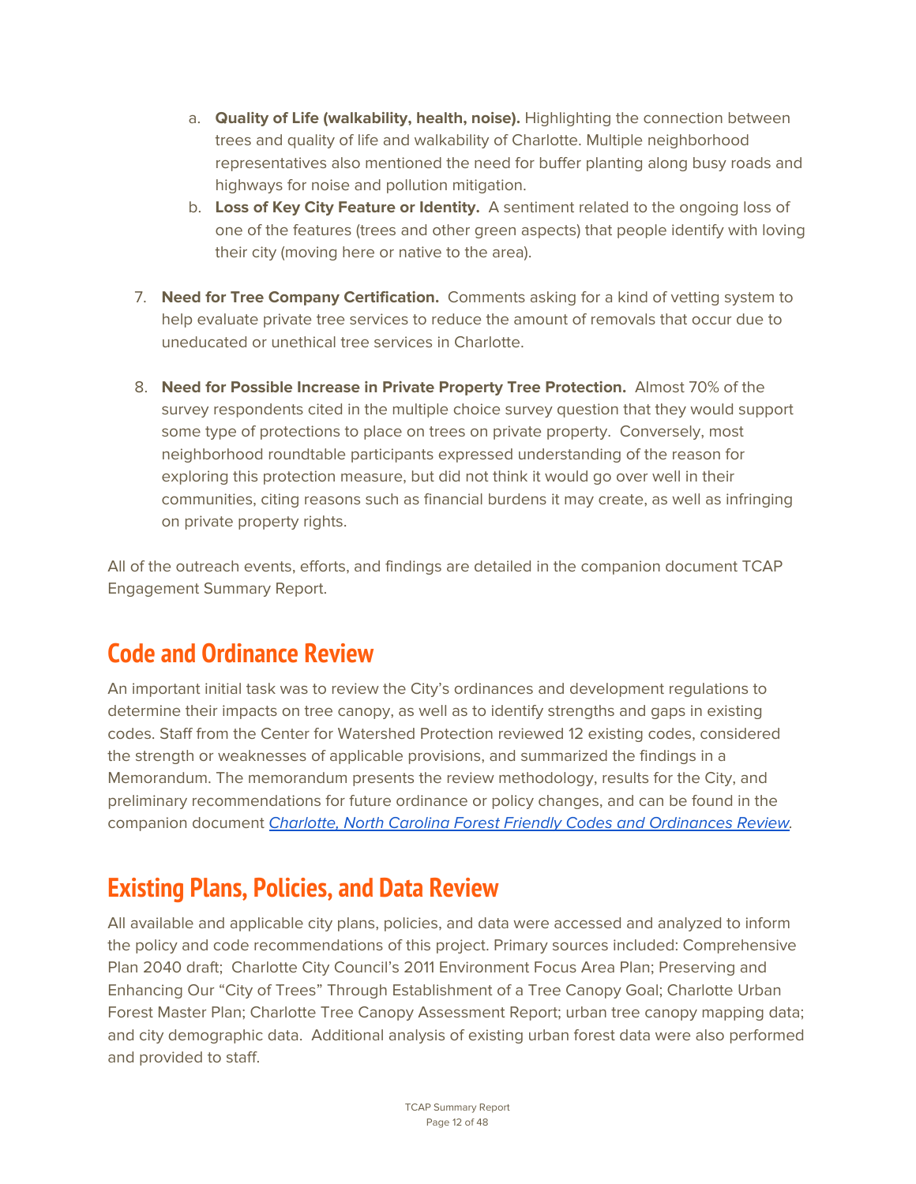a. **Quality of Life (walkability, health, noise).** Highlighting the connection between trees and quality of life and walkability of Charlotte. Multiple neighborhood representatives also mentioned the need for buffer planting along busy roads and highways for noise and pollution mitigation.
   b. **Loss of Key City Feature or Identity.** A sentiment related to the ongoing loss of one of the features (trees and other green aspects) that people identify with loving their city (moving here or native to the area).

7. **Need for Tree Company Certification.** Comments asking for a kind of vetting system to help evaluate private tree services to reduce the amount of removals that occur due to uneducated or unethical tree services in Charlotte.

8. **Need for Possible Increase in Private Property Tree Protection.** Almost 70% of the survey respondents cited in the multiple choice survey question that they would support some type of protections to place on trees on private property. Conversely, most neighborhood roundtable participants expressed understanding of the reason for exploring this protection measure, but did not think it would go over well in their communities, citing reasons such as financial burdens it may create, as well as infringing on private property rights.

All of the outreach events, efforts, and findings are detailed in the companion document TCAP Engagement Summary Report.

## Code and Ordinance Review

An important initial task was to review the City's ordinances and development regulations to determine their impacts on tree canopy, as well as to identify strengths and gaps in existing codes. Staff from the Center for Watershed Protection reviewed 12 existing codes, considered the strength or weaknesses of applicable provisions, and summarized the findings in a Memorandum. The memorandum presents the review methodology, results for the City, and preliminary recommendations for future ordinance or policy changes, and can be found in the companion document *Charlotte, North Carolina Forest Friendly Codes and Ordinances Review*.

## Existing Plans, Policies, and Data Review

All available and applicable city plans, policies, and data were accessed and analyzed to inform the policy and code recommendations of this project. Primary sources included: Comprehensive Plan 2040 draft; Charlotte City Council's 2011 Environment Focus Area Plan; Preserving and Enhancing Our "City of Trees" Through Establishment of a Tree Canopy Goal; Charlotte Urban Forest Master Plan; Charlotte Tree Canopy Assessment Report; urban tree canopy mapping data; and city demographic data. Additional analysis of existing urban forest data were also performed and provided to staff.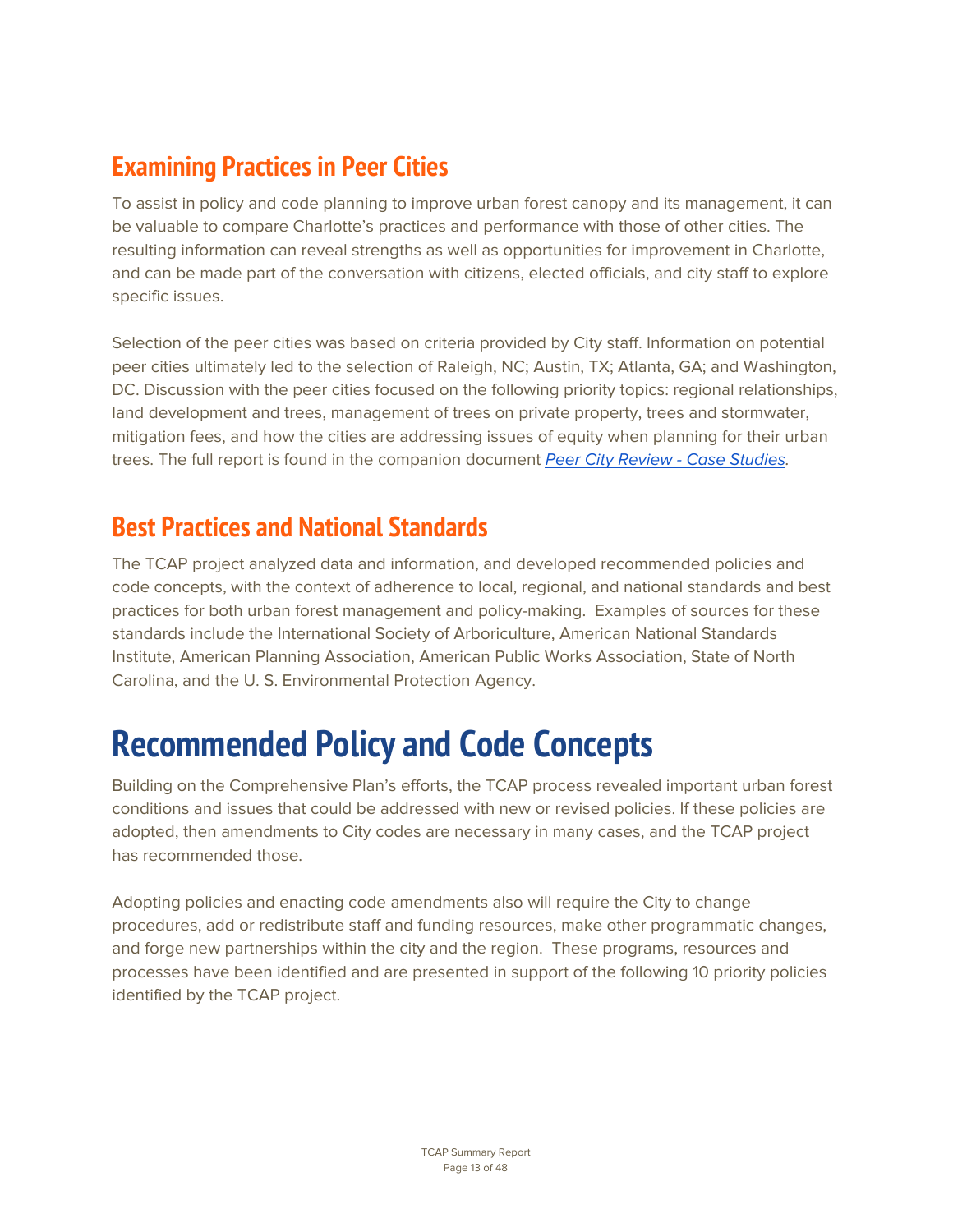## Examining Practices in Peer Cities

To assist in policy and code planning to improve urban forest canopy and its management, it can be valuable to compare Charlotte's practices and performance with those of other cities. The resulting information can reveal strengths as well as opportunities for improvement in Charlotte, and can be made part of the conversation with citizens, elected officials, and city staff to explore specific issues.

Selection of the peer cities was based on criteria provided by City staff. Information on potential peer cities ultimately led to the selection of Raleigh, NC; Austin, TX; Atlanta, GA; and Washington, DC. Discussion with the peer cities focused on the following priority topics: regional relationships, land development and trees, management of trees on private property, trees and stormwater, mitigation fees, and how the cities are addressing issues of equity when planning for their urban trees. The full report is found in the companion document *Peer City Review - Case Studies*.

## Best Practices and National Standards

The TCAP project analyzed data and information, and developed recommended policies and code concepts, with the context of adherence to local, regional, and national standards and best practices for both urban forest management and policy-making. Examples of sources for these standards include the International Society of Arboriculture, American National Standards Institute, American Planning Association, American Public Works Association, State of North Carolina, and the U. S. Environmental Protection Agency.

# Recommended Policy and Code Concepts

Building on the Comprehensive Plan's efforts, the TCAP process revealed important urban forest conditions and issues that could be addressed with new or revised policies. If these policies are adopted, then amendments to City codes are necessary in many cases, and the TCAP project has recommended those.

Adopting policies and enacting code amendments also will require the City to change procedures, add or redistribute staff and funding resources, make other programmatic changes, and forge new partnerships within the city and the region. These programs, resources and processes have been identified and are presented in support of the following 10 priority policies identified by the TCAP project.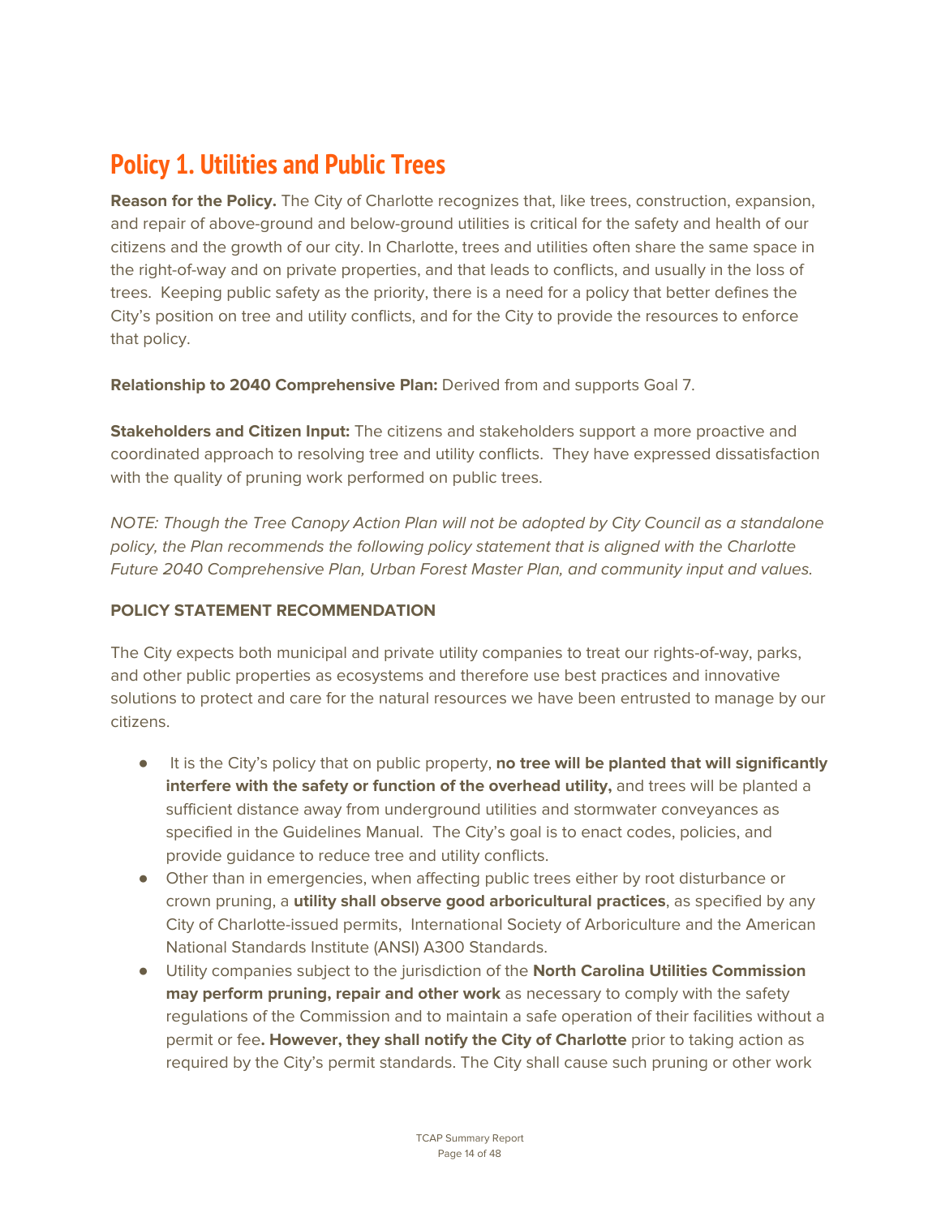## Policy 1. Utilities and Public Trees

**Reason for the Policy.** The City of Charlotte recognizes that, like trees, construction, expansion, and repair of above-ground and below-ground utilities is critical for the safety and health of our citizens and the growth of our city. In Charlotte, trees and utilities often share the same space in the right-of-way and on private properties, and that leads to conflicts, and usually in the loss of trees. Keeping public safety as the priority, there is a need for a policy that better defines the City's position on tree and utility conflicts, and for the City to provide the resources to enforce that policy.

**Relationship to 2040 Comprehensive Plan:** Derived from and supports Goal 7.

**Stakeholders and Citizen Input:** The citizens and stakeholders support a more proactive and coordinated approach to resolving tree and utility conflicts. They have expressed dissatisfaction with the quality of pruning work performed on public trees.

*NOTE: Though the Tree Canopy Action Plan will not be adopted by City Council as a standalone policy, the Plan recommends the following policy statement that is aligned with the Charlotte Future 2040 Comprehensive Plan, Urban Forest Master Plan, and community input and values.*

**POLICY STATEMENT RECOMMENDATION**

The City expects both municipal and private utility companies to treat our rights-of-way, parks, and other public properties as ecosystems and therefore use best practices and innovative solutions to protect and care for the natural resources we have been entrusted to manage by our citizens.

- It is the City's policy that on public property, **no tree will be planted that will significantly interfere with the safety or function of the overhead utility,** and trees will be planted a sufficient distance away from underground utilities and stormwater conveyances as specified in the Guidelines Manual. The City's goal is to enact codes, policies, and provide guidance to reduce tree and utility conflicts.
- Other than in emergencies, when affecting public trees either by root disturbance or crown pruning, a **utility shall observe good arboricultural practices**, as specified by any City of Charlotte-issued permits, International Society of Arboriculture and the American National Standards Institute (ANSI) A300 Standards.
- Utility companies subject to the jurisdiction of the **North Carolina Utilities Commission may perform pruning, repair and other work** as necessary to comply with the safety regulations of the Commission and to maintain a safe operation of their facilities without a permit or fee**. However, they shall notify the City of Charlotte** prior to taking action as required by the City's permit standards. The City shall cause such pruning or other work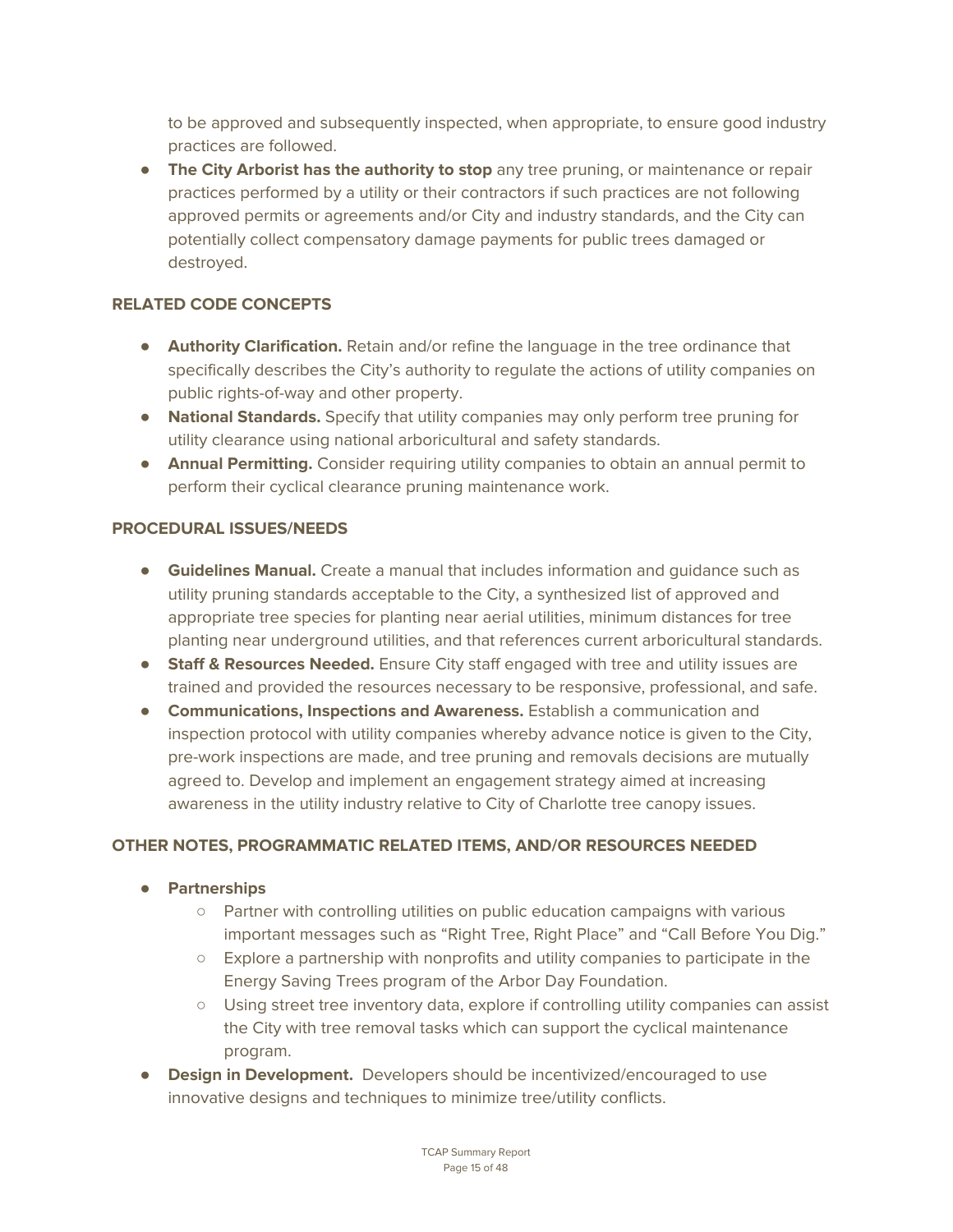to be approved and subsequently inspected, when appropriate, to ensure good industry practices are followed.

- **The City Arborist has the authority to stop** any tree pruning, or maintenance or repair practices performed by a utility or their contractors if such practices are not following approved permits or agreements and/or City and industry standards, and the City can potentially collect compensatory damage payments for public trees damaged or destroyed.

### RELATED CODE CONCEPTS

- **Authority Clarification.** Retain and/or refine the language in the tree ordinance that specifically describes the City's authority to regulate the actions of utility companies on public rights-of-way and other property.
- **National Standards.** Specify that utility companies may only perform tree pruning for utility clearance using national arboricultural and safety standards.
- **Annual Permitting.** Consider requiring utility companies to obtain an annual permit to perform their cyclical clearance pruning maintenance work.

### PROCEDURAL ISSUES/NEEDS

- **Guidelines Manual.** Create a manual that includes information and guidance such as utility pruning standards acceptable to the City, a synthesized list of approved and appropriate tree species for planting near aerial utilities, minimum distances for tree planting near underground utilities, and that references current arboricultural standards.
- **Staff & Resources Needed.** Ensure City staff engaged with tree and utility issues are trained and provided the resources necessary to be responsive, professional, and safe.
- **Communications, Inspections and Awareness.** Establish a communication and inspection protocol with utility companies whereby advance notice is given to the City, pre-work inspections are made, and tree pruning and removals decisions are mutually agreed to. Develop and implement an engagement strategy aimed at increasing awareness in the utility industry relative to City of Charlotte tree canopy issues.

### OTHER NOTES, PROGRAMMATIC RELATED ITEMS, AND/OR RESOURCES NEEDED

- **Partnerships**
  - Partner with controlling utilities on public education campaigns with various important messages such as "Right Tree, Right Place" and "Call Before You Dig."
  - Explore a partnership with nonprofits and utility companies to participate in the Energy Saving Trees program of the Arbor Day Foundation.
  - Using street tree inventory data, explore if controlling utility companies can assist the City with tree removal tasks which can support the cyclical maintenance program.
- **Design in Development.** Developers should be incentivized/encouraged to use innovative designs and techniques to minimize tree/utility conflicts.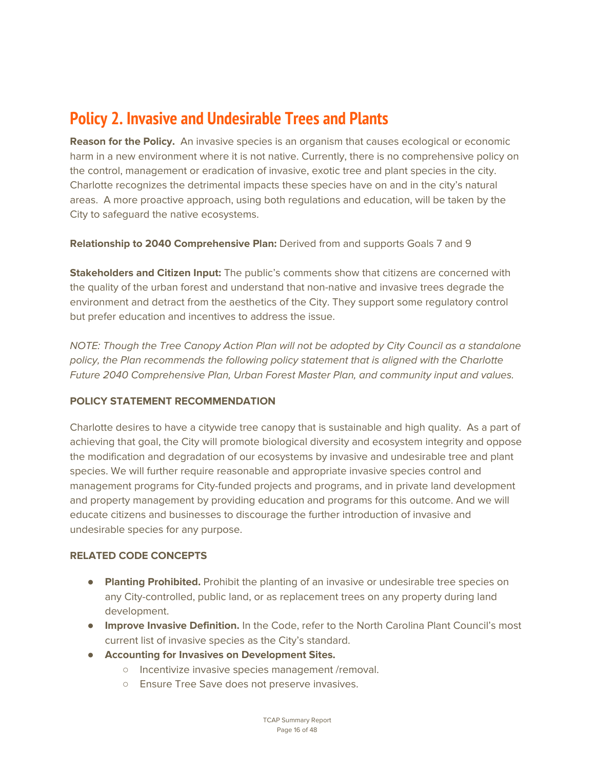## Policy 2. Invasive and Undesirable Trees and Plants

**Reason for the Policy.** An invasive species is an organism that causes ecological or economic harm in a new environment where it is not native. Currently, there is no comprehensive policy on the control, management or eradication of invasive, exotic tree and plant species in the city. Charlotte recognizes the detrimental impacts these species have on and in the city's natural areas. A more proactive approach, using both regulations and education, will be taken by the City to safeguard the native ecosystems.

**Relationship to 2040 Comprehensive Plan:** Derived from and supports Goals 7 and 9

**Stakeholders and Citizen Input:** The public's comments show that citizens are concerned with the quality of the urban forest and understand that non-native and invasive trees degrade the environment and detract from the aesthetics of the City. They support some regulatory control but prefer education and incentives to address the issue.

*NOTE: Though the Tree Canopy Action Plan will not be adopted by City Council as a standalone policy, the Plan recommends the following policy statement that is aligned with the Charlotte Future 2040 Comprehensive Plan, Urban Forest Master Plan, and community input and values.*

**POLICY STATEMENT RECOMMENDATION**

Charlotte desires to have a citywide tree canopy that is sustainable and high quality. As a part of achieving that goal, the City will promote biological diversity and ecosystem integrity and oppose the modification and degradation of our ecosystems by invasive and undesirable tree and plant species. We will further require reasonable and appropriate invasive species control and management programs for City-funded projects and programs, and in private land development and property management by providing education and programs for this outcome. And we will educate citizens and businesses to discourage the further introduction of invasive and undesirable species for any purpose.

**RELATED CODE CONCEPTS**

- **Planting Prohibited.** Prohibit the planting of an invasive or undesirable tree species on any City-controlled, public land, or as replacement trees on any property during land development.
- **Improve Invasive Definition.** In the Code, refer to the North Carolina Plant Council's most current list of invasive species as the City's standard.
- **Accounting for Invasives on Development Sites.**
  - Incentivize invasive species management /removal.
  - Ensure Tree Save does not preserve invasives.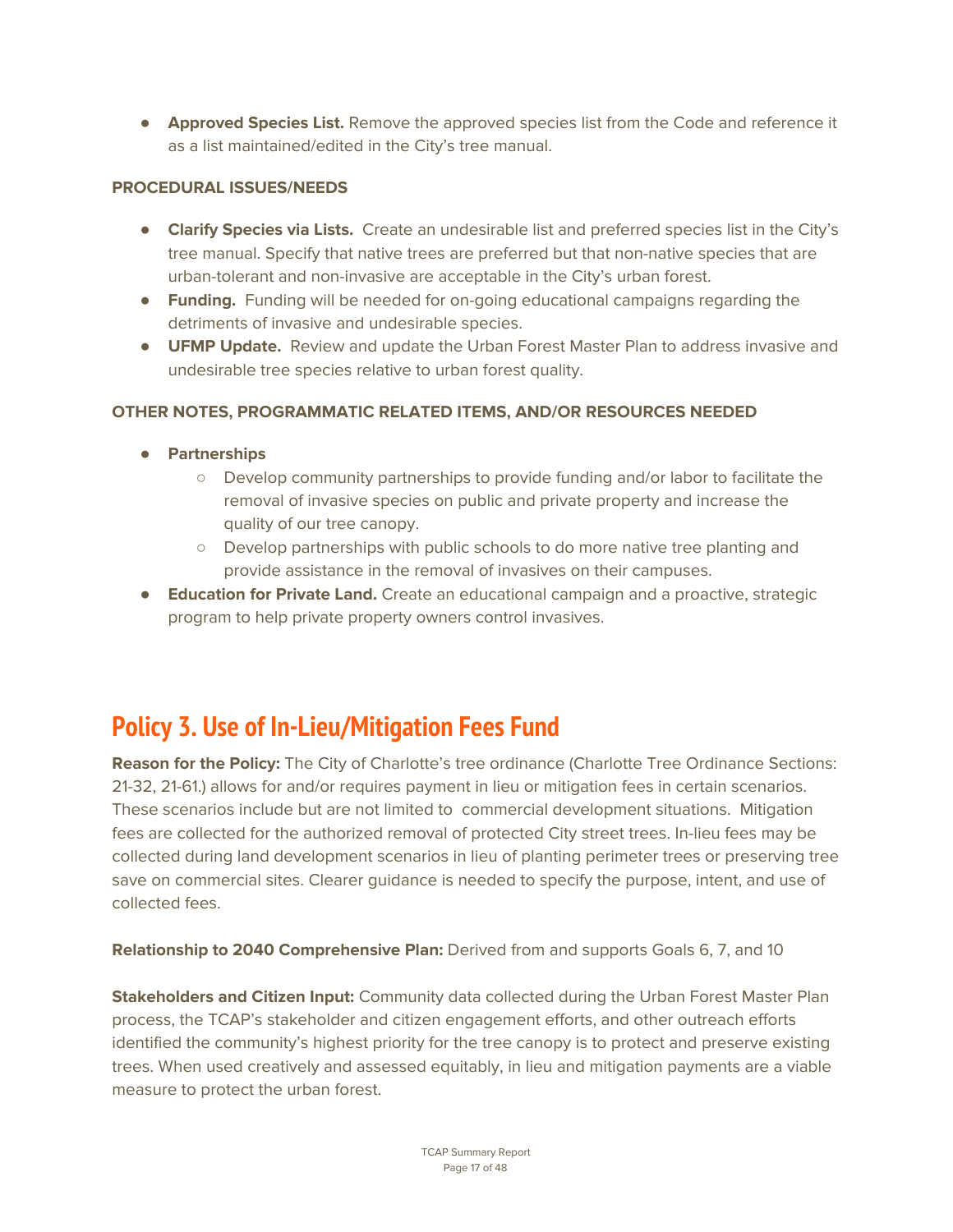- **Approved Species List.** Remove the approved species list from the Code and reference it as a list maintained/edited in the City's tree manual.

**PROCEDURAL ISSUES/NEEDS**

- **Clarify Species via Lists.** Create an undesirable list and preferred species list in the City's tree manual. Specify that native trees are preferred but that non-native species that are urban-tolerant and non-invasive are acceptable in the City's urban forest.
- **Funding.** Funding will be needed for on-going educational campaigns regarding the detriments of invasive and undesirable species.
- **UFMP Update.** Review and update the Urban Forest Master Plan to address invasive and undesirable tree species relative to urban forest quality.

**OTHER NOTES, PROGRAMMATIC RELATED ITEMS, AND/OR RESOURCES NEEDED**

- **Partnerships**
    - Develop community partnerships to provide funding and/or labor to facilitate the removal of invasive species on public and private property and increase the quality of our tree canopy.
    - Develop partnerships with public schools to do more native tree planting and provide assistance in the removal of invasives on their campuses.
- **Education for Private Land.** Create an educational campaign and a proactive, strategic program to help private property owners control invasives.

## Policy 3. Use of In-Lieu/Mitigation Fees Fund

**Reason for the Policy:** The City of Charlotte's tree ordinance (Charlotte Tree Ordinance Sections: 21-32, 21-61.) allows for and/or requires payment in lieu or mitigation fees in certain scenarios. These scenarios include but are not limited to commercial development situations. Mitigation fees are collected for the authorized removal of protected City street trees. In-lieu fees may be collected during land development scenarios in lieu of planting perimeter trees or preserving tree save on commercial sites. Clearer guidance is needed to specify the purpose, intent, and use of collected fees.

**Relationship to 2040 Comprehensive Plan:** Derived from and supports Goals 6, 7, and 10

**Stakeholders and Citizen Input:** Community data collected during the Urban Forest Master Plan process, the TCAP's stakeholder and citizen engagement efforts, and other outreach efforts identified the community's highest priority for the tree canopy is to protect and preserve existing trees. When used creatively and assessed equitably, in lieu and mitigation payments are a viable measure to protect the urban forest.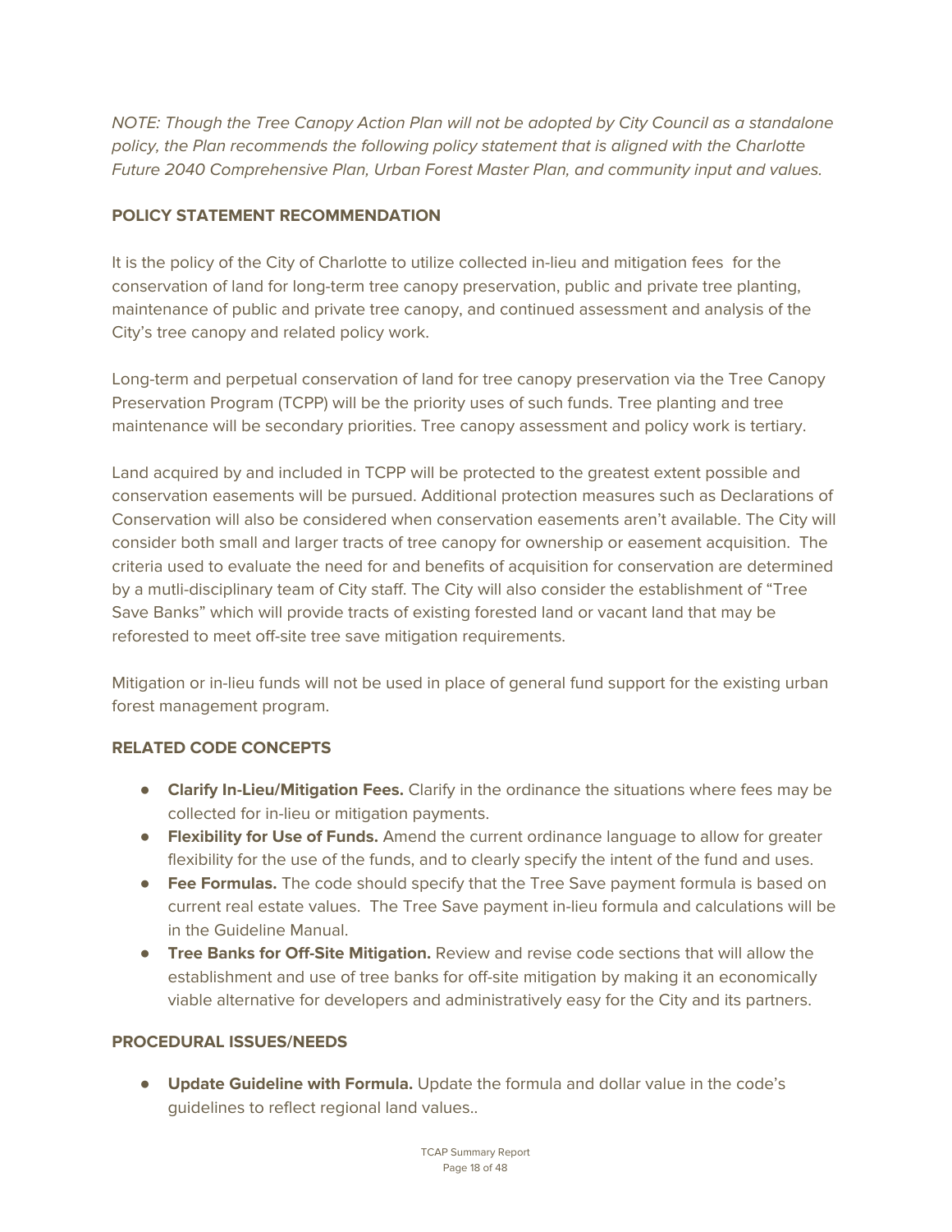*NOTE: Though the Tree Canopy Action Plan will not be adopted by City Council as a standalone policy, the Plan recommends the following policy statement that is aligned with the Charlotte Future 2040 Comprehensive Plan, Urban Forest Master Plan, and community input and values.*

### POLICY STATEMENT RECOMMENDATION

It is the policy of the City of Charlotte to utilize collected in-lieu and mitigation fees for the conservation of land for long-term tree canopy preservation, public and private tree planting, maintenance of public and private tree canopy, and continued assessment and analysis of the City's tree canopy and related policy work.

Long-term and perpetual conservation of land for tree canopy preservation via the Tree Canopy Preservation Program (TCPP) will be the priority uses of such funds. Tree planting and tree maintenance will be secondary priorities. Tree canopy assessment and policy work is tertiary.

Land acquired by and included in TCPP will be protected to the greatest extent possible and conservation easements will be pursued. Additional protection measures such as Declarations of Conservation will also be considered when conservation easements aren't available. The City will consider both small and larger tracts of tree canopy for ownership or easement acquisition. The criteria used to evaluate the need for and benefits of acquisition for conservation are determined by a mutli-disciplinary team of City staff. The City will also consider the establishment of "Tree Save Banks" which will provide tracts of existing forested land or vacant land that may be reforested to meet off-site tree save mitigation requirements.

Mitigation or in-lieu funds will not be used in place of general fund support for the existing urban forest management program.

### RELATED CODE CONCEPTS

- **Clarify In-Lieu/Mitigation Fees.** Clarify in the ordinance the situations where fees may be collected for in-lieu or mitigation payments.
- **Flexibility for Use of Funds.** Amend the current ordinance language to allow for greater flexibility for the use of the funds, and to clearly specify the intent of the fund and uses.
- **Fee Formulas.** The code should specify that the Tree Save payment formula is based on current real estate values. The Tree Save payment in-lieu formula and calculations will be in the Guideline Manual.
- **Tree Banks for Off-Site Mitigation.** Review and revise code sections that will allow the establishment and use of tree banks for off-site mitigation by making it an economically viable alternative for developers and administratively easy for the City and its partners.

### PROCEDURAL ISSUES/NEEDS

- **Update Guideline with Formula.** Update the formula and dollar value in the code's guidelines to reflect regional land values..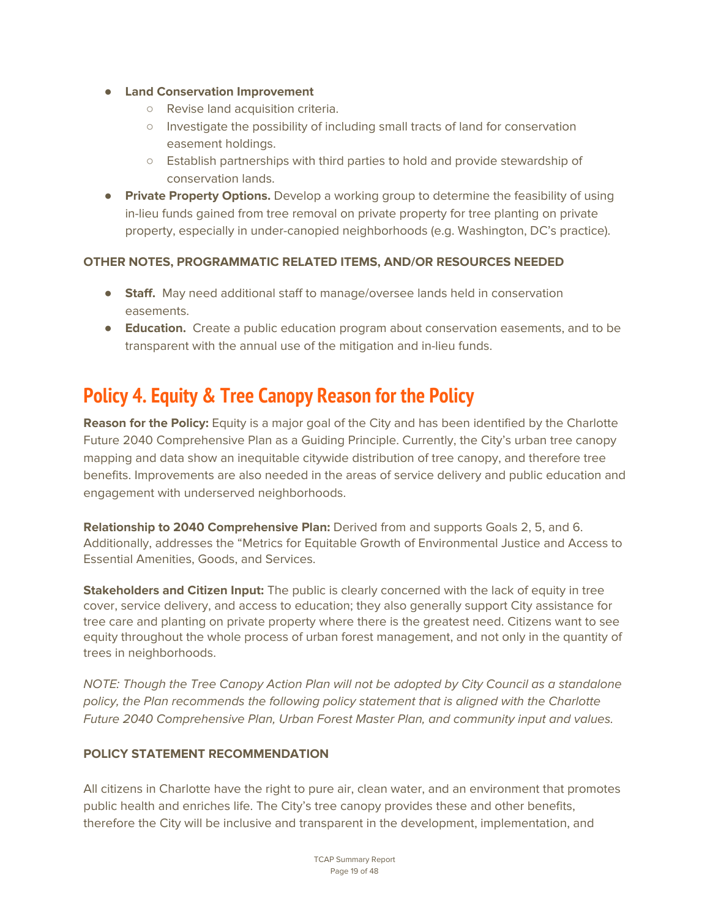- **Land Conservation Improvement**
    - Revise land acquisition criteria.
    - Investigate the possibility of including small tracts of land for conservation easement holdings.
    - Establish partnerships with third parties to hold and provide stewardship of conservation lands.
- **Private Property Options.** Develop a working group to determine the feasibility of using in-lieu funds gained from tree removal on private property for tree planting on private property, especially in under-canopied neighborhoods (e.g. Washington, DC's practice).

**OTHER NOTES, PROGRAMMATIC RELATED ITEMS, AND/OR RESOURCES NEEDED**

- **Staff.** May need additional staff to manage/oversee lands held in conservation easements.
- **Education.** Create a public education program about conservation easements, and to be transparent with the annual use of the mitigation and in-lieu funds.

## Policy 4. Equity & Tree Canopy Reason for the Policy

**Reason for the Policy:** Equity is a major goal of the City and has been identified by the Charlotte Future 2040 Comprehensive Plan as a Guiding Principle. Currently, the City's urban tree canopy mapping and data show an inequitable citywide distribution of tree canopy, and therefore tree benefits. Improvements are also needed in the areas of service delivery and public education and engagement with underserved neighborhoods.

**Relationship to 2040 Comprehensive Plan:** Derived from and supports Goals 2, 5, and 6. Additionally, addresses the "Metrics for Equitable Growth of Environmental Justice and Access to Essential Amenities, Goods, and Services.

**Stakeholders and Citizen Input:** The public is clearly concerned with the lack of equity in tree cover, service delivery, and access to education; they also generally support City assistance for tree care and planting on private property where there is the greatest need. Citizens want to see equity throughout the whole process of urban forest management, and not only in the quantity of trees in neighborhoods.

*NOTE: Though the Tree Canopy Action Plan will not be adopted by City Council as a standalone policy, the Plan recommends the following policy statement that is aligned with the Charlotte Future 2040 Comprehensive Plan, Urban Forest Master Plan, and community input and values.*

**POLICY STATEMENT RECOMMENDATION**

All citizens in Charlotte have the right to pure air, clean water, and an environment that promotes public health and enriches life. The City's tree canopy provides these and other benefits, therefore the City will be inclusive and transparent in the development, implementation, and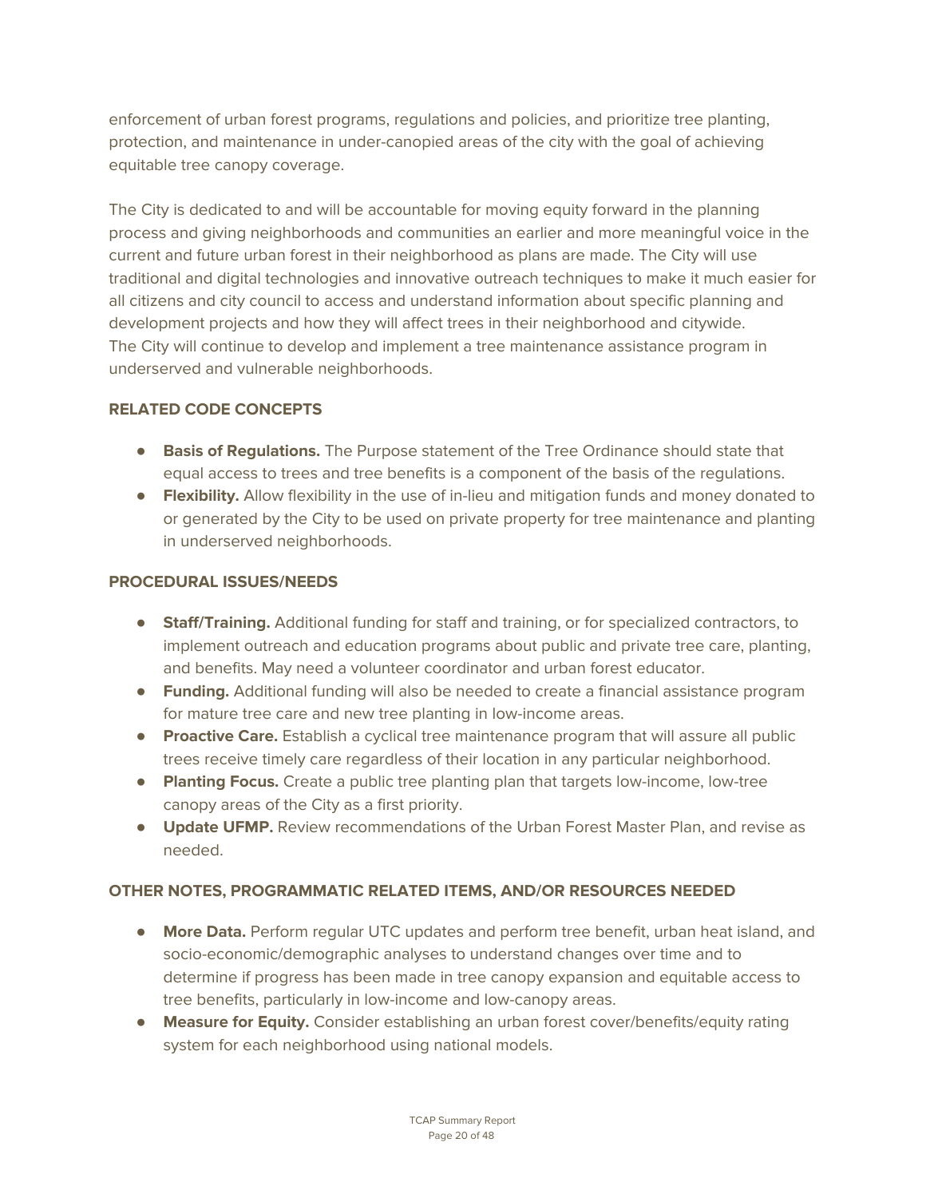enforcement of urban forest programs, regulations and policies, and prioritize tree planting, protection, and maintenance in under-canopied areas of the city with the goal of achieving equitable tree canopy coverage.

The City is dedicated to and will be accountable for moving equity forward in the planning process and giving neighborhoods and communities an earlier and more meaningful voice in the current and future urban forest in their neighborhood as plans are made. The City will use traditional and digital technologies and innovative outreach techniques to make it much easier for all citizens and city council to access and understand information about specific planning and development projects and how they will affect trees in their neighborhood and citywide.
The City will continue to develop and implement a tree maintenance assistance program in underserved and vulnerable neighborhoods.

### RELATED CODE CONCEPTS

- **Basis of Regulations.** The Purpose statement of the Tree Ordinance should state that equal access to trees and tree benefits is a component of the basis of the regulations.
- **Flexibility.** Allow flexibility in the use of in-lieu and mitigation funds and money donated to or generated by the City to be used on private property for tree maintenance and planting in underserved neighborhoods.

### PROCEDURAL ISSUES/NEEDS

- **Staff/Training.** Additional funding for staff and training, or for specialized contractors, to implement outreach and education programs about public and private tree care, planting, and benefits. May need a volunteer coordinator and urban forest educator.
- **Funding.** Additional funding will also be needed to create a financial assistance program for mature tree care and new tree planting in low-income areas.
- **Proactive Care.** Establish a cyclical tree maintenance program that will assure all public trees receive timely care regardless of their location in any particular neighborhood.
- **Planting Focus.** Create a public tree planting plan that targets low-income, low-tree canopy areas of the City as a first priority.
- **Update UFMP.** Review recommendations of the Urban Forest Master Plan, and revise as needed.

### OTHER NOTES, PROGRAMMATIC RELATED ITEMS, AND/OR RESOURCES NEEDED

- **More Data.** Perform regular UTC updates and perform tree benefit, urban heat island, and socio-economic/demographic analyses to understand changes over time and to determine if progress has been made in tree canopy expansion and equitable access to tree benefits, particularly in low-income and low-canopy areas.
- **Measure for Equity.** Consider establishing an urban forest cover/benefits/equity rating system for each neighborhood using national models.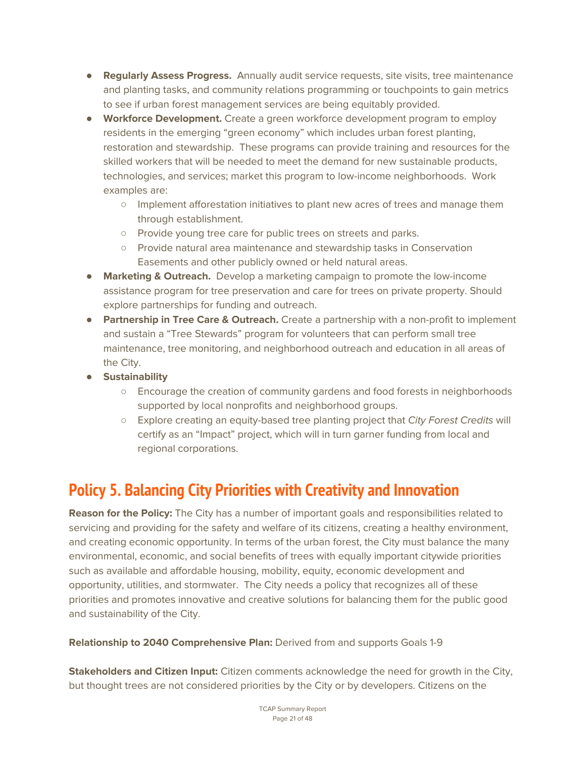- **Regularly Assess Progress.** Annually audit service requests, site visits, tree maintenance and planting tasks, and community relations programming or touchpoints to gain metrics to see if urban forest management services are being equitably provided.
- **Workforce Development.** Create a green workforce development program to employ residents in the emerging "green economy" which includes urban forest planting, restoration and stewardship. These programs can provide training and resources for the skilled workers that will be needed to meet the demand for new sustainable products, technologies, and services; market this program to low-income neighborhoods. Work examples are:
    - Implement afforestation initiatives to plant new acres of trees and manage them through establishment.
    - Provide young tree care for public trees on streets and parks.
    - Provide natural area maintenance and stewardship tasks in Conservation Easements and other publicly owned or held natural areas.
- **Marketing & Outreach.** Develop a marketing campaign to promote the low-income assistance program for tree preservation and care for trees on private property. Should explore partnerships for funding and outreach.
- **Partnership in Tree Care & Outreach.** Create a partnership with a non-profit to implement and sustain a "Tree Stewards" program for volunteers that can perform small tree maintenance, tree monitoring, and neighborhood outreach and education in all areas of the City.
- **Sustainability**
    - Encourage the creation of community gardens and food forests in neighborhoods supported by local nonprofits and neighborhood groups.
    - Explore creating an equity-based tree planting project that *City Forest Credits* will certify as an "Impact" project, which will in turn garner funding from local and regional corporations.

## Policy 5. Balancing City Priorities with Creativity and Innovation

**Reason for the Policy:** The City has a number of important goals and responsibilities related to servicing and providing for the safety and welfare of its citizens, creating a healthy environment, and creating economic opportunity. In terms of the urban forest, the City must balance the many environmental, economic, and social benefits of trees with equally important citywide priorities such as available and affordable housing, mobility, equity, economic development and opportunity, utilities, and stormwater. The City needs a policy that recognizes all of these priorities and promotes innovative and creative solutions for balancing them for the public good and sustainability of the City.

**Relationship to 2040 Comprehensive Plan:** Derived from and supports Goals 1-9

**Stakeholders and Citizen Input:** Citizen comments acknowledge the need for growth in the City, but thought trees are not considered priorities by the City or by developers. Citizens on the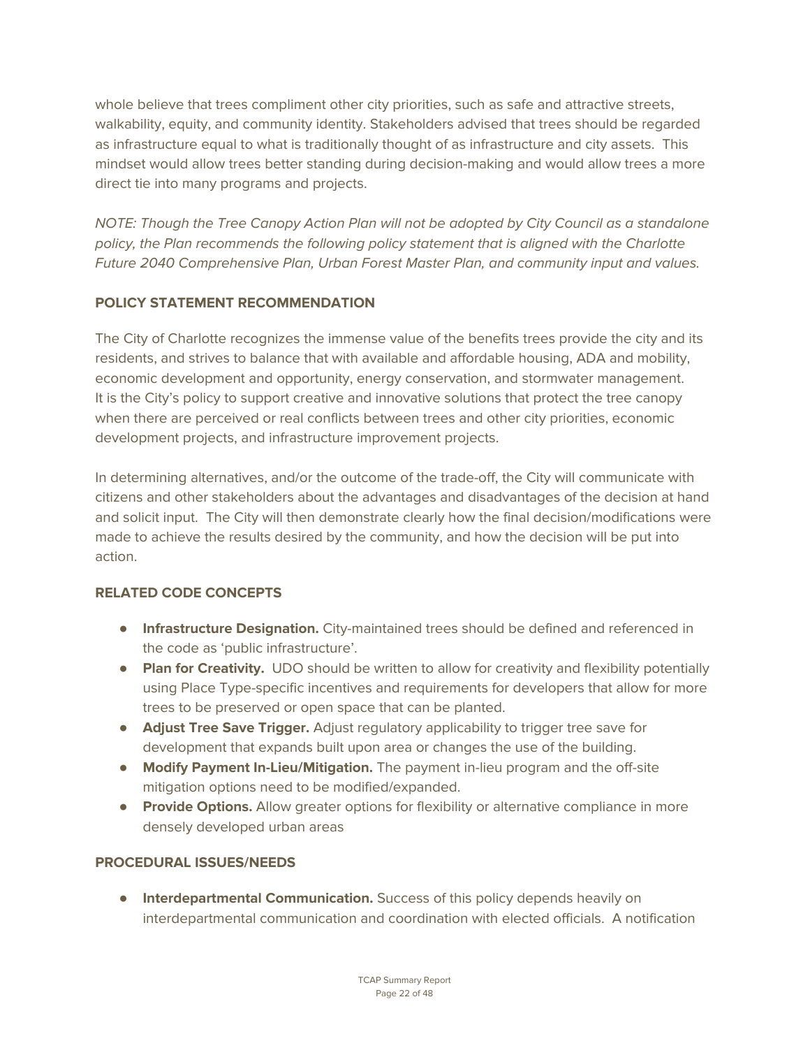whole believe that trees compliment other city priorities, such as safe and attractive streets, walkability, equity, and community identity. Stakeholders advised that trees should be regarded as infrastructure equal to what is traditionally thought of as infrastructure and city assets. This mindset would allow trees better standing during decision-making and would allow trees a more direct tie into many programs and projects.

*NOTE: Though the Tree Canopy Action Plan will not be adopted by City Council as a standalone policy, the Plan recommends the following policy statement that is aligned with the Charlotte Future 2040 Comprehensive Plan, Urban Forest Master Plan, and community input and values.*

### POLICY STATEMENT RECOMMENDATION

The City of Charlotte recognizes the immense value of the benefits trees provide the city and its residents, and strives to balance that with available and affordable housing, ADA and mobility, economic development and opportunity, energy conservation, and stormwater management. It is the City's policy to support creative and innovative solutions that protect the tree canopy when there are perceived or real conflicts between trees and other city priorities, economic development projects, and infrastructure improvement projects.

In determining alternatives, and/or the outcome of the trade-off, the City will communicate with citizens and other stakeholders about the advantages and disadvantages of the decision at hand and solicit input. The City will then demonstrate clearly how the final decision/modifications were made to achieve the results desired by the community, and how the decision will be put into action.

### RELATED CODE CONCEPTS

- **Infrastructure Designation.** City-maintained trees should be defined and referenced in the code as 'public infrastructure'.
- **Plan for Creativity.** UDO should be written to allow for creativity and flexibility potentially using Place Type-specific incentives and requirements for developers that allow for more trees to be preserved or open space that can be planted.
- **Adjust Tree Save Trigger.** Adjust regulatory applicability to trigger tree save for development that expands built upon area or changes the use of the building.
- **Modify Payment In-Lieu/Mitigation.** The payment in-lieu program and the off-site mitigation options need to be modified/expanded.
- **Provide Options.** Allow greater options for flexibility or alternative compliance in more densely developed urban areas

### PROCEDURAL ISSUES/NEEDS

- **Interdepartmental Communication.** Success of this policy depends heavily on interdepartmental communication and coordination with elected officials. A notification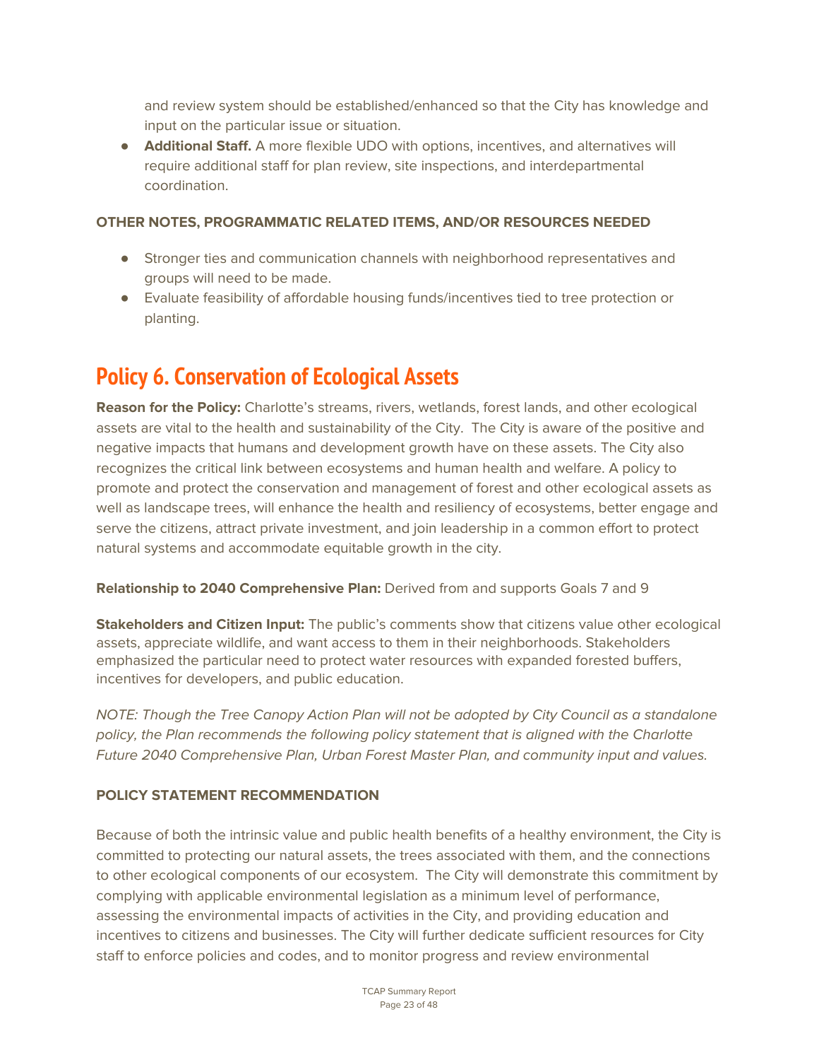and review system should be established/enhanced so that the City has knowledge and input on the particular issue or situation.

- **Additional Staff.** A more flexible UDO with options, incentives, and alternatives will require additional staff for plan review, site inspections, and interdepartmental coordination.

**OTHER NOTES, PROGRAMMATIC RELATED ITEMS, AND/OR RESOURCES NEEDED**

- Stronger ties and communication channels with neighborhood representatives and groups will need to be made.
- Evaluate feasibility of affordable housing funds/incentives tied to tree protection or planting.

## Policy 6. Conservation of Ecological Assets

**Reason for the Policy:** Charlotte's streams, rivers, wetlands, forest lands, and other ecological assets are vital to the health and sustainability of the City. The City is aware of the positive and negative impacts that humans and development growth have on these assets. The City also recognizes the critical link between ecosystems and human health and welfare. A policy to promote and protect the conservation and management of forest and other ecological assets as well as landscape trees, will enhance the health and resiliency of ecosystems, better engage and serve the citizens, attract private investment, and join leadership in a common effort to protect natural systems and accommodate equitable growth in the city.

**Relationship to 2040 Comprehensive Plan:** Derived from and supports Goals 7 and 9

**Stakeholders and Citizen Input:** The public's comments show that citizens value other ecological assets, appreciate wildlife, and want access to them in their neighborhoods. Stakeholders emphasized the particular need to protect water resources with expanded forested buffers, incentives for developers, and public education.

*NOTE: Though the Tree Canopy Action Plan will not be adopted by City Council as a standalone policy, the Plan recommends the following policy statement that is aligned with the Charlotte Future 2040 Comprehensive Plan, Urban Forest Master Plan, and community input and values.*

**POLICY STATEMENT RECOMMENDATION**

Because of both the intrinsic value and public health benefits of a healthy environment, the City is committed to protecting our natural assets, the trees associated with them, and the connections to other ecological components of our ecosystem. The City will demonstrate this commitment by complying with applicable environmental legislation as a minimum level of performance, assessing the environmental impacts of activities in the City, and providing education and incentives to citizens and businesses. The City will further dedicate sufficient resources for City staff to enforce policies and codes, and to monitor progress and review environmental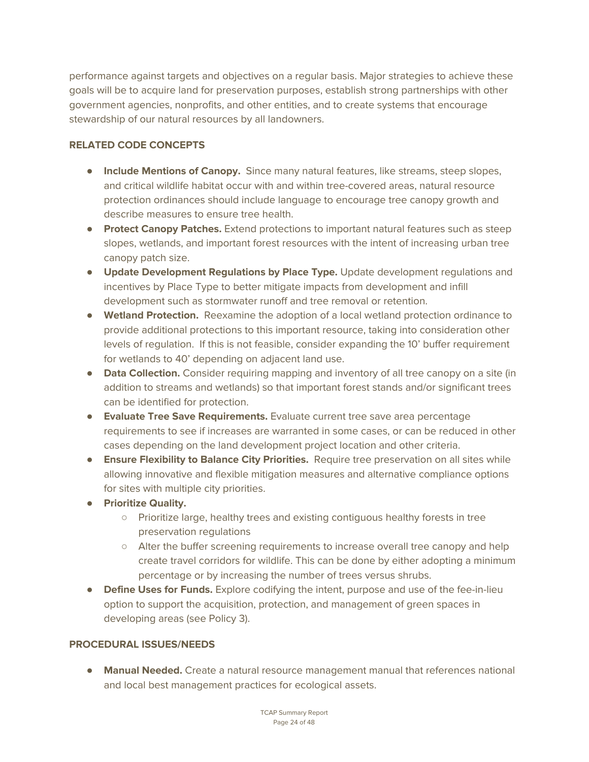performance against targets and objectives on a regular basis. Major strategies to achieve these goals will be to acquire land for preservation purposes, establish strong partnerships with other government agencies, nonprofits, and other entities, and to create systems that encourage stewardship of our natural resources by all landowners.

### RELATED CODE CONCEPTS

- **Include Mentions of Canopy.** Since many natural features, like streams, steep slopes, and critical wildlife habitat occur with and within tree-covered areas, natural resource protection ordinances should include language to encourage tree canopy growth and describe measures to ensure tree health.
- **Protect Canopy Patches.** Extend protections to important natural features such as steep slopes, wetlands, and important forest resources with the intent of increasing urban tree canopy patch size.
- **Update Development Regulations by Place Type.** Update development regulations and incentives by Place Type to better mitigate impacts from development and infill development such as stormwater runoff and tree removal or retention.
- **Wetland Protection.** Reexamine the adoption of a local wetland protection ordinance to provide additional protections to this important resource, taking into consideration other levels of regulation. If this is not feasible, consider expanding the 10' buffer requirement for wetlands to 40' depending on adjacent land use.
- **Data Collection.** Consider requiring mapping and inventory of all tree canopy on a site (in addition to streams and wetlands) so that important forest stands and/or significant trees can be identified for protection.
- **Evaluate Tree Save Requirements.** Evaluate current tree save area percentage requirements to see if increases are warranted in some cases, or can be reduced in other cases depending on the land development project location and other criteria.
- **Ensure Flexibility to Balance City Priorities.** Require tree preservation on all sites while allowing innovative and flexible mitigation measures and alternative compliance options for sites with multiple city priorities.
- **Prioritize Quality.**
  - Prioritize large, healthy trees and existing contiguous healthy forests in tree preservation regulations
  - Alter the buffer screening requirements to increase overall tree canopy and help create travel corridors for wildlife. This can be done by either adopting a minimum percentage or by increasing the number of trees versus shrubs.
- **Define Uses for Funds.** Explore codifying the intent, purpose and use of the fee-in-lieu option to support the acquisition, protection, and management of green spaces in developing areas (see Policy 3).

### PROCEDURAL ISSUES/NEEDS

- **Manual Needed.** Create a natural resource management manual that references national and local best management practices for ecological assets.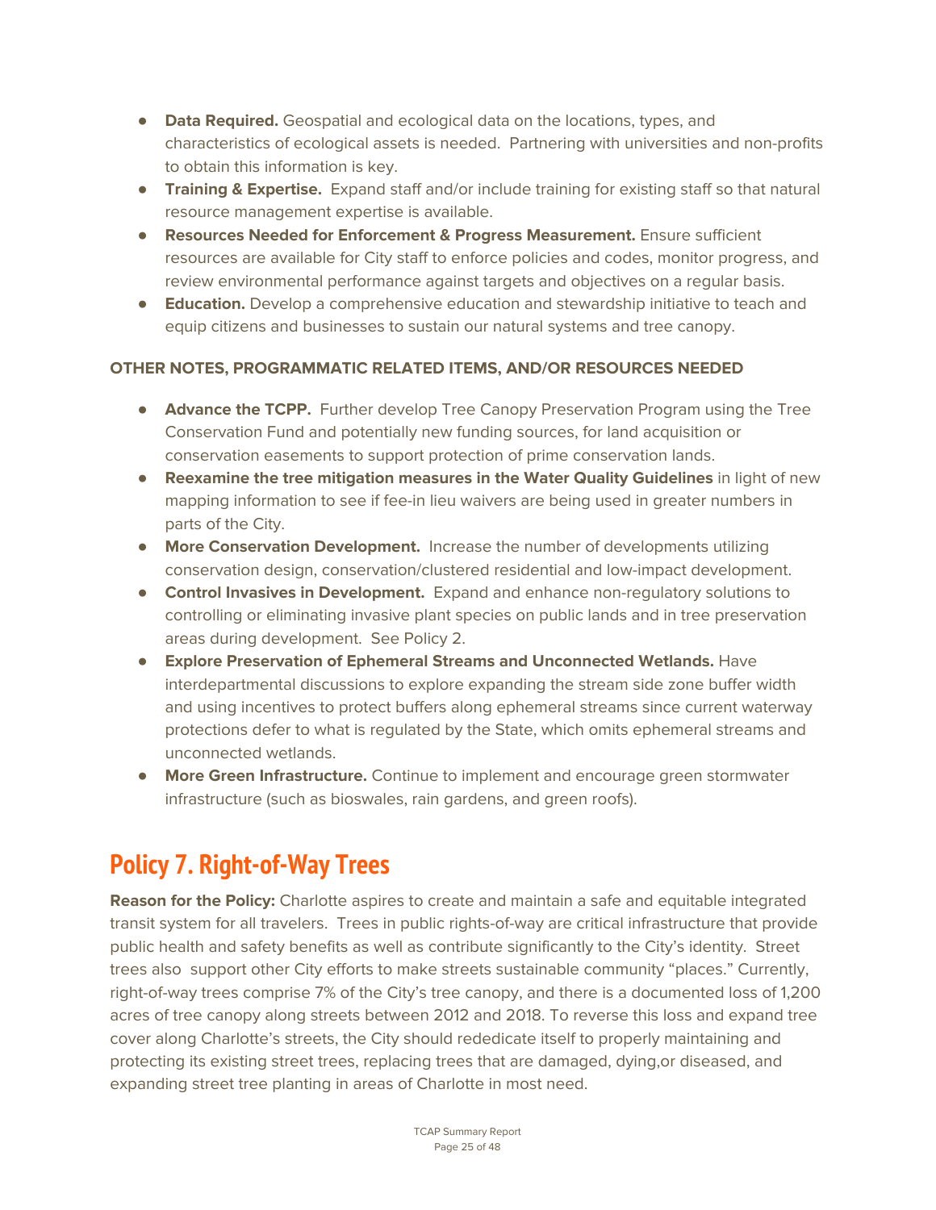- **Data Required.** Geospatial and ecological data on the locations, types, and characteristics of ecological assets is needed. Partnering with universities and non-profits to obtain this information is key.
- **Training & Expertise.** Expand staff and/or include training for existing staff so that natural resource management expertise is available.
- **Resources Needed for Enforcement & Progress Measurement.** Ensure sufficient resources are available for City staff to enforce policies and codes, monitor progress, and review environmental performance against targets and objectives on a regular basis.
- **Education.** Develop a comprehensive education and stewardship initiative to teach and equip citizens and businesses to sustain our natural systems and tree canopy.

**OTHER NOTES, PROGRAMMATIC RELATED ITEMS, AND/OR RESOURCES NEEDED**

- **Advance the TCPP.** Further develop Tree Canopy Preservation Program using the Tree Conservation Fund and potentially new funding sources, for land acquisition or conservation easements to support protection of prime conservation lands.
- **Reexamine the tree mitigation measures in the Water Quality Guidelines** in light of new mapping information to see if fee-in lieu waivers are being used in greater numbers in parts of the City.
- **More Conservation Development.** Increase the number of developments utilizing conservation design, conservation/clustered residential and low-impact development.
- **Control Invasives in Development.** Expand and enhance non-regulatory solutions to controlling or eliminating invasive plant species on public lands and in tree preservation areas during development. See Policy 2.
- **Explore Preservation of Ephemeral Streams and Unconnected Wetlands.** Have interdepartmental discussions to explore expanding the stream side zone buffer width and using incentives to protect buffers along ephemeral streams since current waterway protections defer to what is regulated by the State, which omits ephemeral streams and unconnected wetlands.
- **More Green Infrastructure.** Continue to implement and encourage green stormwater infrastructure (such as bioswales, rain gardens, and green roofs).

## Policy 7. Right-of-Way Trees

**Reason for the Policy:** Charlotte aspires to create and maintain a safe and equitable integrated transit system for all travelers. Trees in public rights-of-way are critical infrastructure that provide public health and safety benefits as well as contribute significantly to the City's identity. Street trees also support other City efforts to make streets sustainable community "places." Currently, right-of-way trees comprise 7% of the City's tree canopy, and there is a documented loss of 1,200 acres of tree canopy along streets between 2012 and 2018. To reverse this loss and expand tree cover along Charlotte's streets, the City should rededicate itself to properly maintaining and protecting its existing street trees, replacing trees that are damaged, dying,or diseased, and expanding street tree planting in areas of Charlotte in most need.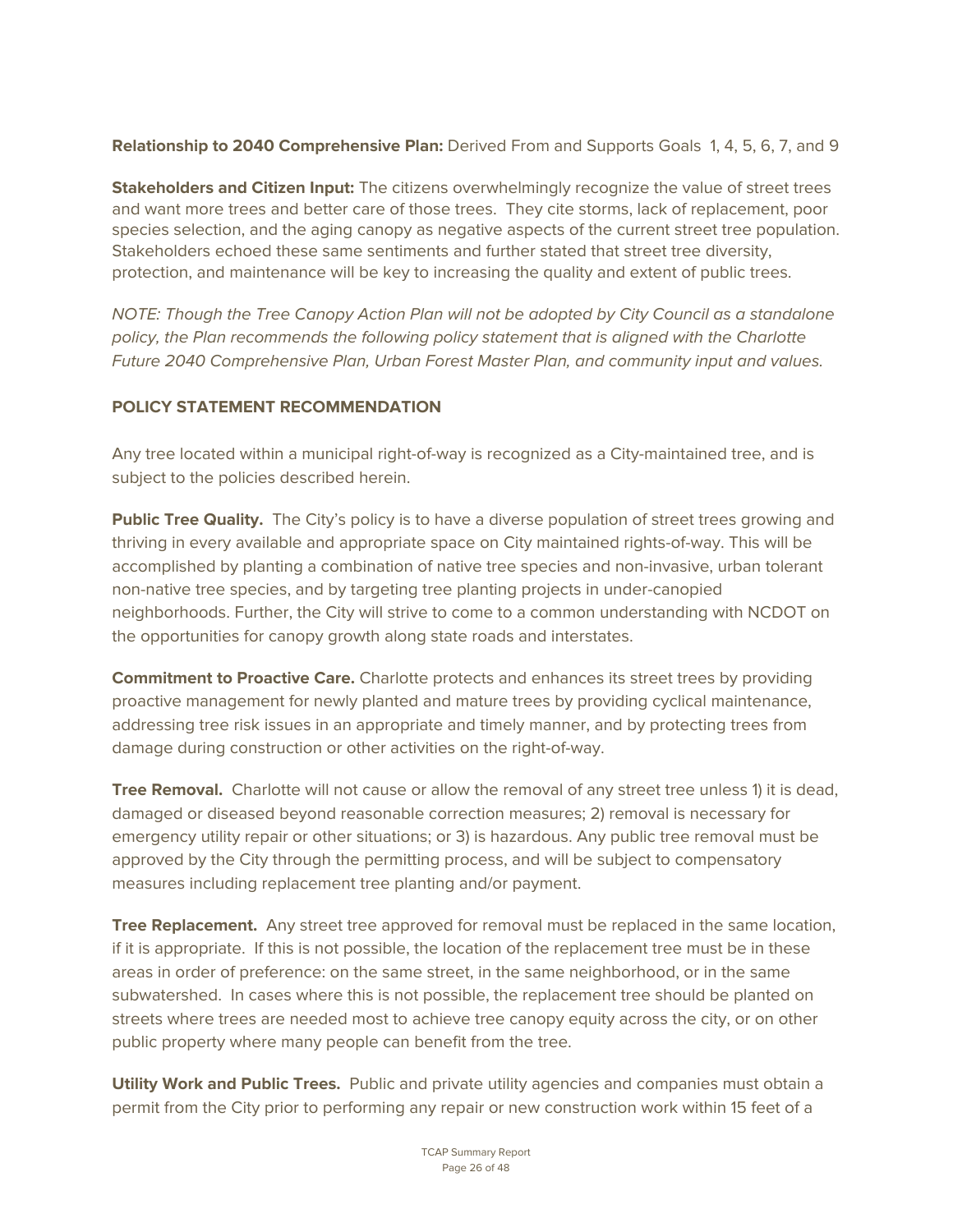**Relationship to 2040 Comprehensive Plan:** Derived From and Supports Goals 1, 4, 5, 6, 7, and 9

**Stakeholders and Citizen Input:** The citizens overwhelmingly recognize the value of street trees and want more trees and better care of those trees. They cite storms, lack of replacement, poor species selection, and the aging canopy as negative aspects of the current street tree population. Stakeholders echoed these same sentiments and further stated that street tree diversity, protection, and maintenance will be key to increasing the quality and extent of public trees.

*NOTE: Though the Tree Canopy Action Plan will not be adopted by City Council as a standalone policy, the Plan recommends the following policy statement that is aligned with the Charlotte Future 2040 Comprehensive Plan, Urban Forest Master Plan, and community input and values.*

## POLICY STATEMENT RECOMMENDATION

Any tree located within a municipal right-of-way is recognized as a City-maintained tree, and is subject to the policies described herein.

**Public Tree Quality.** The City's policy is to have a diverse population of street trees growing and thriving in every available and appropriate space on City maintained rights-of-way. This will be accomplished by planting a combination of native tree species and non-invasive, urban tolerant non-native tree species, and by targeting tree planting projects in under-canopied neighborhoods. Further, the City will strive to come to a common understanding with NCDOT on the opportunities for canopy growth along state roads and interstates.

**Commitment to Proactive Care.** Charlotte protects and enhances its street trees by providing proactive management for newly planted and mature trees by providing cyclical maintenance, addressing tree risk issues in an appropriate and timely manner, and by protecting trees from damage during construction or other activities on the right-of-way.

**Tree Removal.** Charlotte will not cause or allow the removal of any street tree unless 1) it is dead, damaged or diseased beyond reasonable correction measures; 2) removal is necessary for emergency utility repair or other situations; or 3) is hazardous. Any public tree removal must be approved by the City through the permitting process, and will be subject to compensatory measures including replacement tree planting and/or payment.

**Tree Replacement.** Any street tree approved for removal must be replaced in the same location, if it is appropriate. If this is not possible, the location of the replacement tree must be in these areas in order of preference: on the same street, in the same neighborhood, or in the same subwatershed. In cases where this is not possible, the replacement tree should be planted on streets where trees are needed most to achieve tree canopy equity across the city, or on other public property where many people can benefit from the tree.

**Utility Work and Public Trees.** Public and private utility agencies and companies must obtain a permit from the City prior to performing any repair or new construction work within 15 feet of a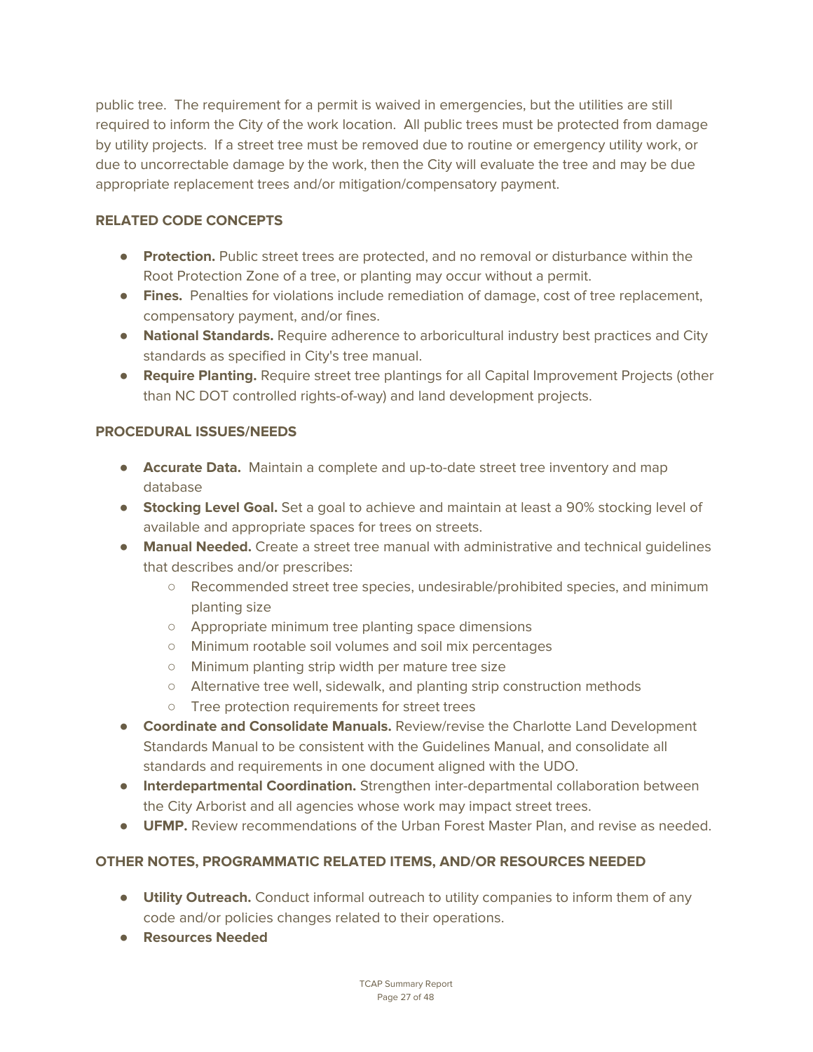public tree. The requirement for a permit is waived in emergencies, but the utilities are still required to inform the City of the work location. All public trees must be protected from damage by utility projects. If a street tree must be removed due to routine or emergency utility work, or due to uncorrectable damage by the work, then the City will evaluate the tree and may be due appropriate replacement trees and/or mitigation/compensatory payment.

### RELATED CODE CONCEPTS

- **Protection.** Public street trees are protected, and no removal or disturbance within the Root Protection Zone of a tree, or planting may occur without a permit.
- **Fines.** Penalties for violations include remediation of damage, cost of tree replacement, compensatory payment, and/or fines.
- **National Standards.** Require adherence to arboricultural industry best practices and City standards as specified in City's tree manual.
- **Require Planting.** Require street tree plantings for all Capital Improvement Projects (other than NC DOT controlled rights-of-way) and land development projects.

### PROCEDURAL ISSUES/NEEDS

- **Accurate Data.** Maintain a complete and up-to-date street tree inventory and map database
- **Stocking Level Goal.** Set a goal to achieve and maintain at least a 90% stocking level of available and appropriate spaces for trees on streets.
- **Manual Needed.** Create a street tree manual with administrative and technical guidelines that describes and/or prescribes:
  - Recommended street tree species, undesirable/prohibited species, and minimum planting size
  - Appropriate minimum tree planting space dimensions
  - Minimum rootable soil volumes and soil mix percentages
  - Minimum planting strip width per mature tree size
  - Alternative tree well, sidewalk, and planting strip construction methods
  - Tree protection requirements for street trees
- **Coordinate and Consolidate Manuals.** Review/revise the Charlotte Land Development Standards Manual to be consistent with the Guidelines Manual, and consolidate all standards and requirements in one document aligned with the UDO.
- **Interdepartmental Coordination.** Strengthen inter-departmental collaboration between the City Arborist and all agencies whose work may impact street trees.
- **UFMP.** Review recommendations of the Urban Forest Master Plan, and revise as needed.

### OTHER NOTES, PROGRAMMATIC RELATED ITEMS, AND/OR RESOURCES NEEDED

- **Utility Outreach.** Conduct informal outreach to utility companies to inform them of any code and/or policies changes related to their operations.
- **Resources Needed**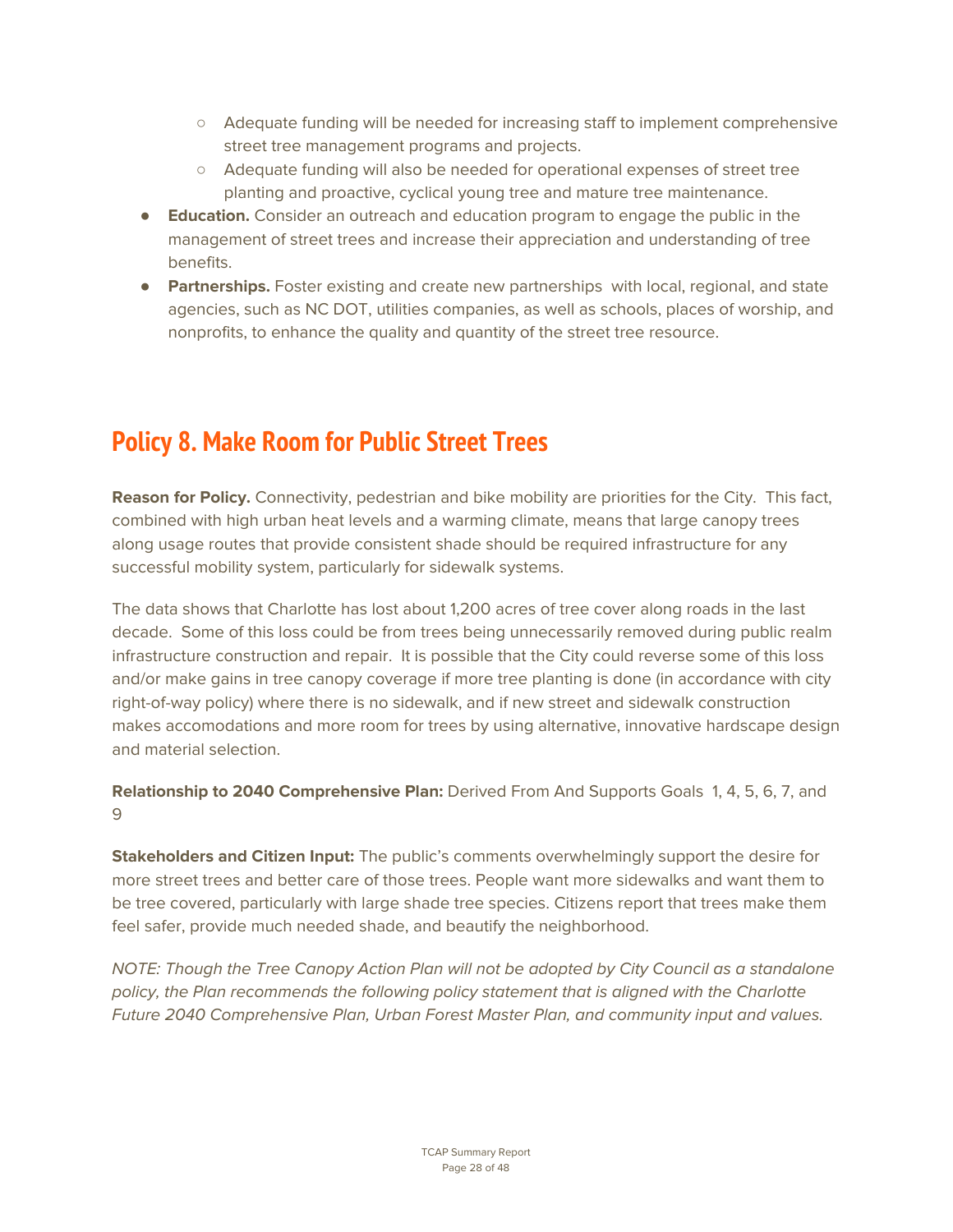- Adequate funding will be needed for increasing staff to implement comprehensive street tree management programs and projects.
    - Adequate funding will also be needed for operational expenses of street tree planting and proactive, cyclical young tree and mature tree maintenance.
- **Education.** Consider an outreach and education program to engage the public in the management of street trees and increase their appreciation and understanding of tree benefits.
- **Partnerships.** Foster existing and create new partnerships with local, regional, and state agencies, such as NC DOT, utilities companies, as well as schools, places of worship, and nonprofits, to enhance the quality and quantity of the street tree resource.

## Policy 8. Make Room for Public Street Trees

**Reason for Policy.** Connectivity, pedestrian and bike mobility are priorities for the City. This fact, combined with high urban heat levels and a warming climate, means that large canopy trees along usage routes that provide consistent shade should be required infrastructure for any successful mobility system, particularly for sidewalk systems.

The data shows that Charlotte has lost about 1,200 acres of tree cover along roads in the last decade. Some of this loss could be from trees being unnecessarily removed during public realm infrastructure construction and repair. It is possible that the City could reverse some of this loss and/or make gains in tree canopy coverage if more tree planting is done (in accordance with city right-of-way policy) where there is no sidewalk, and if new street and sidewalk construction makes accomodations and more room for trees by using alternative, innovative hardscape design and material selection.

**Relationship to 2040 Comprehensive Plan:** Derived From And Supports Goals 1, 4, 5, 6, 7, and 9

**Stakeholders and Citizen Input:** The public's comments overwhelmingly support the desire for more street trees and better care of those trees. People want more sidewalks and want them to be tree covered, particularly with large shade tree species. Citizens report that trees make them feel safer, provide much needed shade, and beautify the neighborhood.

*NOTE: Though the Tree Canopy Action Plan will not be adopted by City Council as a standalone policy, the Plan recommends the following policy statement that is aligned with the Charlotte Future 2040 Comprehensive Plan, Urban Forest Master Plan, and community input and values.*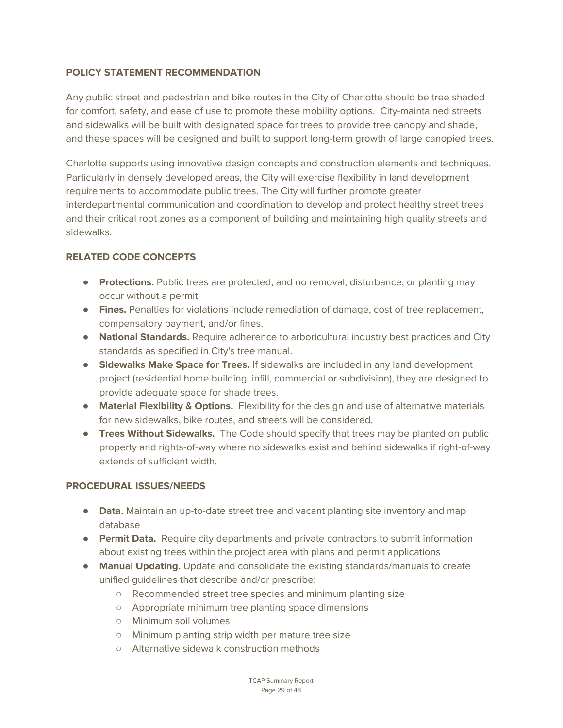### POLICY STATEMENT RECOMMENDATION

Any public street and pedestrian and bike routes in the City of Charlotte should be tree shaded for comfort, safety, and ease of use to promote these mobility options. City-maintained streets and sidewalks will be built with designated space for trees to provide tree canopy and shade, and these spaces will be designed and built to support long-term growth of large canopied trees.

Charlotte supports using innovative design concepts and construction elements and techniques. Particularly in densely developed areas, the City will exercise flexibility in land development requirements to accommodate public trees. The City will further promote greater interdepartmental communication and coordination to develop and protect healthy street trees and their critical root zones as a component of building and maintaining high quality streets and sidewalks.

### RELATED CODE CONCEPTS

- **Protections.** Public trees are protected, and no removal, disturbance, or planting may occur without a permit.
- **Fines.** Penalties for violations include remediation of damage, cost of tree replacement, compensatory payment, and/or fines.
- **National Standards.** Require adherence to arboricultural industry best practices and City standards as specified in City's tree manual.
- **Sidewalks Make Space for Trees.** If sidewalks are included in any land development project (residential home building, infill, commercial or subdivision), they are designed to provide adequate space for shade trees.
- **Material Flexibility & Options.** Flexibility for the design and use of alternative materials for new sidewalks, bike routes, and streets will be considered.
- **Trees Without Sidewalks.** The Code should specify that trees may be planted on public property and rights-of-way where no sidewalks exist and behind sidewalks if right-of-way extends of sufficient width.

### PROCEDURAL ISSUES/NEEDS

- **Data.** Maintain an up-to-date street tree and vacant planting site inventory and map database
- **Permit Data.** Require city departments and private contractors to submit information about existing trees within the project area with plans and permit applications
- **Manual Updating.** Update and consolidate the existing standards/manuals to create unified guidelines that describe and/or prescribe:
    - Recommended street tree species and minimum planting size
    - Appropriate minimum tree planting space dimensions
    - Minimum soil volumes
    - Minimum planting strip width per mature tree size
    - Alternative sidewalk construction methods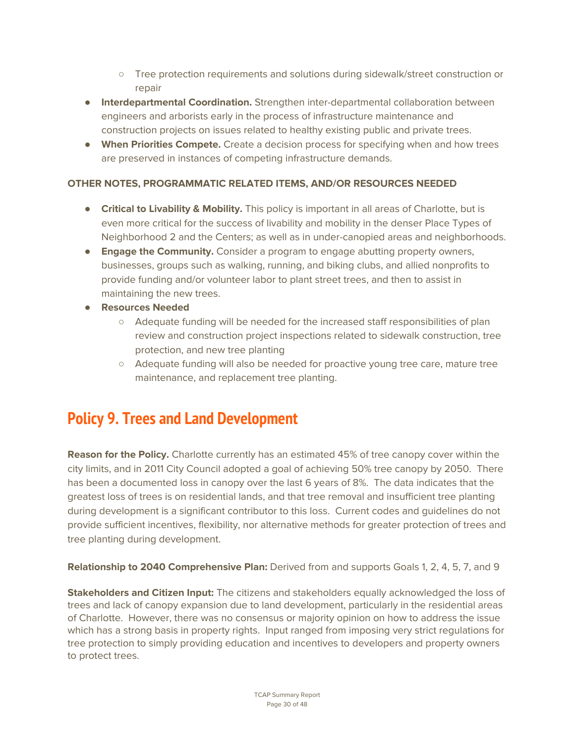- Tree protection requirements and solutions during sidewalk/street construction or repair
- **Interdepartmental Coordination.** Strengthen inter-departmental collaboration between engineers and arborists early in the process of infrastructure maintenance and construction projects on issues related to healthy existing public and private trees.
- **When Priorities Compete.** Create a decision process for specifying when and how trees are preserved in instances of competing infrastructure demands.

**OTHER NOTES, PROGRAMMATIC RELATED ITEMS, AND/OR RESOURCES NEEDED**

- **Critical to Livability & Mobility.** This policy is important in all areas of Charlotte, but is even more critical for the success of livability and mobility in the denser Place Types of Neighborhood 2 and the Centers; as well as in under-canopied areas and neighborhoods.
- **Engage the Community.** Consider a program to engage abutting property owners, businesses, groups such as walking, running, and biking clubs, and allied nonprofits to provide funding and/or volunteer labor to plant street trees, and then to assist in maintaining the new trees.
- **Resources Needed**
    - Adequate funding will be needed for the increased staff responsibilities of plan review and construction project inspections related to sidewalk construction, tree protection, and new tree planting
    - Adequate funding will also be needed for proactive young tree care, mature tree maintenance, and replacement tree planting.

## Policy 9. Trees and Land Development

**Reason for the Policy.** Charlotte currently has an estimated 45% of tree canopy cover within the city limits, and in 2011 City Council adopted a goal of achieving 50% tree canopy by 2050. There has been a documented loss in canopy over the last 6 years of 8%. The data indicates that the greatest loss of trees is on residential lands, and that tree removal and insufficient tree planting during development is a significant contributor to this loss. Current codes and guidelines do not provide sufficient incentives, flexibility, nor alternative methods for greater protection of trees and tree planting during development.

**Relationship to 2040 Comprehensive Plan:** Derived from and supports Goals 1, 2, 4, 5, 7, and 9

**Stakeholders and Citizen Input:** The citizens and stakeholders equally acknowledged the loss of trees and lack of canopy expansion due to land development, particularly in the residential areas of Charlotte. However, there was no consensus or majority opinion on how to address the issue which has a strong basis in property rights. Input ranged from imposing very strict regulations for tree protection to simply providing education and incentives to developers and property owners to protect trees.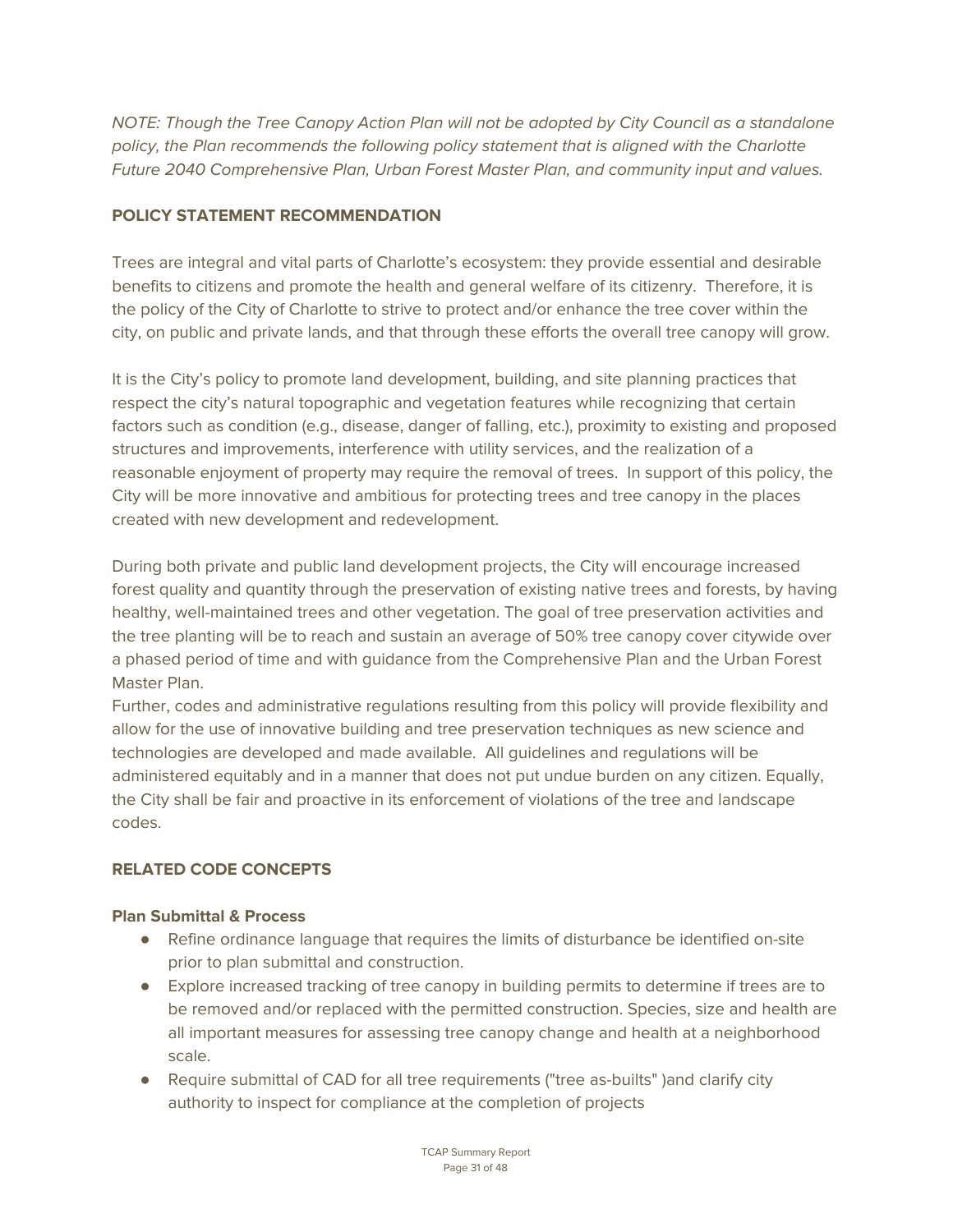*NOTE: Though the Tree Canopy Action Plan will not be adopted by City Council as a standalone policy, the Plan recommends the following policy statement that is aligned with the Charlotte Future 2040 Comprehensive Plan, Urban Forest Master Plan, and community input and values.*

## POLICY STATEMENT RECOMMENDATION

Trees are integral and vital parts of Charlotte's ecosystem: they provide essential and desirable benefits to citizens and promote the health and general welfare of its citizenry. Therefore, it is the policy of the City of Charlotte to strive to protect and/or enhance the tree cover within the city, on public and private lands, and that through these efforts the overall tree canopy will grow.

It is the City's policy to promote land development, building, and site planning practices that respect the city's natural topographic and vegetation features while recognizing that certain factors such as condition (e.g., disease, danger of falling, etc.), proximity to existing and proposed structures and improvements, interference with utility services, and the realization of a reasonable enjoyment of property may require the removal of trees. In support of this policy, the City will be more innovative and ambitious for protecting trees and tree canopy in the places created with new development and redevelopment.

During both private and public land development projects, the City will encourage increased forest quality and quantity through the preservation of existing native trees and forests, by having healthy, well-maintained trees and other vegetation. The goal of tree preservation activities and the tree planting will be to reach and sustain an average of 50% tree canopy cover citywide over a phased period of time and with guidance from the Comprehensive Plan and the Urban Forest Master Plan.
Further, codes and administrative regulations resulting from this policy will provide flexibility and allow for the use of innovative building and tree preservation techniques as new science and technologies are developed and made available. All guidelines and regulations will be administered equitably and in a manner that does not put undue burden on any citizen. Equally, the City shall be fair and proactive in its enforcement of violations of the tree and landscape codes.

## RELATED CODE CONCEPTS

### Plan Submittal & Process

- Refine ordinance language that requires the limits of disturbance be identified on-site prior to plan submittal and construction.
- Explore increased tracking of tree canopy in building permits to determine if trees are to be removed and/or replaced with the permitted construction. Species, size and health are all important measures for assessing tree canopy change and health at a neighborhood scale.
- Require submittal of CAD for all tree requirements ("tree as-builts" )and clarify city authority to inspect for compliance at the completion of projects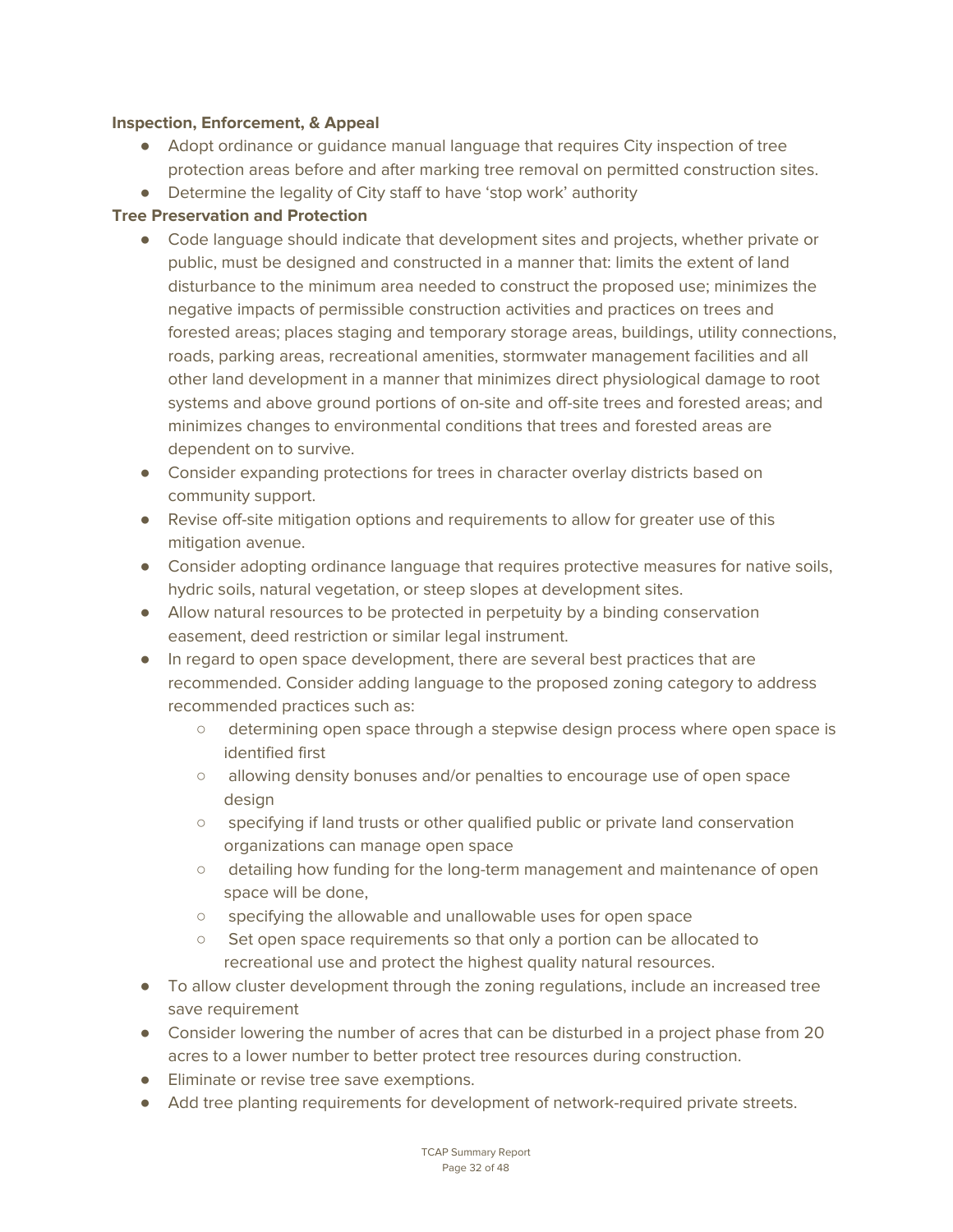**Inspection, Enforcement, & Appeal**

- Adopt ordinance or guidance manual language that requires City inspection of tree protection areas before and after marking tree removal on permitted construction sites.
- Determine the legality of City staff to have 'stop work' authority

**Tree Preservation and Protection**

- Code language should indicate that development sites and projects, whether private or public, must be designed and constructed in a manner that: limits the extent of land disturbance to the minimum area needed to construct the proposed use; minimizes the negative impacts of permissible construction activities and practices on trees and forested areas; places staging and temporary storage areas, buildings, utility connections, roads, parking areas, recreational amenities, stormwater management facilities and all other land development in a manner that minimizes direct physiological damage to root systems and above ground portions of on-site and off-site trees and forested areas; and minimizes changes to environmental conditions that trees and forested areas are dependent on to survive.
- Consider expanding protections for trees in character overlay districts based on community support.
- Revise off-site mitigation options and requirements to allow for greater use of this mitigation avenue.
- Consider adopting ordinance language that requires protective measures for native soils, hydric soils, natural vegetation, or steep slopes at development sites.
- Allow natural resources to be protected in perpetuity by a binding conservation easement, deed restriction or similar legal instrument.
- In regard to open space development, there are several best practices that are recommended. Consider adding language to the proposed zoning category to address recommended practices such as:
    - determining open space through a stepwise design process where open space is identified first
    - allowing density bonuses and/or penalties to encourage use of open space design
    - specifying if land trusts or other qualified public or private land conservation organizations can manage open space
    - detailing how funding for the long-term management and maintenance of open space will be done,
    - specifying the allowable and unallowable uses for open space
    - Set open space requirements so that only a portion can be allocated to recreational use and protect the highest quality natural resources.
- To allow cluster development through the zoning regulations, include an increased tree save requirement
- Consider lowering the number of acres that can be disturbed in a project phase from 20 acres to a lower number to better protect tree resources during construction.
- Eliminate or revise tree save exemptions.
- Add tree planting requirements for development of network-required private streets.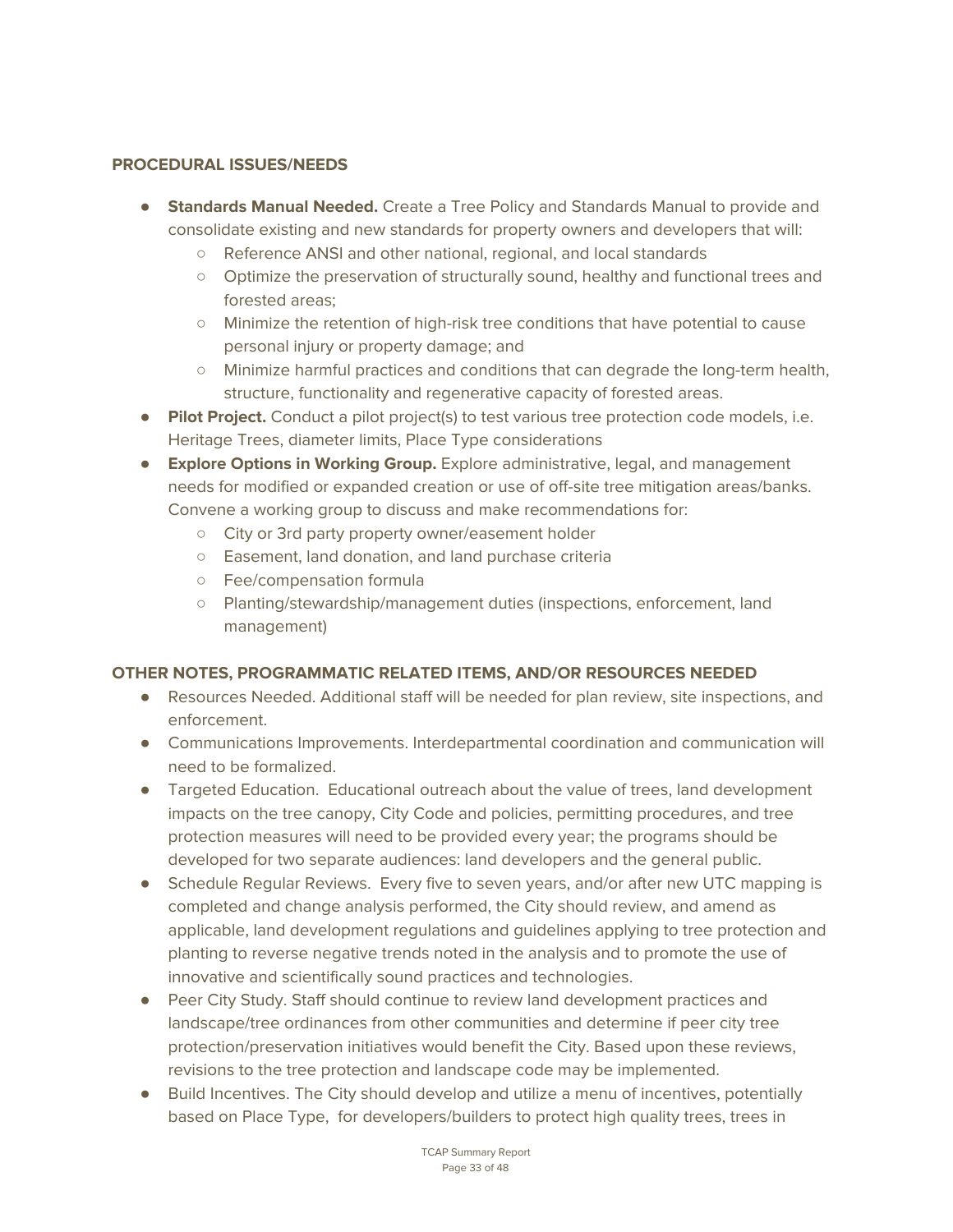### PROCEDURAL ISSUES/NEEDS

- **Standards Manual Needed.** Create a Tree Policy and Standards Manual to provide and consolidate existing and new standards for property owners and developers that will:
  - Reference ANSI and other national, regional, and local standards
  - Optimize the preservation of structurally sound, healthy and functional trees and forested areas;
  - Minimize the retention of high-risk tree conditions that have potential to cause personal injury or property damage; and
  - Minimize harmful practices and conditions that can degrade the long-term health, structure, functionality and regenerative capacity of forested areas.
- **Pilot Project.** Conduct a pilot project(s) to test various tree protection code models, i.e. Heritage Trees, diameter limits, Place Type considerations
- **Explore Options in Working Group.** Explore administrative, legal, and management needs for modified or expanded creation or use of off-site tree mitigation areas/banks. Convene a working group to discuss and make recommendations for:
  - City or 3rd party property owner/easement holder
  - Easement, land donation, and land purchase criteria
  - Fee/compensation formula
  - Planting/stewardship/management duties (inspections, enforcement, land management)

### OTHER NOTES, PROGRAMMATIC RELATED ITEMS, AND/OR RESOURCES NEEDED

- Resources Needed. Additional staff will be needed for plan review, site inspections, and enforcement.
- Communications Improvements. Interdepartmental coordination and communication will need to be formalized.
- Targeted Education. Educational outreach about the value of trees, land development impacts on the tree canopy, City Code and policies, permitting procedures, and tree protection measures will need to be provided every year; the programs should be developed for two separate audiences: land developers and the general public.
- Schedule Regular Reviews. Every five to seven years, and/or after new UTC mapping is completed and change analysis performed, the City should review, and amend as applicable, land development regulations and guidelines applying to tree protection and planting to reverse negative trends noted in the analysis and to promote the use of innovative and scientifically sound practices and technologies.
- Peer City Study. Staff should continue to review land development practices and landscape/tree ordinances from other communities and determine if peer city tree protection/preservation initiatives would benefit the City. Based upon these reviews, revisions to the tree protection and landscape code may be implemented.
- Build Incentives. The City should develop and utilize a menu of incentives, potentially based on Place Type, for developers/builders to protect high quality trees, trees in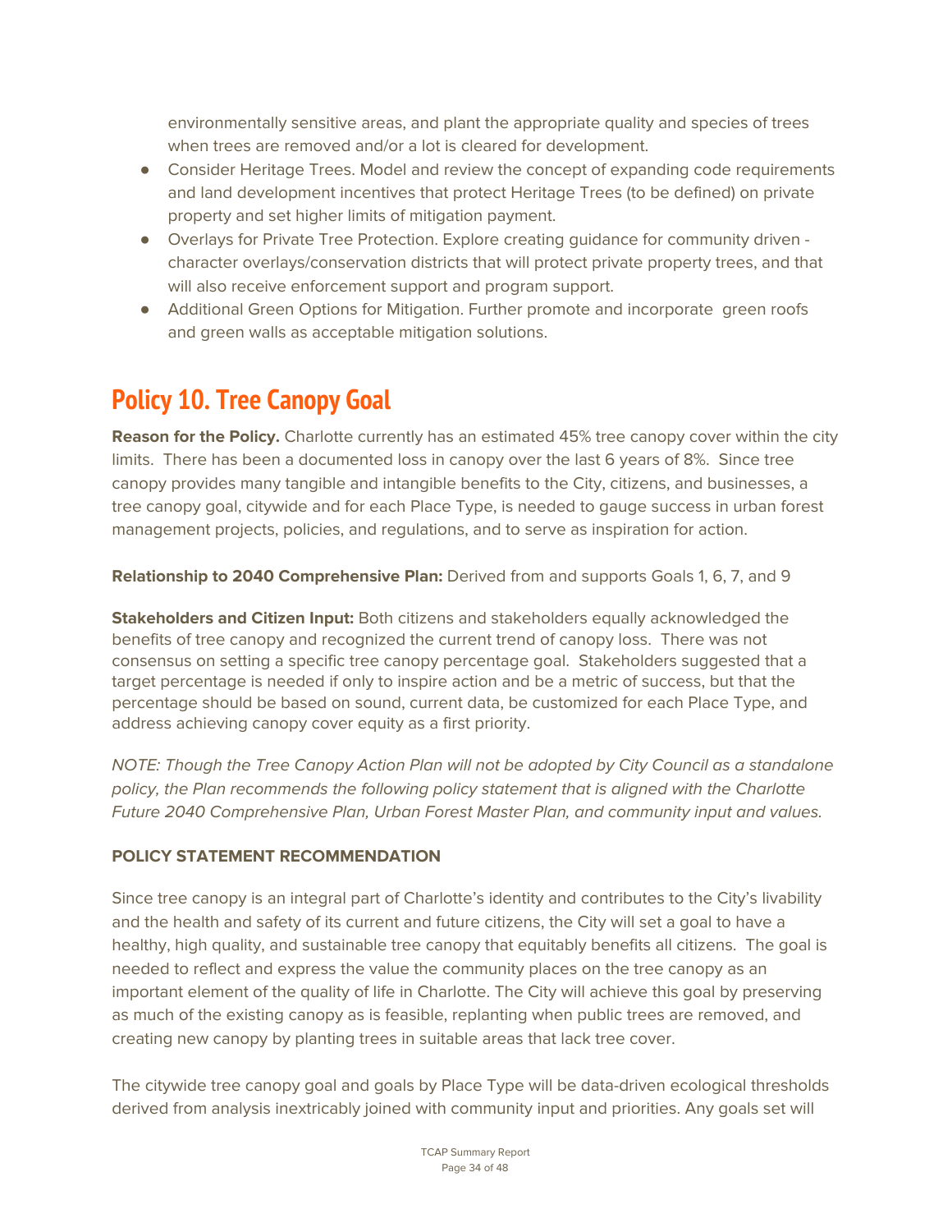environmentally sensitive areas, and plant the appropriate quality and species of trees when trees are removed and/or a lot is cleared for development.

- Consider Heritage Trees. Model and review the concept of expanding code requirements and land development incentives that protect Heritage Trees (to be defined) on private property and set higher limits of mitigation payment.
- Overlays for Private Tree Protection. Explore creating guidance for community driven - character overlays/conservation districts that will protect private property trees, and that will also receive enforcement support and program support.
- Additional Green Options for Mitigation. Further promote and incorporate green roofs and green walls as acceptable mitigation solutions.

## Policy 10. Tree Canopy Goal

**Reason for the Policy.** Charlotte currently has an estimated 45% tree canopy cover within the city limits. There has been a documented loss in canopy over the last 6 years of 8%. Since tree canopy provides many tangible and intangible benefits to the City, citizens, and businesses, a tree canopy goal, citywide and for each Place Type, is needed to gauge success in urban forest management projects, policies, and regulations, and to serve as inspiration for action.

**Relationship to 2040 Comprehensive Plan:** Derived from and supports Goals 1, 6, 7, and 9

**Stakeholders and Citizen Input:** Both citizens and stakeholders equally acknowledged the benefits of tree canopy and recognized the current trend of canopy loss. There was not consensus on setting a specific tree canopy percentage goal. Stakeholders suggested that a target percentage is needed if only to inspire action and be a metric of success, but that the percentage should be based on sound, current data, be customized for each Place Type, and address achieving canopy cover equity as a first priority.

*NOTE: Though the Tree Canopy Action Plan will not be adopted by City Council as a standalone policy, the Plan recommends the following policy statement that is aligned with the Charlotte Future 2040 Comprehensive Plan, Urban Forest Master Plan, and community input and values.*

**POLICY STATEMENT RECOMMENDATION**

Since tree canopy is an integral part of Charlotte's identity and contributes to the City's livability and the health and safety of its current and future citizens, the City will set a goal to have a healthy, high quality, and sustainable tree canopy that equitably benefits all citizens. The goal is needed to reflect and express the value the community places on the tree canopy as an important element of the quality of life in Charlotte. The City will achieve this goal by preserving as much of the existing canopy as is feasible, replanting when public trees are removed, and creating new canopy by planting trees in suitable areas that lack tree cover.

The citywide tree canopy goal and goals by Place Type will be data-driven ecological thresholds derived from analysis inextricably joined with community input and priorities. Any goals set will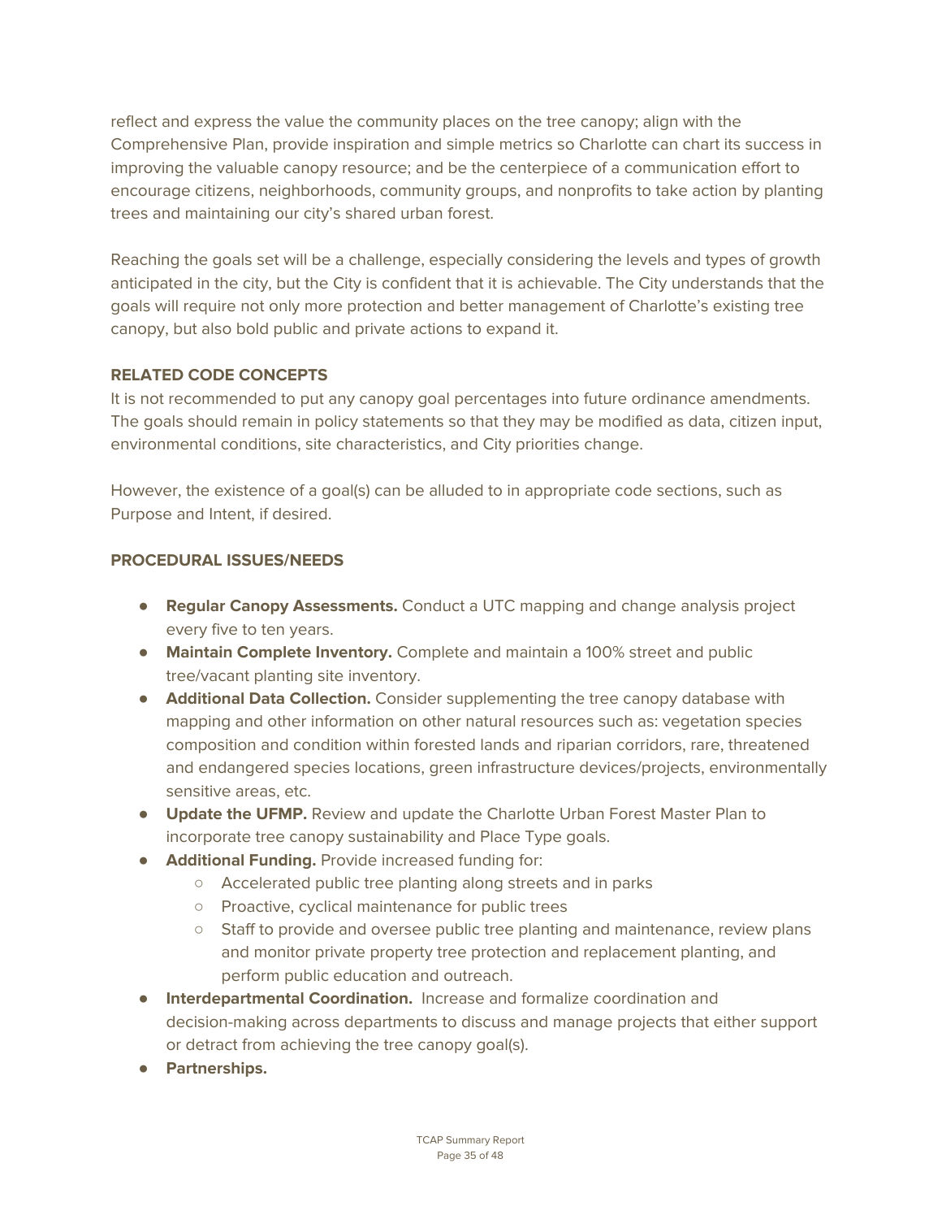reflect and express the value the community places on the tree canopy; align with the Comprehensive Plan, provide inspiration and simple metrics so Charlotte can chart its success in improving the valuable canopy resource; and be the centerpiece of a communication effort to encourage citizens, neighborhoods, community groups, and nonprofits to take action by planting trees and maintaining our city's shared urban forest.

Reaching the goals set will be a challenge, especially considering the levels and types of growth anticipated in the city, but the City is confident that it is achievable. The City understands that the goals will require not only more protection and better management of Charlotte's existing tree canopy, but also bold public and private actions to expand it.

**RELATED CODE CONCEPTS**

It is not recommended to put any canopy goal percentages into future ordinance amendments. The goals should remain in policy statements so that they may be modified as data, citizen input, environmental conditions, site characteristics, and City priorities change.

However, the existence of a goal(s) can be alluded to in appropriate code sections, such as Purpose and Intent, if desired.

**PROCEDURAL ISSUES/NEEDS**

- **Regular Canopy Assessments.** Conduct a UTC mapping and change analysis project every five to ten years.
- **Maintain Complete Inventory.** Complete and maintain a 100% street and public tree/vacant planting site inventory.
- **Additional Data Collection.** Consider supplementing the tree canopy database with mapping and other information on other natural resources such as: vegetation species composition and condition within forested lands and riparian corridors, rare, threatened and endangered species locations, green infrastructure devices/projects, environmentally sensitive areas, etc.
- **Update the UFMP.** Review and update the Charlotte Urban Forest Master Plan to incorporate tree canopy sustainability and Place Type goals.
- **Additional Funding.** Provide increased funding for:
  - Accelerated public tree planting along streets and in parks
  - Proactive, cyclical maintenance for public trees
  - Staff to provide and oversee public tree planting and maintenance, review plans and monitor private property tree protection and replacement planting, and perform public education and outreach.
- **Interdepartmental Coordination.** Increase and formalize coordination and decision-making across departments to discuss and manage projects that either support or detract from achieving the tree canopy goal(s).
- **Partnerships.**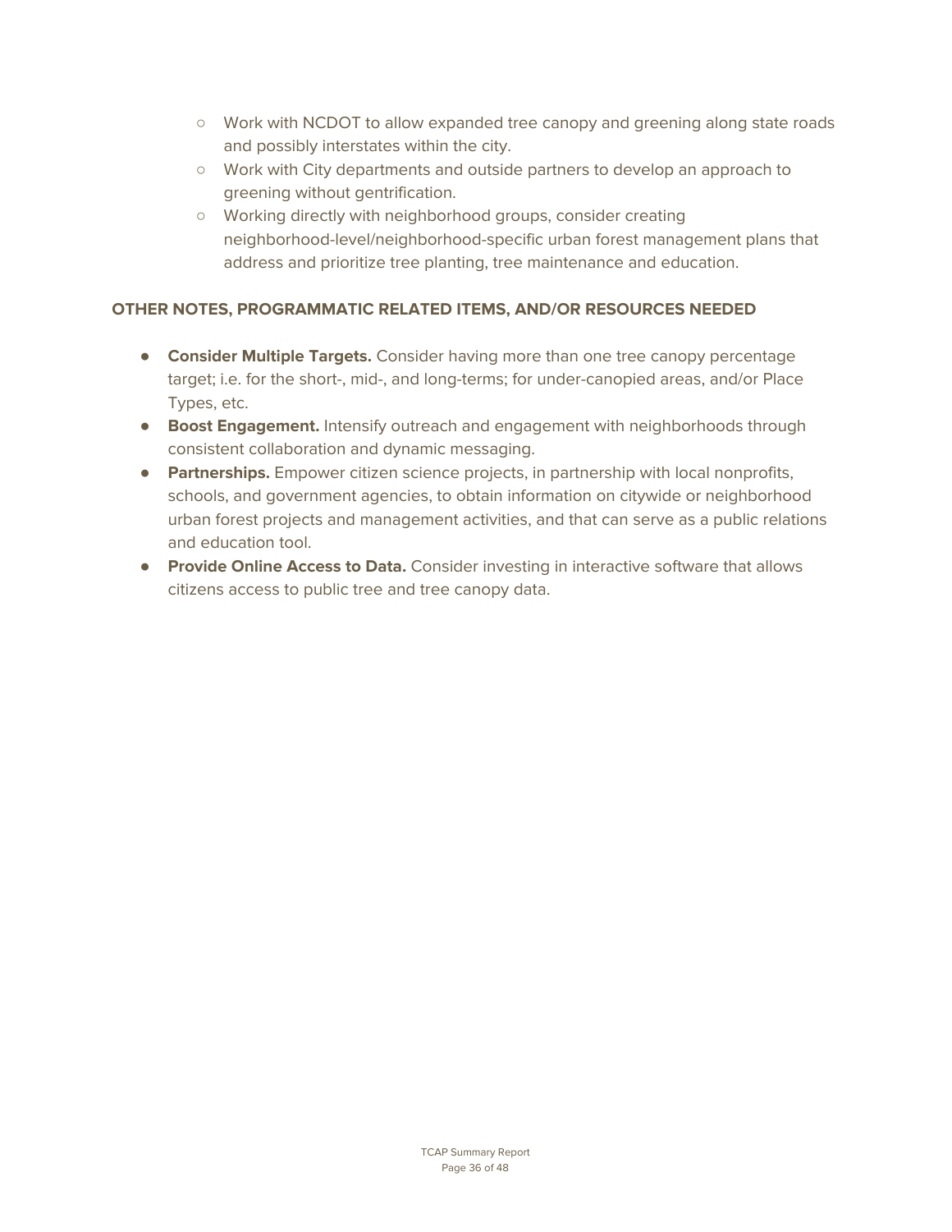- Work with NCDOT to allow expanded tree canopy and greening along state roads and possibly interstates within the city.
- Work with City departments and outside partners to develop an approach to greening without gentrification.
- Working directly with neighborhood groups, consider creating neighborhood-level/neighborhood-specific urban forest management plans that address and prioritize tree planting, tree maintenance and education.

### OTHER NOTES, PROGRAMMATIC RELATED ITEMS, AND/OR RESOURCES NEEDED

- **Consider Multiple Targets.** Consider having more than one tree canopy percentage target; i.e. for the short-, mid-, and long-terms; for under-canopied areas, and/or Place Types, etc.
- **Boost Engagement.** Intensify outreach and engagement with neighborhoods through consistent collaboration and dynamic messaging.
- **Partnerships.** Empower citizen science projects, in partnership with local nonprofits, schools, and government agencies, to obtain information on citywide or neighborhood urban forest projects and management activities, and that can serve as a public relations and education tool.
- **Provide Online Access to Data.** Consider investing in interactive software that allows citizens access to public tree and tree canopy data.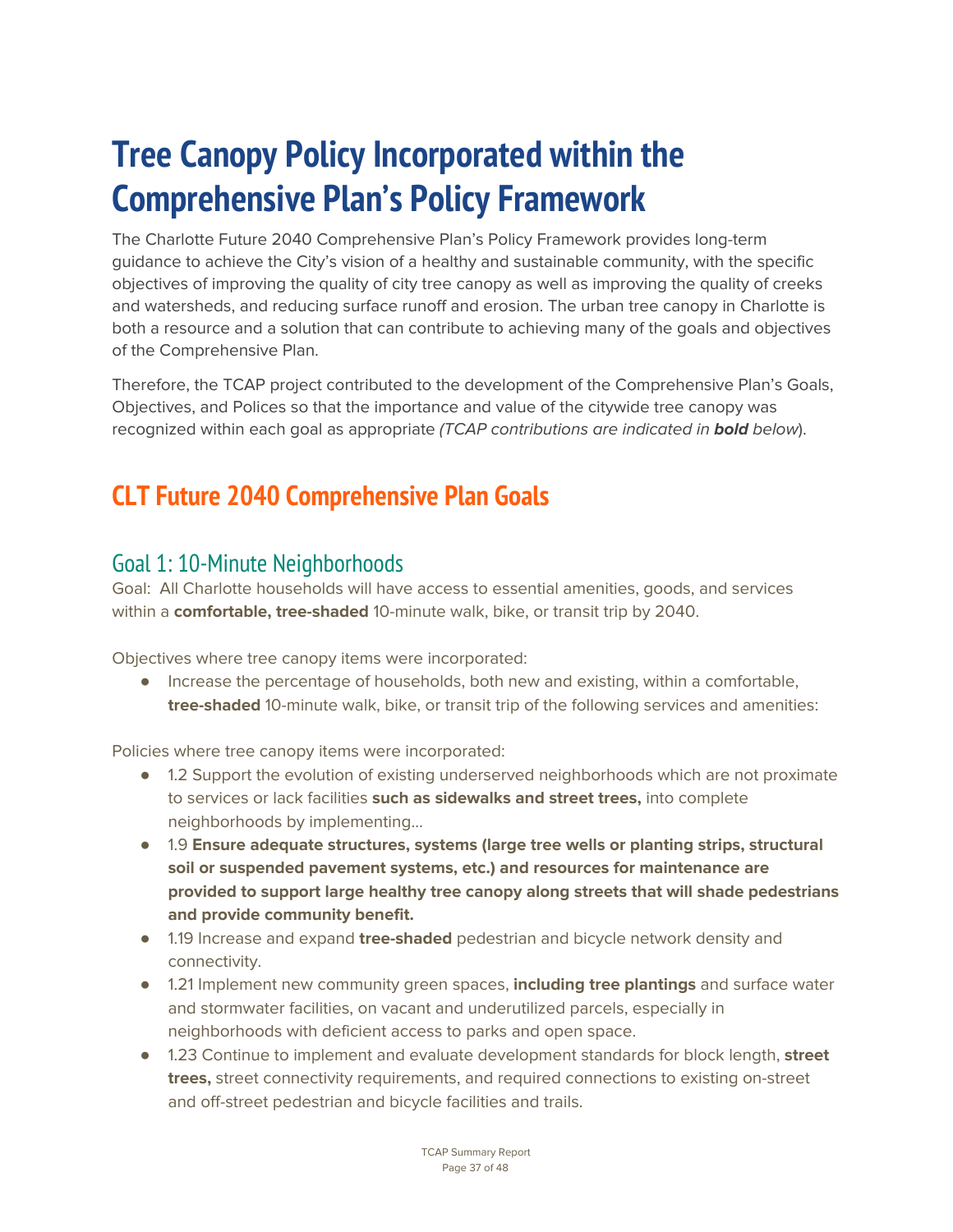# Tree Canopy Policy Incorporated within the Comprehensive Plan's Policy Framework

The Charlotte Future 2040 Comprehensive Plan's Policy Framework provides long-term guidance to achieve the City's vision of a healthy and sustainable community, with the specific objectives of improving the quality of city tree canopy as well as improving the quality of creeks and watersheds, and reducing surface runoff and erosion. The urban tree canopy in Charlotte is both a resource and a solution that can contribute to achieving many of the goals and objectives of the Comprehensive Plan.

Therefore, the TCAP project contributed to the development of the Comprehensive Plan's Goals, Objectives, and Polices so that the importance and value of the citywide tree canopy was recognized within each goal as appropriate *(TCAP contributions are indicated in **bold** below)*.

## CLT Future 2040 Comprehensive Plan Goals

### Goal 1: 10-Minute Neighborhoods

Goal: All Charlotte households will have access to essential amenities, goods, and services within a **comfortable, tree-shaded** 10-minute walk, bike, or transit trip by 2040.

Objectives where tree canopy items were incorporated:

- Increase the percentage of households, both new and existing, within a comfortable, **tree-shaded** 10-minute walk, bike, or transit trip of the following services and amenities:

Policies where tree canopy items were incorporated:

- 1.2 Support the evolution of existing underserved neighborhoods which are not proximate to services or lack facilities **such as sidewalks and street trees,** into complete neighborhoods by implementing...
- 1.9 **Ensure adequate structures, systems (large tree wells or planting strips, structural soil or suspended pavement systems, etc.) and resources for maintenance are provided to support large healthy tree canopy along streets that will shade pedestrians and provide community benefit.**
- 1.19 Increase and expand **tree-shaded** pedestrian and bicycle network density and connectivity.
- 1.21 Implement new community green spaces, **including tree plantings** and surface water and stormwater facilities, on vacant and underutilized parcels, especially in neighborhoods with deficient access to parks and open space.
- 1.23 Continue to implement and evaluate development standards for block length, **street trees,** street connectivity requirements, and required connections to existing on-street and off-street pedestrian and bicycle facilities and trails.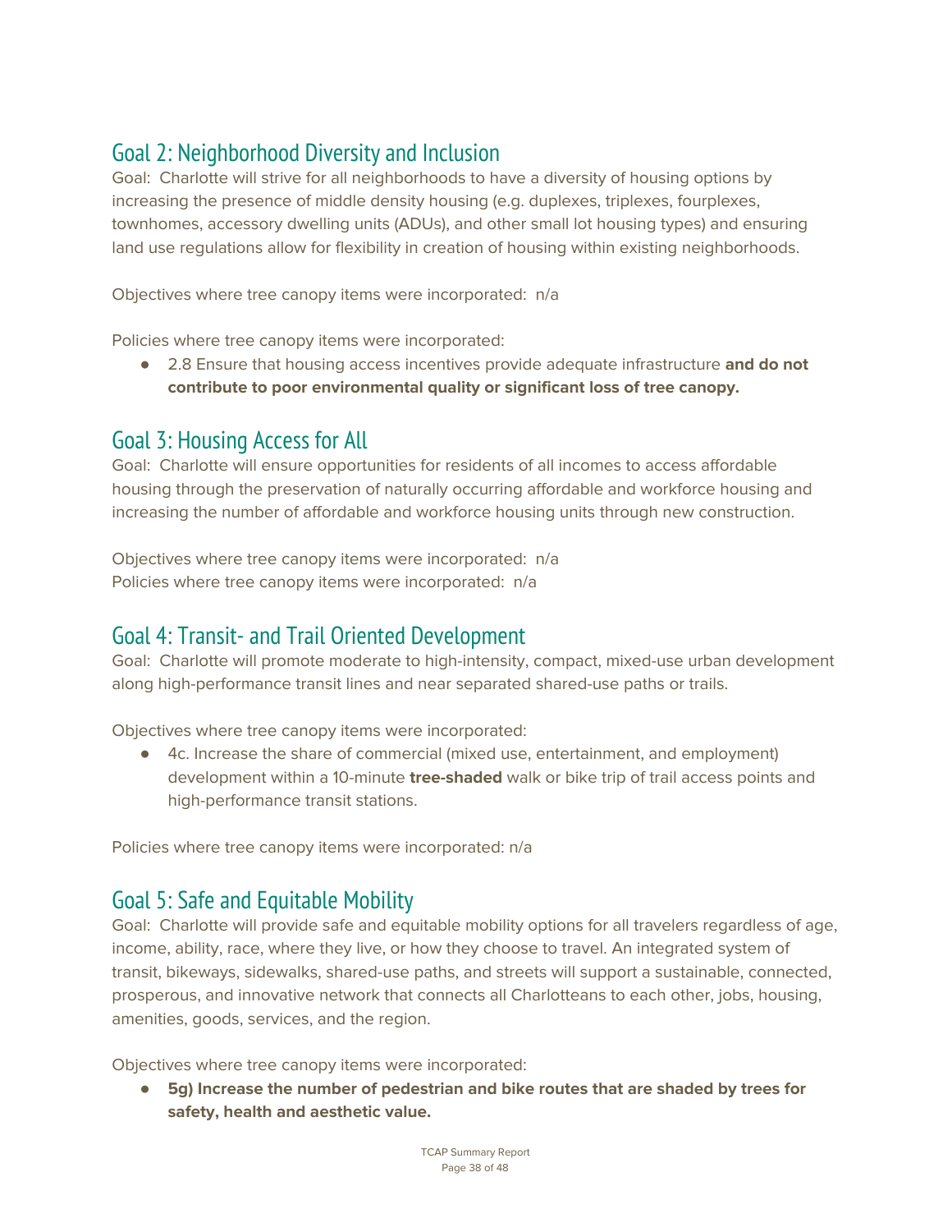## Goal 2: Neighborhood Diversity and Inclusion

Goal: Charlotte will strive for all neighborhoods to have a diversity of housing options by increasing the presence of middle density housing (e.g. duplexes, triplexes, fourplexes, townhomes, accessory dwelling units (ADUs), and other small lot housing types) and ensuring land use regulations allow for flexibility in creation of housing within existing neighborhoods.

Objectives where tree canopy items were incorporated: n/a

Policies where tree canopy items were incorporated:

- 2.8 Ensure that housing access incentives provide adequate infrastructure **and do not contribute to poor environmental quality or significant loss of tree canopy.**

## Goal 3: Housing Access for All

Goal: Charlotte will ensure opportunities for residents of all incomes to access affordable housing through the preservation of naturally occurring affordable and workforce housing and increasing the number of affordable and workforce housing units through new construction.

Objectives where tree canopy items were incorporated: n/a
Policies where tree canopy items were incorporated: n/a

## Goal 4: Transit- and Trail Oriented Development

Goal: Charlotte will promote moderate to high-intensity, compact, mixed-use urban development along high-performance transit lines and near separated shared-use paths or trails.

Objectives where tree canopy items were incorporated:

- 4c. Increase the share of commercial (mixed use, entertainment, and employment) development within a 10-minute **tree-shaded** walk or bike trip of trail access points and high-performance transit stations.

Policies where tree canopy items were incorporated: n/a

## Goal 5: Safe and Equitable Mobility

Goal: Charlotte will provide safe and equitable mobility options for all travelers regardless of age, income, ability, race, where they live, or how they choose to travel. An integrated system of transit, bikeways, sidewalks, shared-use paths, and streets will support a sustainable, connected, prosperous, and innovative network that connects all Charlotteans to each other, jobs, housing, amenities, goods, services, and the region.

Objectives where tree canopy items were incorporated:

- **5g) Increase the number of pedestrian and bike routes that are shaded by trees for safety, health and aesthetic value.**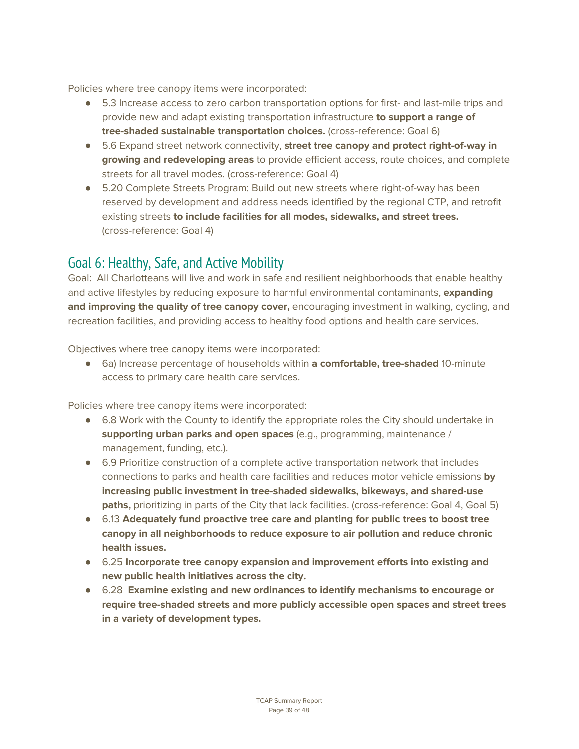Policies where tree canopy items were incorporated:

- 5.3 Increase access to zero carbon transportation options for first- and last-mile trips and provide new and adapt existing transportation infrastructure **to support a range of tree-shaded sustainable transportation choices.** (cross-reference: Goal 6)
- 5.6 Expand street network connectivity, **street tree canopy and protect right-of-way in growing and redeveloping areas** to provide efficient access, route choices, and complete streets for all travel modes. (cross-reference: Goal 4)
- 5.20 Complete Streets Program: Build out new streets where right-of-way has been reserved by development and address needs identified by the regional CTP, and retrofit existing streets **to include facilities for all modes, sidewalks, and street trees.** (cross-reference: Goal 4)

## Goal 6: Healthy, Safe, and Active Mobility

Goal: All Charlotteans will live and work in safe and resilient neighborhoods that enable healthy and active lifestyles by reducing exposure to harmful environmental contaminants, **expanding and improving the quality of tree canopy cover,** encouraging investment in walking, cycling, and recreation facilities, and providing access to healthy food options and health care services.

Objectives where tree canopy items were incorporated:

- 6a) Increase percentage of households within **a comfortable, tree-shaded** 10-minute access to primary care health care services.

Policies where tree canopy items were incorporated:

- 6.8 Work with the County to identify the appropriate roles the City should undertake in **supporting urban parks and open spaces** (e.g., programming, maintenance / management, funding, etc.).
- 6.9 Prioritize construction of a complete active transportation network that includes connections to parks and health care facilities and reduces motor vehicle emissions **by increasing public investment in tree-shaded sidewalks, bikeways, and shared-use paths,** prioritizing in parts of the City that lack facilities. (cross-reference: Goal 4, Goal 5)
- 6.13 **Adequately fund proactive tree care and planting for public trees to boost tree canopy in all neighborhoods to reduce exposure to air pollution and reduce chronic health issues.**
- 6.25 **Incorporate tree canopy expansion and improvement efforts into existing and new public health initiatives across the city.**
- 6.28 **Examine existing and new ordinances to identify mechanisms to encourage or require tree-shaded streets and more publicly accessible open spaces and street trees in a variety of development types.**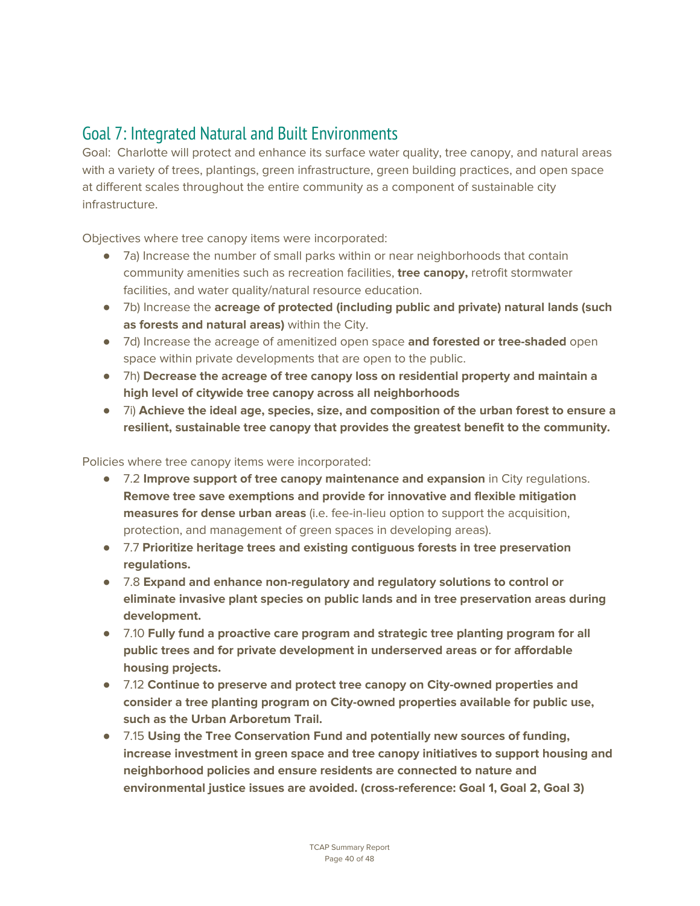## Goal 7: Integrated Natural and Built Environments

Goal: Charlotte will protect and enhance its surface water quality, tree canopy, and natural areas with a variety of trees, plantings, green infrastructure, green building practices, and open space at different scales throughout the entire community as a component of sustainable city infrastructure.

Objectives where tree canopy items were incorporated:

- 7a) Increase the number of small parks within or near neighborhoods that contain community amenities such as recreation facilities, **tree canopy,** retrofit stormwater facilities, and water quality/natural resource education.
- 7b) Increase the **acreage of protected (including public and private) natural lands (such as forests and natural areas)** within the City.
- 7d) Increase the acreage of amenitized open space **and forested or tree-shaded** open space within private developments that are open to the public.
- 7h) **Decrease the acreage of tree canopy loss on residential property and maintain a high level of citywide tree canopy across all neighborhoods**
- 7i) **Achieve the ideal age, species, size, and composition of the urban forest to ensure a resilient, sustainable tree canopy that provides the greatest benefit to the community.**

Policies where tree canopy items were incorporated:

- 7.2 **Improve support of tree canopy maintenance and expansion** in City regulations. **Remove tree save exemptions and provide for innovative and flexible mitigation measures for dense urban areas** (i.e. fee-in-lieu option to support the acquisition, protection, and management of green spaces in developing areas).
- 7.7 **Prioritize heritage trees and existing contiguous forests in tree preservation regulations.**
- 7.8 **Expand and enhance non-regulatory and regulatory solutions to control or eliminate invasive plant species on public lands and in tree preservation areas during development.**
- 7.10 **Fully fund a proactive care program and strategic tree planting program for all public trees and for private development in underserved areas or for affordable housing projects.**
- 7.12 **Continue to preserve and protect tree canopy on City-owned properties and consider a tree planting program on City-owned properties available for public use, such as the Urban Arboretum Trail.**
- 7.15 **Using the Tree Conservation Fund and potentially new sources of funding, increase investment in green space and tree canopy initiatives to support housing and neighborhood policies and ensure residents are connected to nature and environmental justice issues are avoided. (cross-reference: Goal 1, Goal 2, Goal 3)**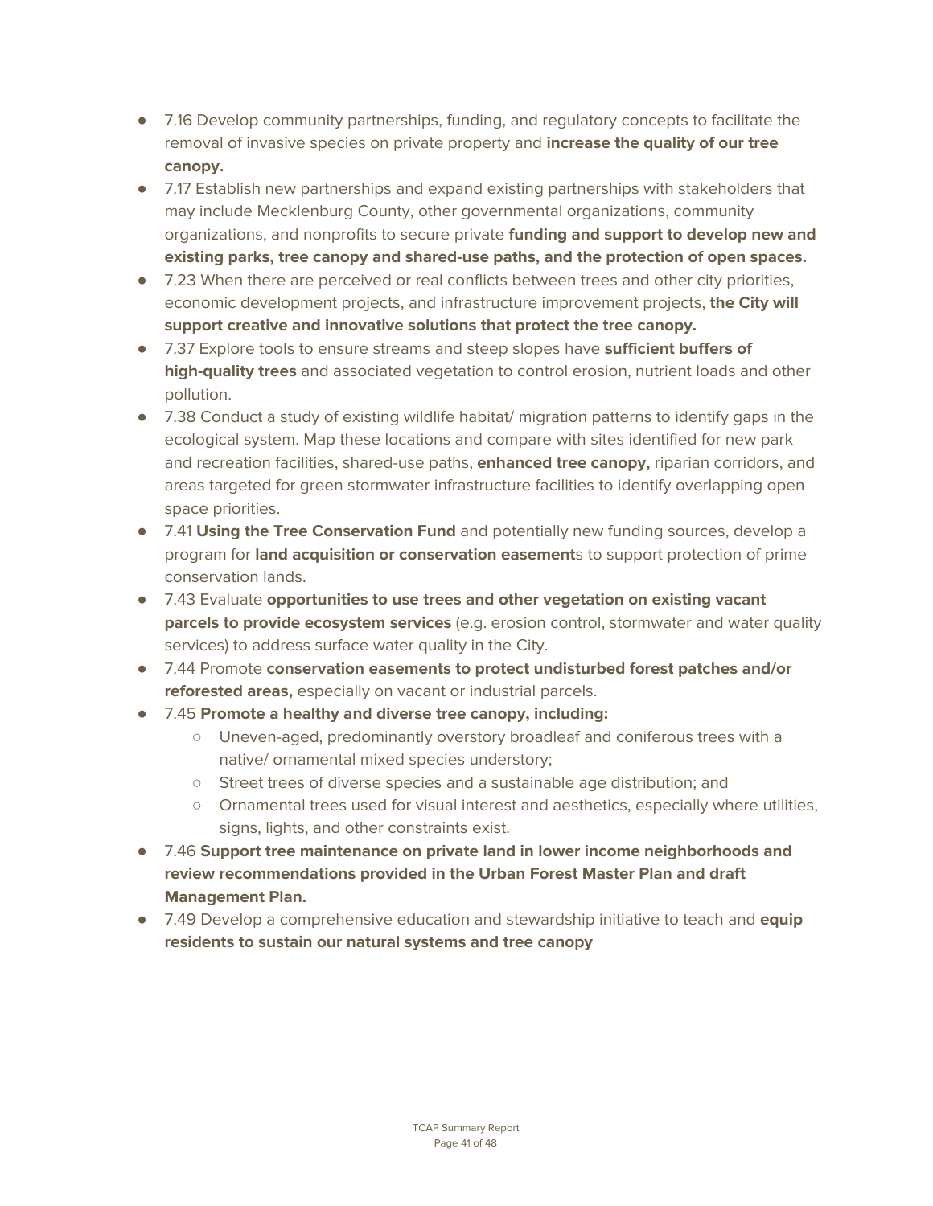- 7.16 Develop community partnerships, funding, and regulatory concepts to facilitate the removal of invasive species on private property and **increase the quality of our tree canopy.**
- 7.17 Establish new partnerships and expand existing partnerships with stakeholders that may include Mecklenburg County, other governmental organizations, community organizations, and nonprofits to secure private **funding and support to develop new and existing parks, tree canopy and shared-use paths, and the protection of open spaces.**
- 7.23 When there are perceived or real conflicts between trees and other city priorities, economic development projects, and infrastructure improvement projects, **the City will support creative and innovative solutions that protect the tree canopy.**
- 7.37 Explore tools to ensure streams and steep slopes have **sufficient buffers of high-quality trees** and associated vegetation to control erosion, nutrient loads and other pollution.
- 7.38 Conduct a study of existing wildlife habitat/ migration patterns to identify gaps in the ecological system. Map these locations and compare with sites identified for new park and recreation facilities, shared-use paths, **enhanced tree canopy,** riparian corridors, and areas targeted for green stormwater infrastructure facilities to identify overlapping open space priorities.
- 7.41 **Using the Tree Conservation Fund** and potentially new funding sources, develop a program for **land acquisition or conservation easement**s to support protection of prime conservation lands.
- 7.43 Evaluate **opportunities to use trees and other vegetation on existing vacant parcels to provide ecosystem services** (e.g. erosion control, stormwater and water quality services) to address surface water quality in the City.
- 7.44 Promote **conservation easements to protect undisturbed forest patches and/or reforested areas,** especially on vacant or industrial parcels.
- 7.45 **Promote a healthy and diverse tree canopy, including:**
    - Uneven-aged, predominantly overstory broadleaf and coniferous trees with a native/ ornamental mixed species understory;
    - Street trees of diverse species and a sustainable age distribution; and
    - Ornamental trees used for visual interest and aesthetics, especially where utilities, signs, lights, and other constraints exist.
- 7.46 **Support tree maintenance on private land in lower income neighborhoods and review recommendations provided in the Urban Forest Master Plan and draft Management Plan.**
- 7.49 Develop a comprehensive education and stewardship initiative to teach and **equip residents to sustain our natural systems and tree canopy**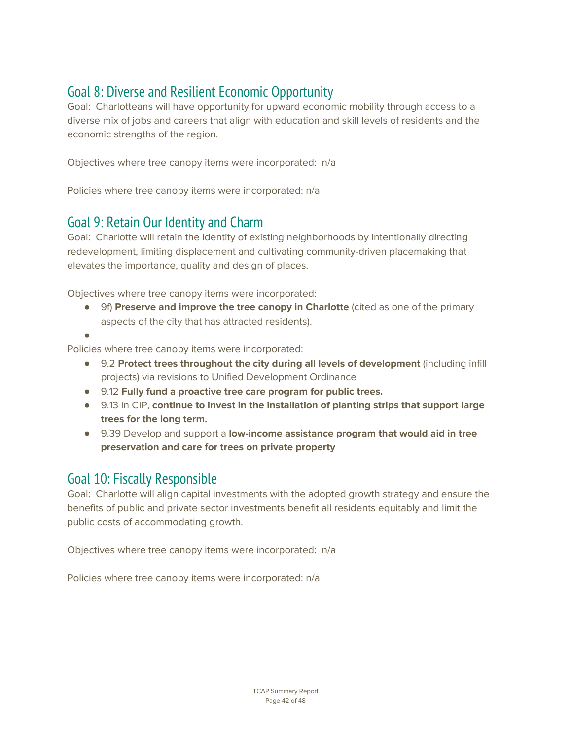## Goal 8: Diverse and Resilient Economic Opportunity

Goal: Charlotteans will have opportunity for upward economic mobility through access to a diverse mix of jobs and careers that align with education and skill levels of residents and the economic strengths of the region.

Objectives where tree canopy items were incorporated: n/a

Policies where tree canopy items were incorporated: n/a

## Goal 9: Retain Our Identity and Charm

Goal: Charlotte will retain the identity of existing neighborhoods by intentionally directing redevelopment, limiting displacement and cultivating community-driven placemaking that elevates the importance, quality and design of places.

Objectives where tree canopy items were incorporated:

- 9f) **Preserve and improve the tree canopy in Charlotte** (cited as one of the primary aspects of the city that has attracted residents).

Policies where tree canopy items were incorporated:

- 9.2 **Protect trees throughout the city during all levels of development** (including infill projects) via revisions to Unified Development Ordinance
- 9.12 **Fully fund a proactive tree care program for public trees.**
- 9.13 In CIP, **continue to invest in the installation of planting strips that support large trees for the long term.**
- 9.39 Develop and support a **low-income assistance program that would aid in tree preservation and care for trees on private property**

## Goal 10: Fiscally Responsible

Goal: Charlotte will align capital investments with the adopted growth strategy and ensure the benefits of public and private sector investments benefit all residents equitably and limit the public costs of accommodating growth.

Objectives where tree canopy items were incorporated: n/a

Policies where tree canopy items were incorporated: n/a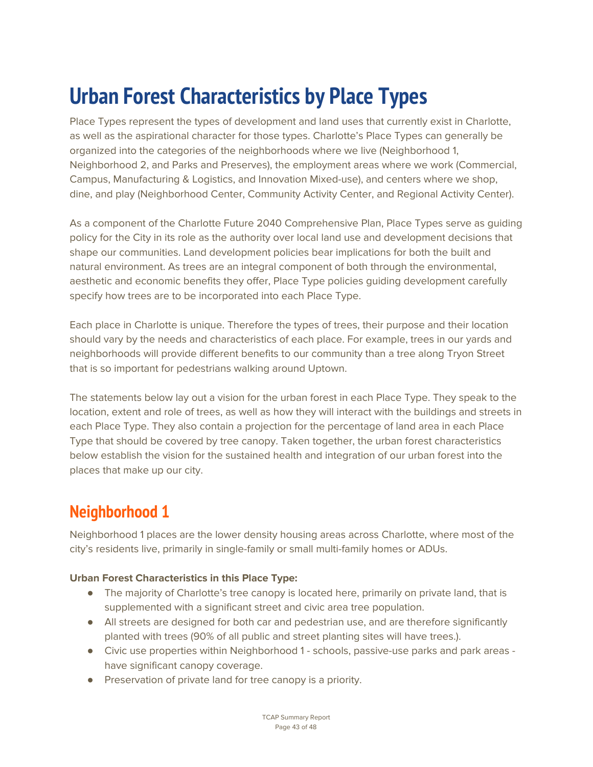# Urban Forest Characteristics by Place Types

Place Types represent the types of development and land uses that currently exist in Charlotte, as well as the aspirational character for those types. Charlotte's Place Types can generally be organized into the categories of the neighborhoods where we live (Neighborhood 1, Neighborhood 2, and Parks and Preserves), the employment areas where we work (Commercial, Campus, Manufacturing & Logistics, and Innovation Mixed-use), and centers where we shop, dine, and play (Neighborhood Center, Community Activity Center, and Regional Activity Center).

As a component of the Charlotte Future 2040 Comprehensive Plan, Place Types serve as guiding policy for the City in its role as the authority over local land use and development decisions that shape our communities. Land development policies bear implications for both the built and natural environment. As trees are an integral component of both through the environmental, aesthetic and economic benefits they offer, Place Type policies guiding development carefully specify how trees are to be incorporated into each Place Type.

Each place in Charlotte is unique. Therefore the types of trees, their purpose and their location should vary by the needs and characteristics of each place. For example, trees in our yards and neighborhoods will provide different benefits to our community than a tree along Tryon Street that is so important for pedestrians walking around Uptown.

The statements below lay out a vision for the urban forest in each Place Type. They speak to the location, extent and role of trees, as well as how they will interact with the buildings and streets in each Place Type. They also contain a projection for the percentage of land area in each Place Type that should be covered by tree canopy. Taken together, the urban forest characteristics below establish the vision for the sustained health and integration of our urban forest into the places that make up our city.

## Neighborhood 1

Neighborhood 1 places are the lower density housing areas across Charlotte, where most of the city's residents live, primarily in single-family or small multi-family homes or ADUs.

**Urban Forest Characteristics in this Place Type:**

- The majority of Charlotte's tree canopy is located here, primarily on private land, that is supplemented with a significant street and civic area tree population.
- All streets are designed for both car and pedestrian use, and are therefore significantly planted with trees (90% of all public and street planting sites will have trees.).
- Civic use properties within Neighborhood 1 - schools, passive-use parks and park areas - have significant canopy coverage.
- Preservation of private land for tree canopy is a priority.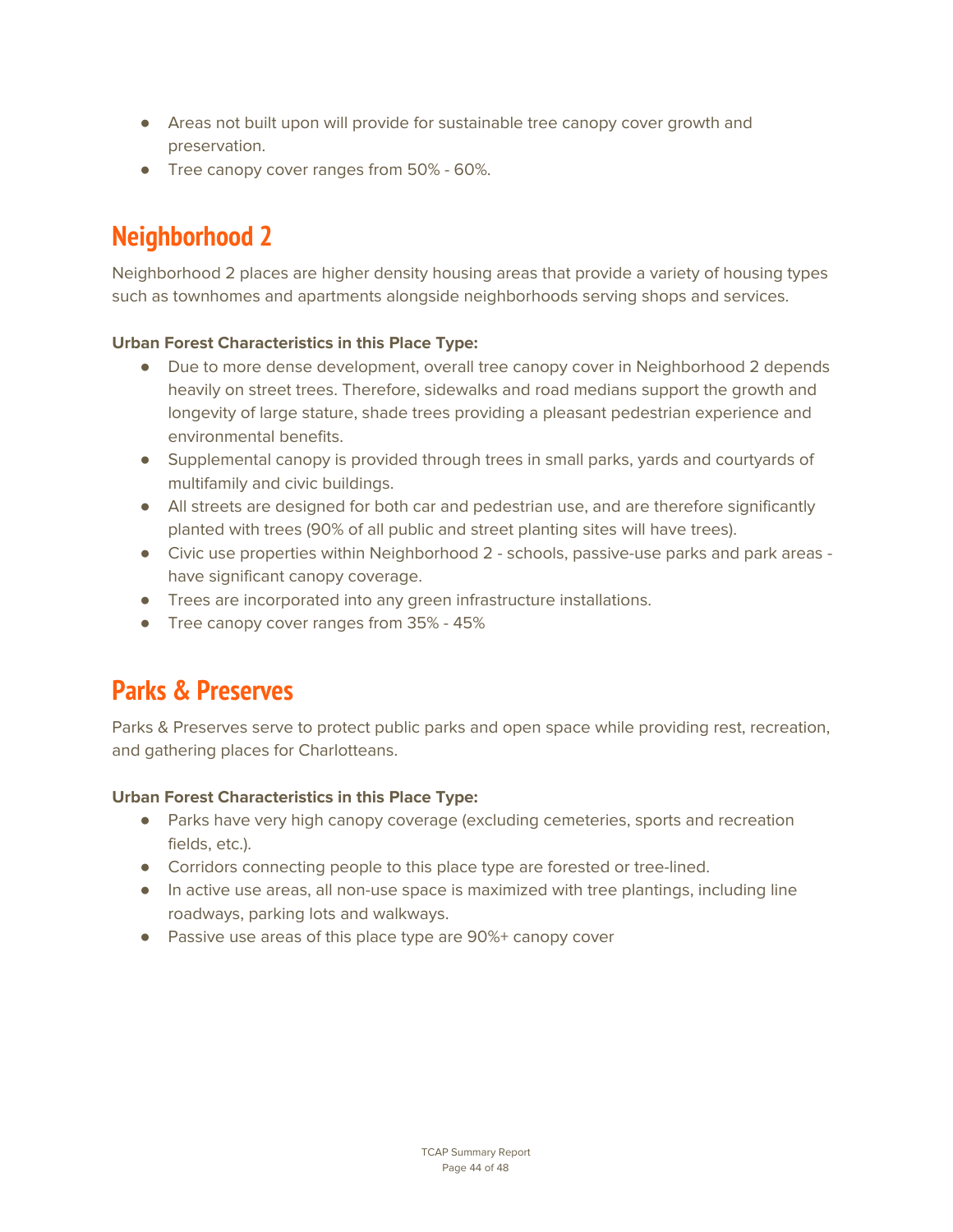- Areas not built upon will provide for sustainable tree canopy cover growth and preservation.
- Tree canopy cover ranges from 50% - 60%.

## Neighborhood 2

Neighborhood 2 places are higher density housing areas that provide a variety of housing types such as townhomes and apartments alongside neighborhoods serving shops and services.

**Urban Forest Characteristics in this Place Type:**

- Due to more dense development, overall tree canopy cover in Neighborhood 2 depends heavily on street trees. Therefore, sidewalks and road medians support the growth and longevity of large stature, shade trees providing a pleasant pedestrian experience and environmental benefits.
- Supplemental canopy is provided through trees in small parks, yards and courtyards of multifamily and civic buildings.
- All streets are designed for both car and pedestrian use, and are therefore significantly planted with trees (90% of all public and street planting sites will have trees).
- Civic use properties within Neighborhood 2 - schools, passive-use parks and park areas - have significant canopy coverage.
- Trees are incorporated into any green infrastructure installations.
- Tree canopy cover ranges from 35% - 45%

## Parks & Preserves

Parks & Preserves serve to protect public parks and open space while providing rest, recreation, and gathering places for Charlotteans.

**Urban Forest Characteristics in this Place Type:**

- Parks have very high canopy coverage (excluding cemeteries, sports and recreation fields, etc.).
- Corridors connecting people to this place type are forested or tree-lined.
- In active use areas, all non-use space is maximized with tree plantings, including line roadways, parking lots and walkways.
- Passive use areas of this place type are 90%+ canopy cover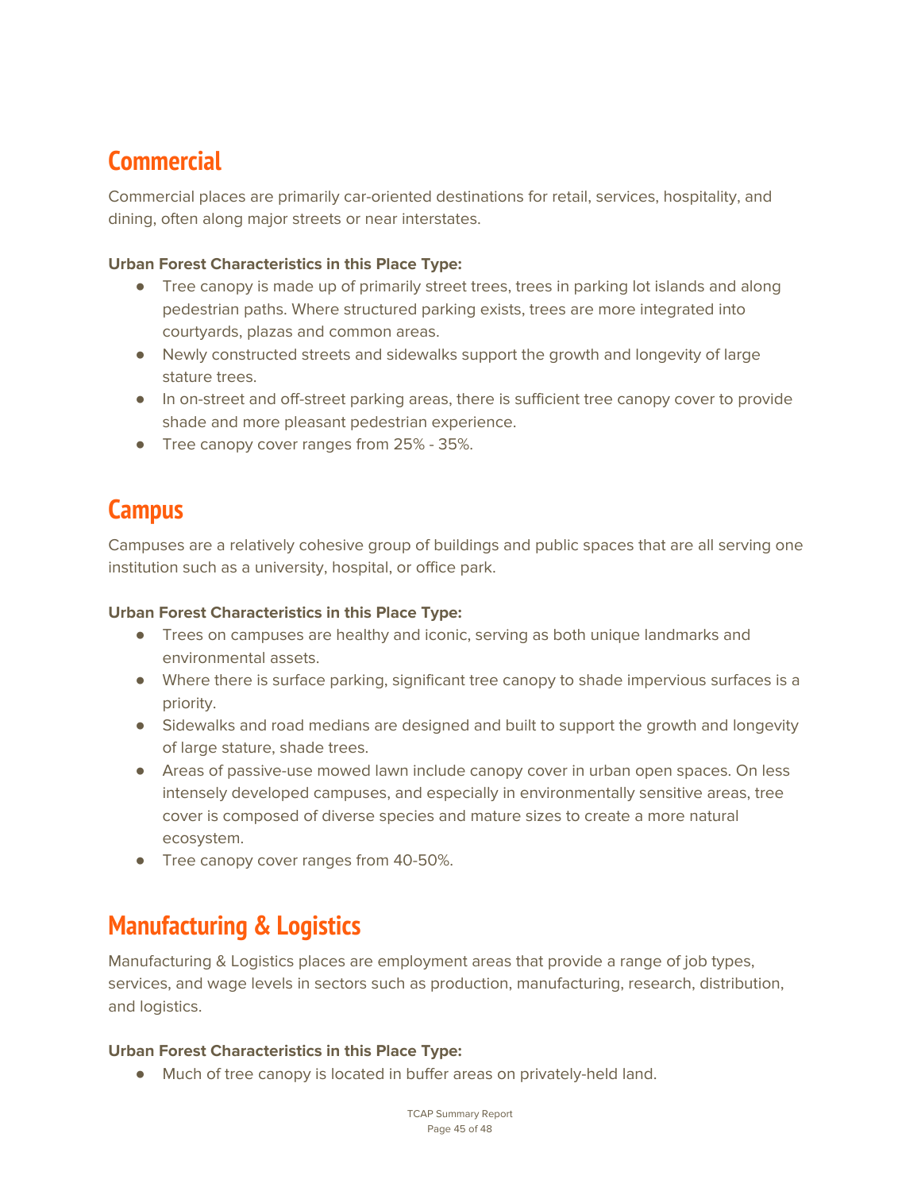## Commercial

Commercial places are primarily car-oriented destinations for retail, services, hospitality, and dining, often along major streets or near interstates.

**Urban Forest Characteristics in this Place Type:**

- Tree canopy is made up of primarily street trees, trees in parking lot islands and along pedestrian paths. Where structured parking exists, trees are more integrated into courtyards, plazas and common areas.
- Newly constructed streets and sidewalks support the growth and longevity of large stature trees.
- In on-street and off-street parking areas, there is sufficient tree canopy cover to provide shade and more pleasant pedestrian experience.
- Tree canopy cover ranges from 25% - 35%.

## Campus

Campuses are a relatively cohesive group of buildings and public spaces that are all serving one institution such as a university, hospital, or office park.

**Urban Forest Characteristics in this Place Type:**

- Trees on campuses are healthy and iconic, serving as both unique landmarks and environmental assets.
- Where there is surface parking, significant tree canopy to shade impervious surfaces is a priority.
- Sidewalks and road medians are designed and built to support the growth and longevity of large stature, shade trees.
- Areas of passive-use mowed lawn include canopy cover in urban open spaces. On less intensely developed campuses, and especially in environmentally sensitive areas, tree cover is composed of diverse species and mature sizes to create a more natural ecosystem.
- Tree canopy cover ranges from 40-50%.

## Manufacturing & Logistics

Manufacturing & Logistics places are employment areas that provide a range of job types, services, and wage levels in sectors such as production, manufacturing, research, distribution, and logistics.

**Urban Forest Characteristics in this Place Type:**

- Much of tree canopy is located in buffer areas on privately-held land.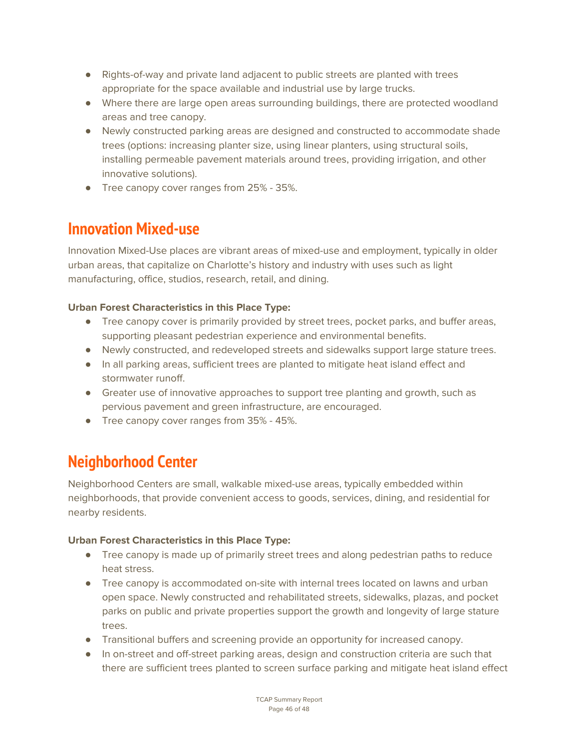- Rights-of-way and private land adjacent to public streets are planted with trees appropriate for the space available and industrial use by large trucks.
- Where there are large open areas surrounding buildings, there are protected woodland areas and tree canopy.
- Newly constructed parking areas are designed and constructed to accommodate shade trees (options: increasing planter size, using linear planters, using structural soils, installing permeable pavement materials around trees, providing irrigation, and other innovative solutions).
- Tree canopy cover ranges from 25% - 35%.

## Innovation Mixed-use

Innovation Mixed-Use places are vibrant areas of mixed-use and employment, typically in older urban areas, that capitalize on Charlotte's history and industry with uses such as light manufacturing, office, studios, research, retail, and dining.

**Urban Forest Characteristics in this Place Type:**

- Tree canopy cover is primarily provided by street trees, pocket parks, and buffer areas, supporting pleasant pedestrian experience and environmental benefits.
- Newly constructed, and redeveloped streets and sidewalks support large stature trees.
- In all parking areas, sufficient trees are planted to mitigate heat island effect and stormwater runoff.
- Greater use of innovative approaches to support tree planting and growth, such as pervious pavement and green infrastructure, are encouraged.
- Tree canopy cover ranges from 35% - 45%.

## Neighborhood Center

Neighborhood Centers are small, walkable mixed-use areas, typically embedded within neighborhoods, that provide convenient access to goods, services, dining, and residential for nearby residents.

**Urban Forest Characteristics in this Place Type:**

- Tree canopy is made up of primarily street trees and along pedestrian paths to reduce heat stress.
- Tree canopy is accommodated on-site with internal trees located on lawns and urban open space. Newly constructed and rehabilitated streets, sidewalks, plazas, and pocket parks on public and private properties support the growth and longevity of large stature trees.
- Transitional buffers and screening provide an opportunity for increased canopy.
- In on-street and off-street parking areas, design and construction criteria are such that there are sufficient trees planted to screen surface parking and mitigate heat island effect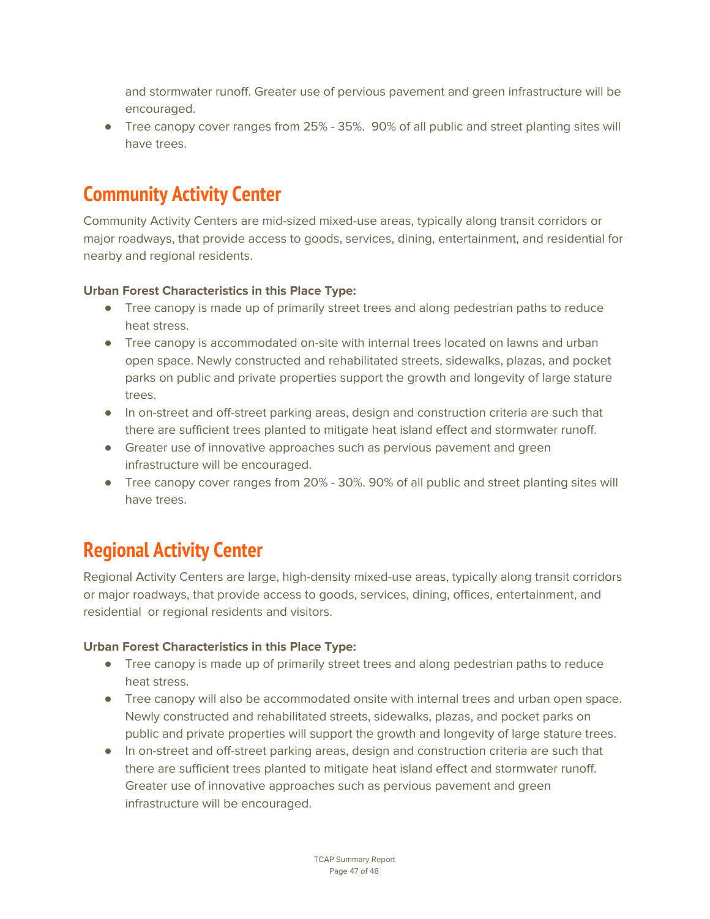and stormwater runoff. Greater use of pervious pavement and green infrastructure will be encouraged.

- Tree canopy cover ranges from 25% - 35%. 90% of all public and street planting sites will have trees.

## Community Activity Center

Community Activity Centers are mid-sized mixed-use areas, typically along transit corridors or major roadways, that provide access to goods, services, dining, entertainment, and residential for nearby and regional residents.

**Urban Forest Characteristics in this Place Type:**

- Tree canopy is made up of primarily street trees and along pedestrian paths to reduce heat stress.
- Tree canopy is accommodated on-site with internal trees located on lawns and urban open space. Newly constructed and rehabilitated streets, sidewalks, plazas, and pocket parks on public and private properties support the growth and longevity of large stature trees.
- In on-street and off-street parking areas, design and construction criteria are such that there are sufficient trees planted to mitigate heat island effect and stormwater runoff.
- Greater use of innovative approaches such as pervious pavement and green infrastructure will be encouraged.
- Tree canopy cover ranges from 20% - 30%. 90% of all public and street planting sites will have trees.

## Regional Activity Center

Regional Activity Centers are large, high-density mixed-use areas, typically along transit corridors or major roadways, that provide access to goods, services, dining, offices, entertainment, and residential or regional residents and visitors.

**Urban Forest Characteristics in this Place Type:**

- Tree canopy is made up of primarily street trees and along pedestrian paths to reduce heat stress.
- Tree canopy will also be accommodated onsite with internal trees and urban open space. Newly constructed and rehabilitated streets, sidewalks, plazas, and pocket parks on public and private properties will support the growth and longevity of large stature trees.
- In on-street and off-street parking areas, design and construction criteria are such that there are sufficient trees planted to mitigate heat island effect and stormwater runoff. Greater use of innovative approaches such as pervious pavement and green infrastructure will be encouraged.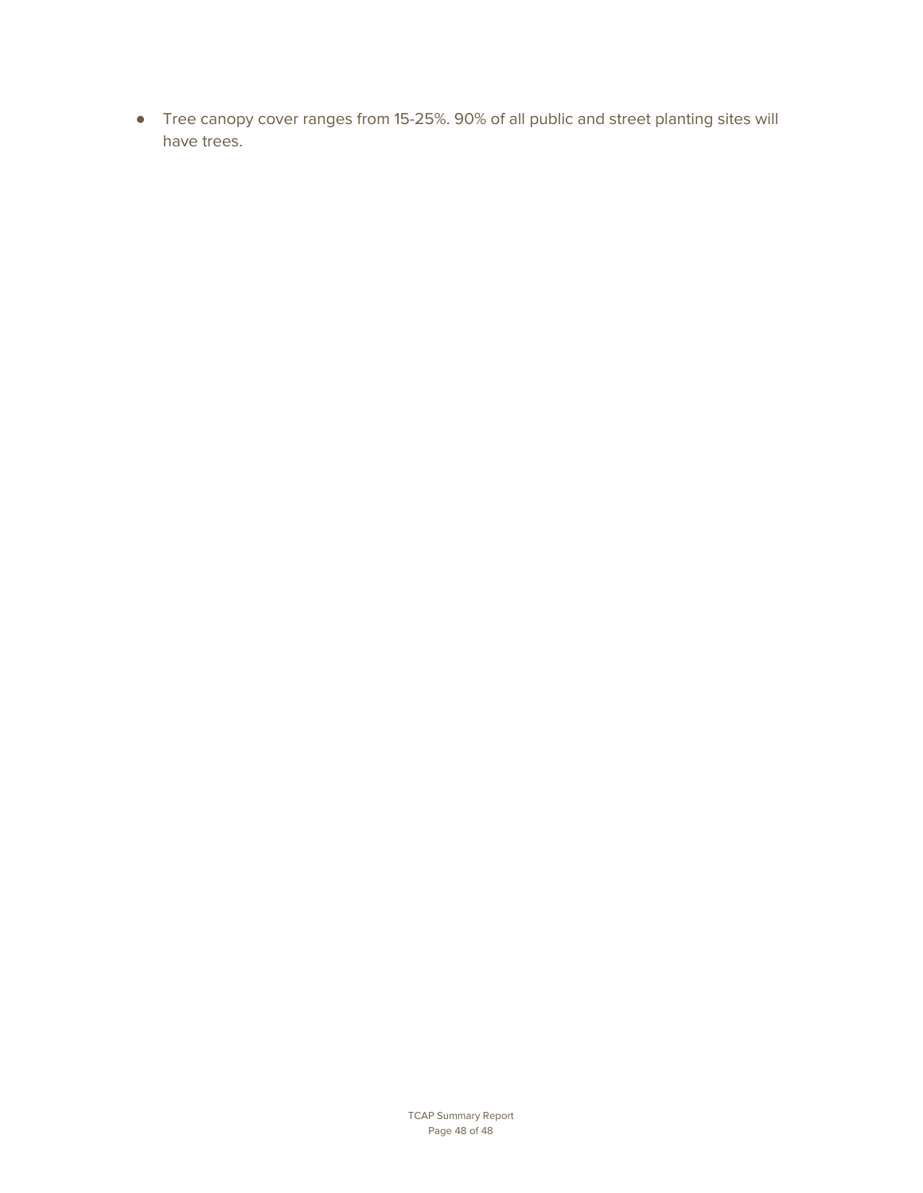- Tree canopy cover ranges from 15-25%. 90% of all public and street planting sites will have trees.